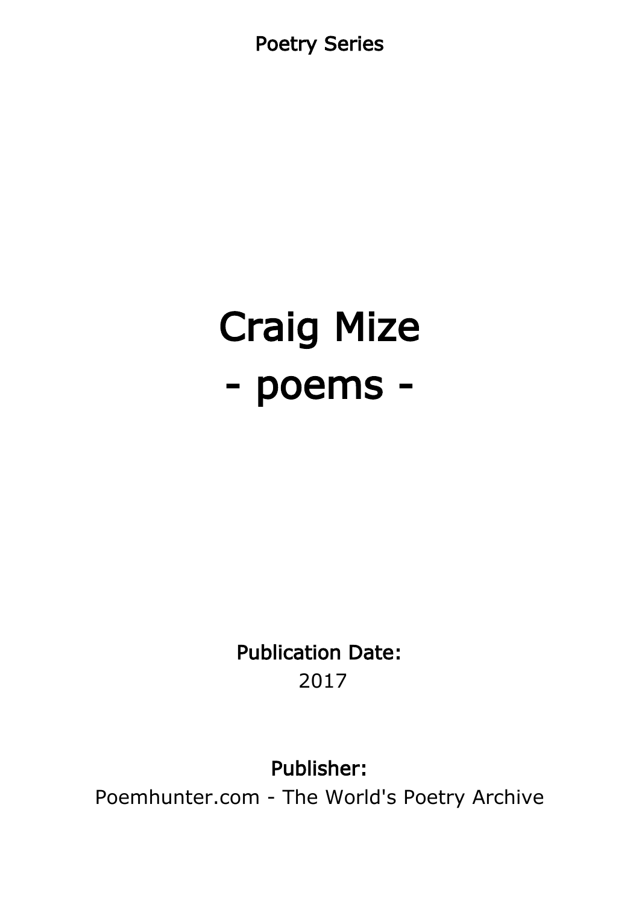Poetry Series

# Craig Mize
# - poems -

**Publication Date:**
2017

**Publisher:**
Poemhunter.com - The World's Poetry Archive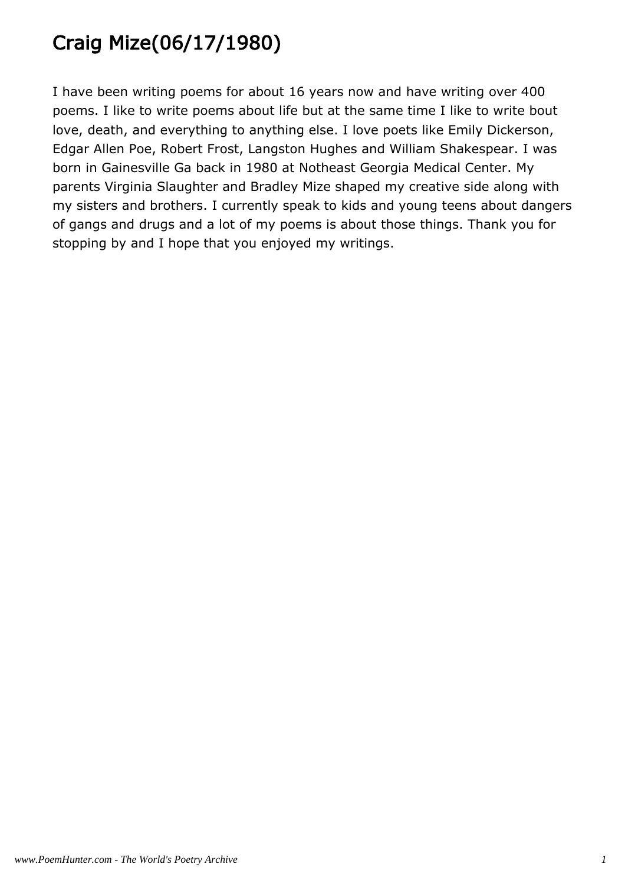# Craig Mize(06/17/1980)

I have been writing poems for about 16 years now and have writing over 400 poems. I like to write poems about life but at the same time I like to write bout love, death, and everything to anything else. I love poets like Emily Dickerson, Edgar Allen Poe, Robert Frost, Langston Hughes and William Shakespear. I was born in Gainesville Ga back in 1980 at Notheast Georgia Medical Center. My parents Virginia Slaughter and Bradley Mize shaped my creative side along with my sisters and brothers. I currently speak to kids and young teens about dangers of gangs and drugs and a lot of my poems is about those things. Thank you for stopping by and I hope that you enjoyed my writings.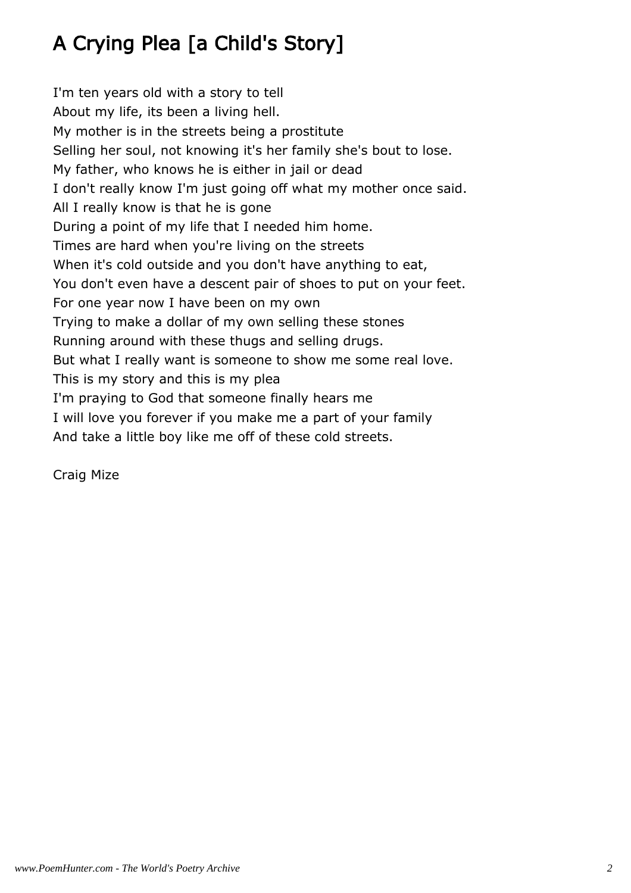# A Crying Plea [a Child's Story]

I'm ten years old with a story to tell
About my life, its been a living hell.
My mother is in the streets being a prostitute
Selling her soul, not knowing it's her family she's bout to lose.
My father, who knows he is either in jail or dead
I don't really know I'm just going off what my mother once said.
All I really know is that he is gone
During a point of my life that I needed him home.
Times are hard when you're living on the streets
When it's cold outside and you don't have anything to eat,
You don't even have a descent pair of shoes to put on your feet.
For one year now I have been on my own
Trying to make a dollar of my own selling these stones
Running around with these thugs and selling drugs.
But what I really want is someone to show me some real love.
This is my story and this is my plea
I'm praying to God that someone finally hears me
I will love you forever if you make me a part of your family
And take a little boy like me off of these cold streets.

Craig Mize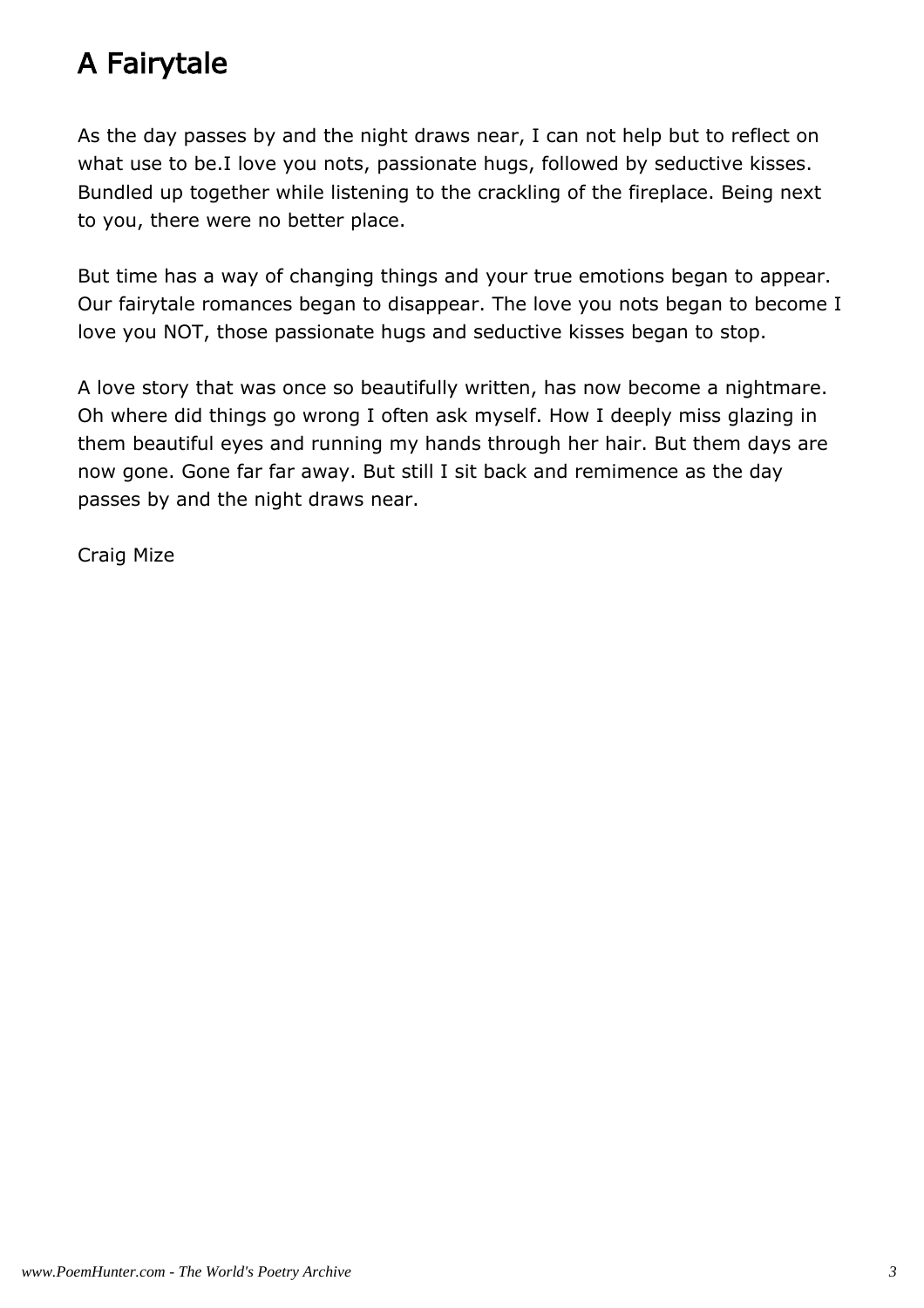# A Fairytale

As the day passes by and the night draws near, I can not help but to reflect on what use to be.I love you nots, passionate hugs, followed by seductive kisses. Bundled up together while listening to the crackling of the fireplace. Being next to you, there were no better place.

But time has a way of changing things and your true emotions began to appear. Our fairytale romances began to disappear. The love you nots began to become I love you NOT, those passionate hugs and seductive kisses began to stop.

A love story that was once so beautifully written, has now become a nightmare. Oh where did things go wrong I often ask myself. How I deeply miss glazing in them beautiful eyes and running my hands through her hair. But them days are now gone. Gone far far away. But still I sit back and remimence as the day passes by and the night draws near.

Craig Mize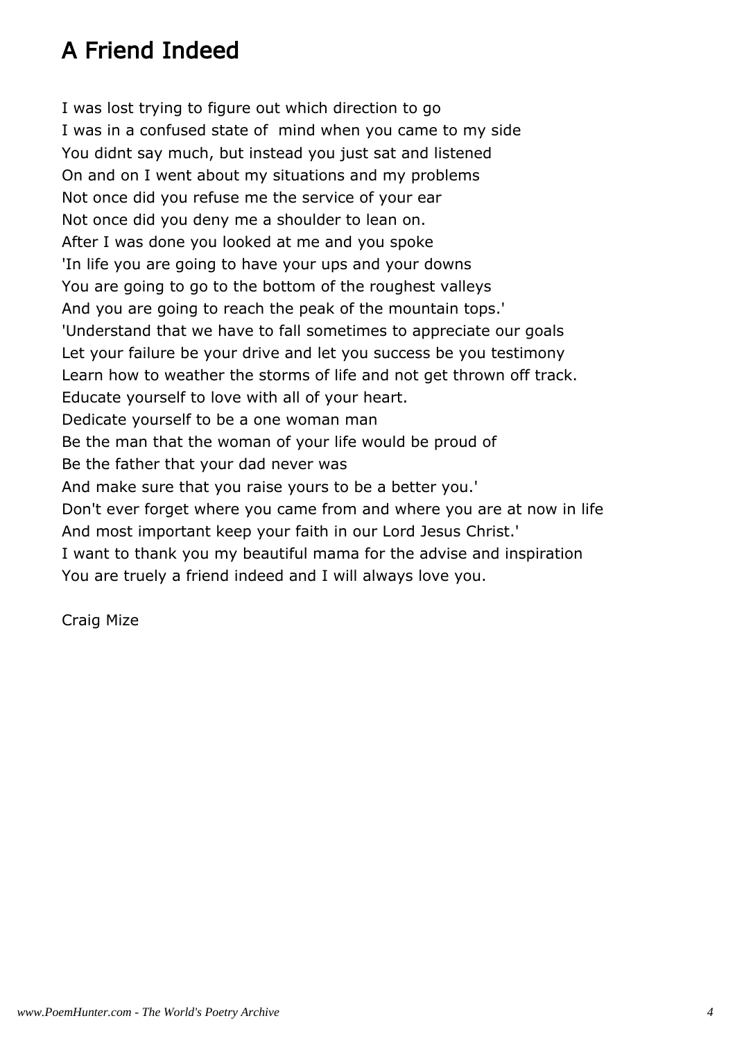# A Friend Indeed

I was lost trying to figure out which direction to go
I was in a confused state of  mind when you came to my side
You didnt say much, but instead you just sat and listened
On and on I went about my situations and my problems
Not once did you refuse me the service of your ear
Not once did you deny me a shoulder to lean on.
After I was done you looked at me and you spoke
'In life you are going to have your ups and your downs
You are going to go to the bottom of the roughest valleys
And you are going to reach the peak of the mountain tops.'
'Understand that we have to fall sometimes to appreciate our goals
Let your failure be your drive and let you success be you testimony
Learn how to weather the storms of life and not get thrown off track.
Educate yourself to love with all of your heart.
Dedicate yourself to be a one woman man
Be the man that the woman of your life would be proud of
Be the father that your dad never was
And make sure that you raise yours to be a better you.'
Don't ever forget where you came from and where you are at now in life
And most important keep your faith in our Lord Jesus Christ.'
I want to thank you my beautiful mama for the advise and inspiration
You are truely a friend indeed and I will always love you.

Craig Mize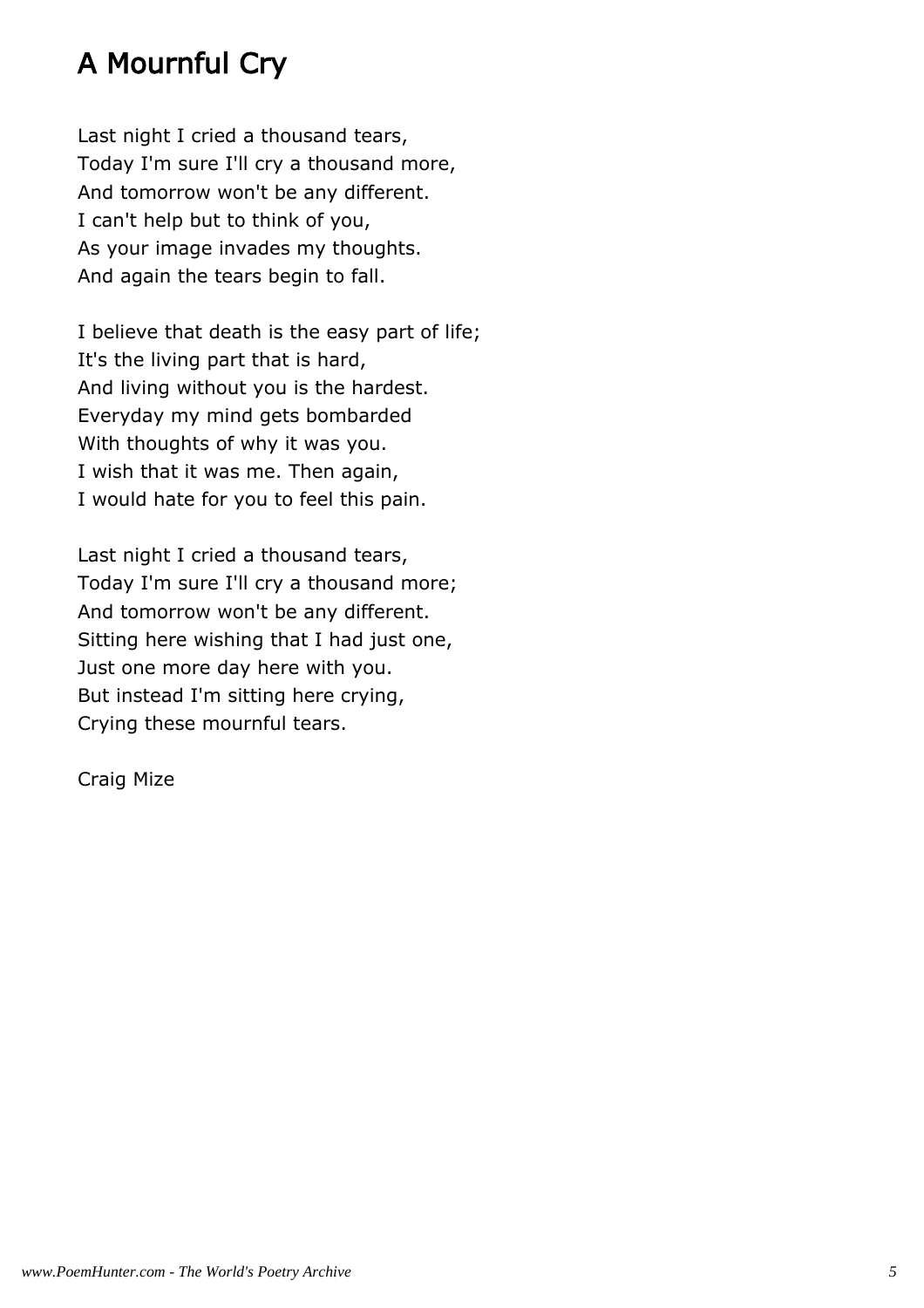# A Mournful Cry

Last night I cried a thousand tears,
Today I'm sure I'll cry a thousand more,
And tomorrow won't be any different.
I can't help but to think of you,
As your image invades my thoughts.
And again the tears begin to fall.

I believe that death is the easy part of life;
It's the living part that is hard,
And living without you is the hardest.
Everyday my mind gets bombarded
With thoughts of why it was you.
I wish that it was me. Then again,
I would hate for you to feel this pain.

Last night I cried a thousand tears,
Today I'm sure I'll cry a thousand more;
And tomorrow won't be any different.
Sitting here wishing that I had just one,
Just one more day here with you.
But instead I'm sitting here crying,
Crying these mournful tears.

Craig Mize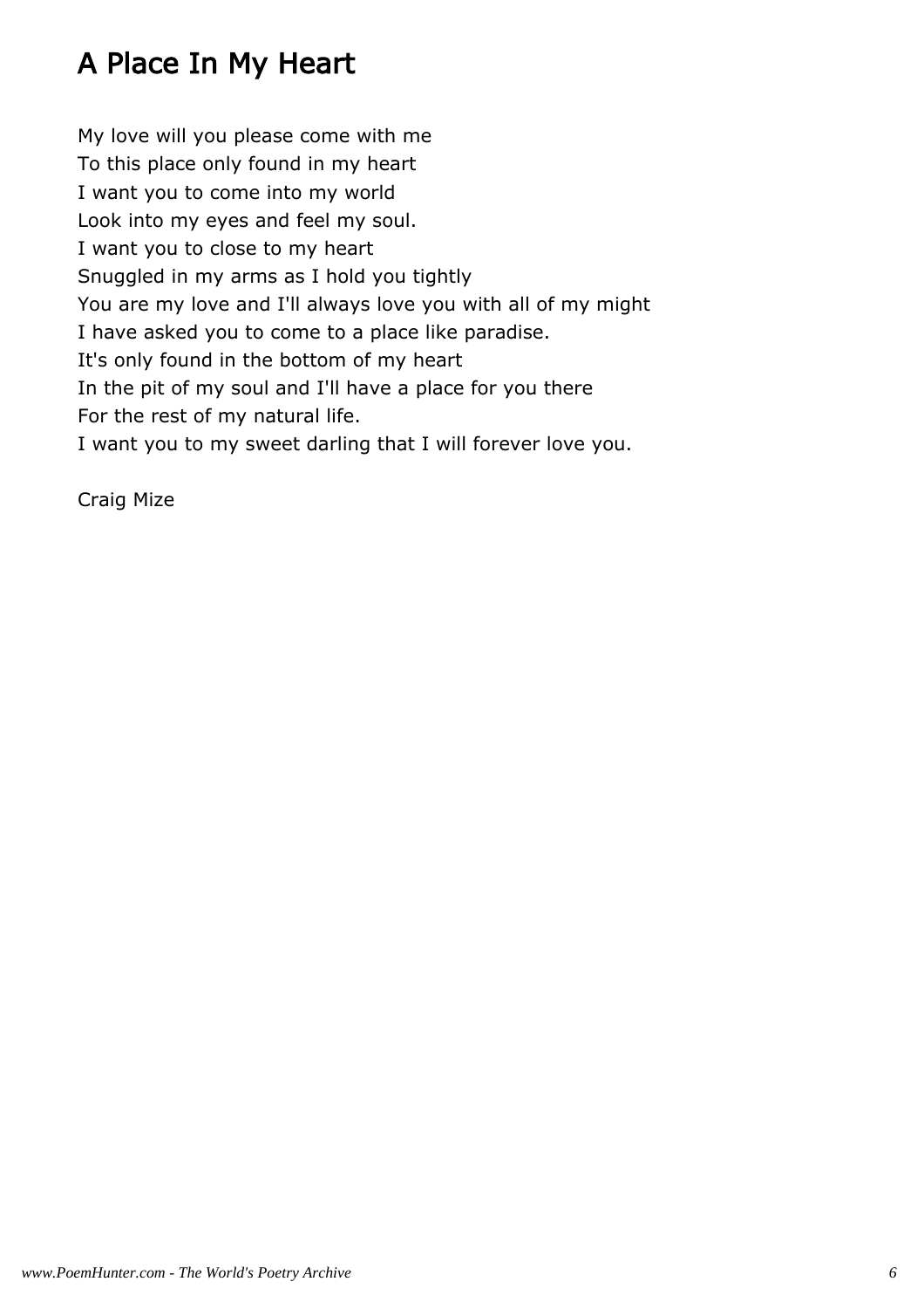# A Place In My Heart

My love will you please come with me
To this place only found in my heart
I want you to come into my world
Look into my eyes and feel my soul.
I want you to close to my heart
Snuggled in my arms as I hold you tightly
You are my love and I'll always love you with all of my might
I have asked you to come to a place like paradise.
It's only found in the bottom of my heart
In the pit of my soul and I'll have a place for you there
For the rest of my natural life.
I want you to my sweet darling that I will forever love you.

Craig Mize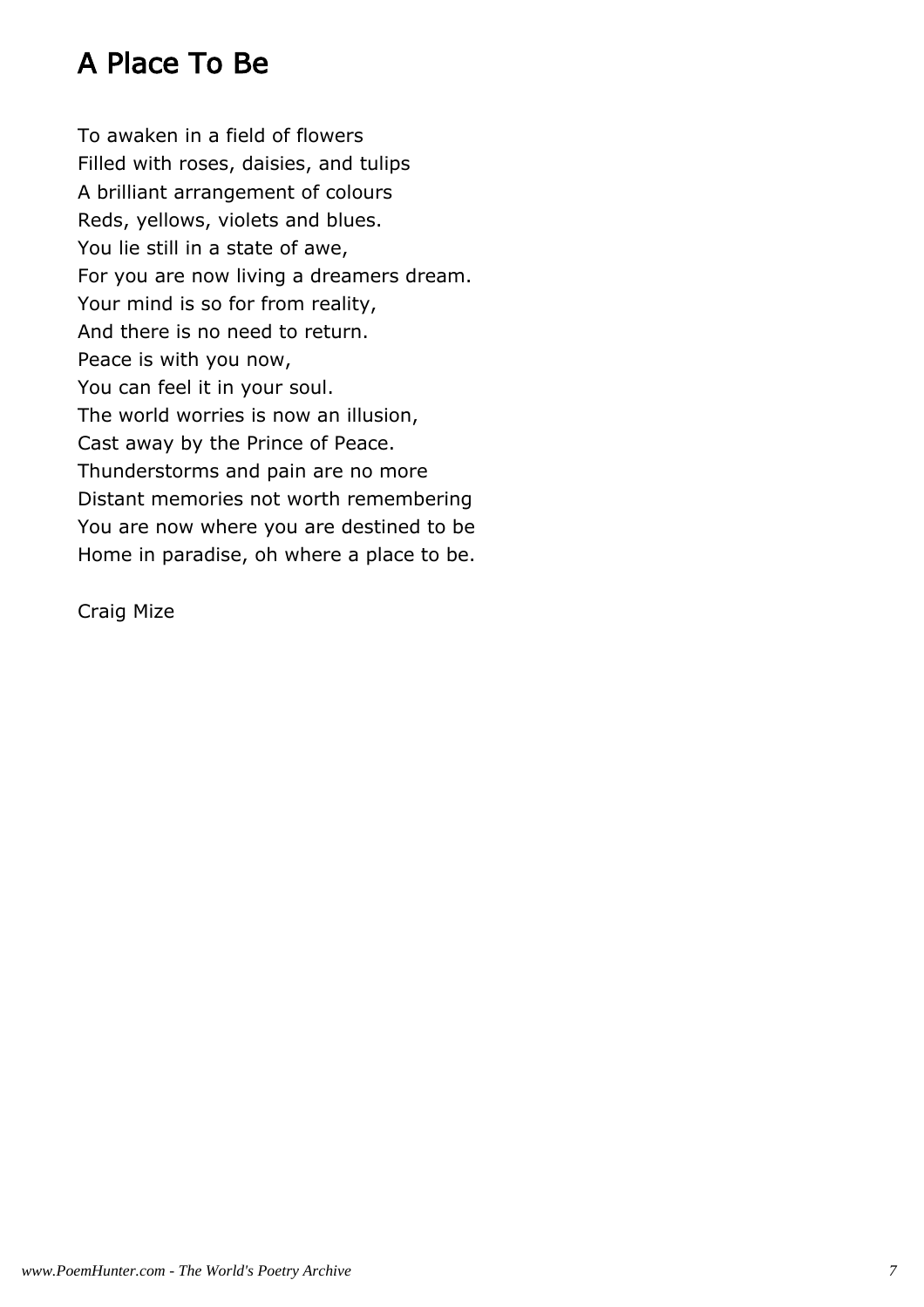# A Place To Be

To awaken in a field of flowers
Filled with roses, daisies, and tulips
A brilliant arrangement of colours
Reds, yellows, violets and blues.
You lie still in a state of awe,
For you are now living a dreamers dream.
Your mind is so for from reality,
And there is no need to return.
Peace is with you now,
You can feel it in your soul.
The world worries is now an illusion,
Cast away by the Prince of Peace.
Thunderstorms and pain are no more
Distant memories not worth remembering
You are now where you are destined to be
Home in paradise, oh where a place to be.

Craig Mize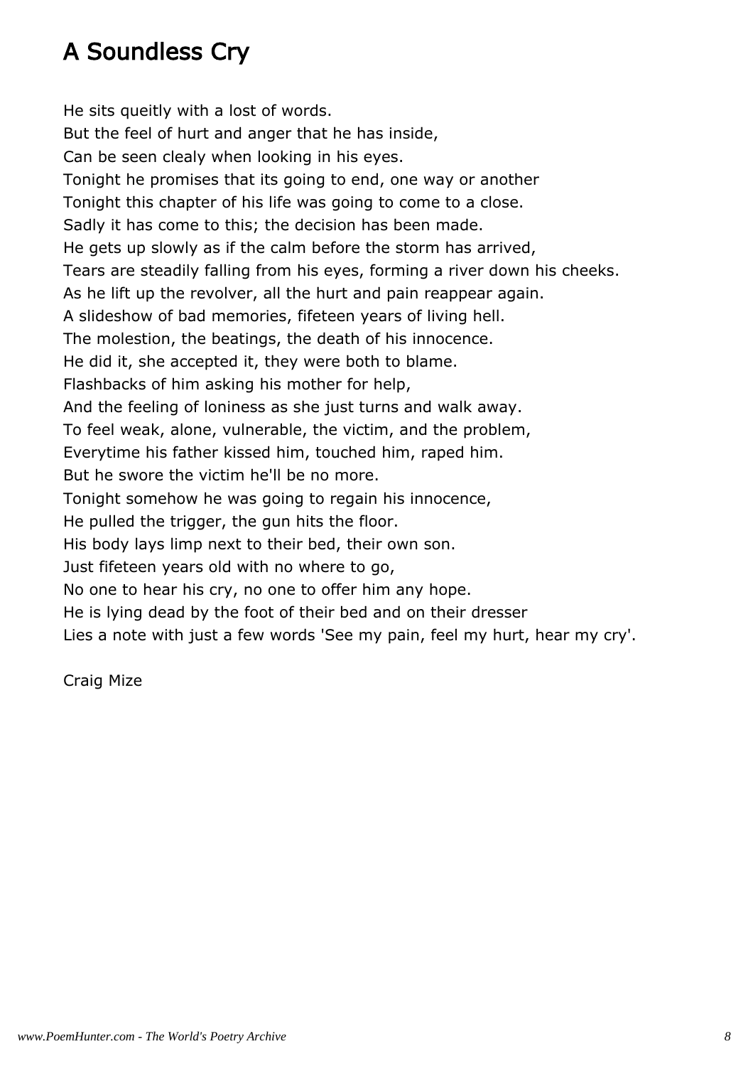# A Soundless Cry

He sits queitly with a lost of words.
But the feel of hurt and anger that he has inside,
Can be seen clealy when looking in his eyes.
Tonight he promises that its going to end, one way or another
Tonight this chapter of his life was going to come to a close.
Sadly it has come to this; the decision has been made.
He gets up slowly as if the calm before the storm has arrived,
Tears are steadily falling from his eyes, forming a river down his cheeks.
As he lift up the revolver, all the hurt and pain reappear again.
A slideshow of bad memories, fifeteen years of living hell.
The molestion, the beatings, the death of his innocence.
He did it, she accepted it, they were both to blame.
Flashbacks of him asking his mother for help,
And the feeling of loniness as she just turns and walk away.
To feel weak, alone, vulnerable, the victim, and the problem,
Everytime his father kissed him, touched him, raped him.
But he swore the victim he'll be no more.
Tonight somehow he was going to regain his innocence,
He pulled the trigger, the gun hits the floor.
His body lays limp next to their bed, their own son.
Just fifeteen years old with no where to go,
No one to hear his cry, no one to offer him any hope.
He is lying dead by the foot of their bed and on their dresser
Lies a note with just a few words 'See my pain, feel my hurt, hear my cry'.

Craig Mize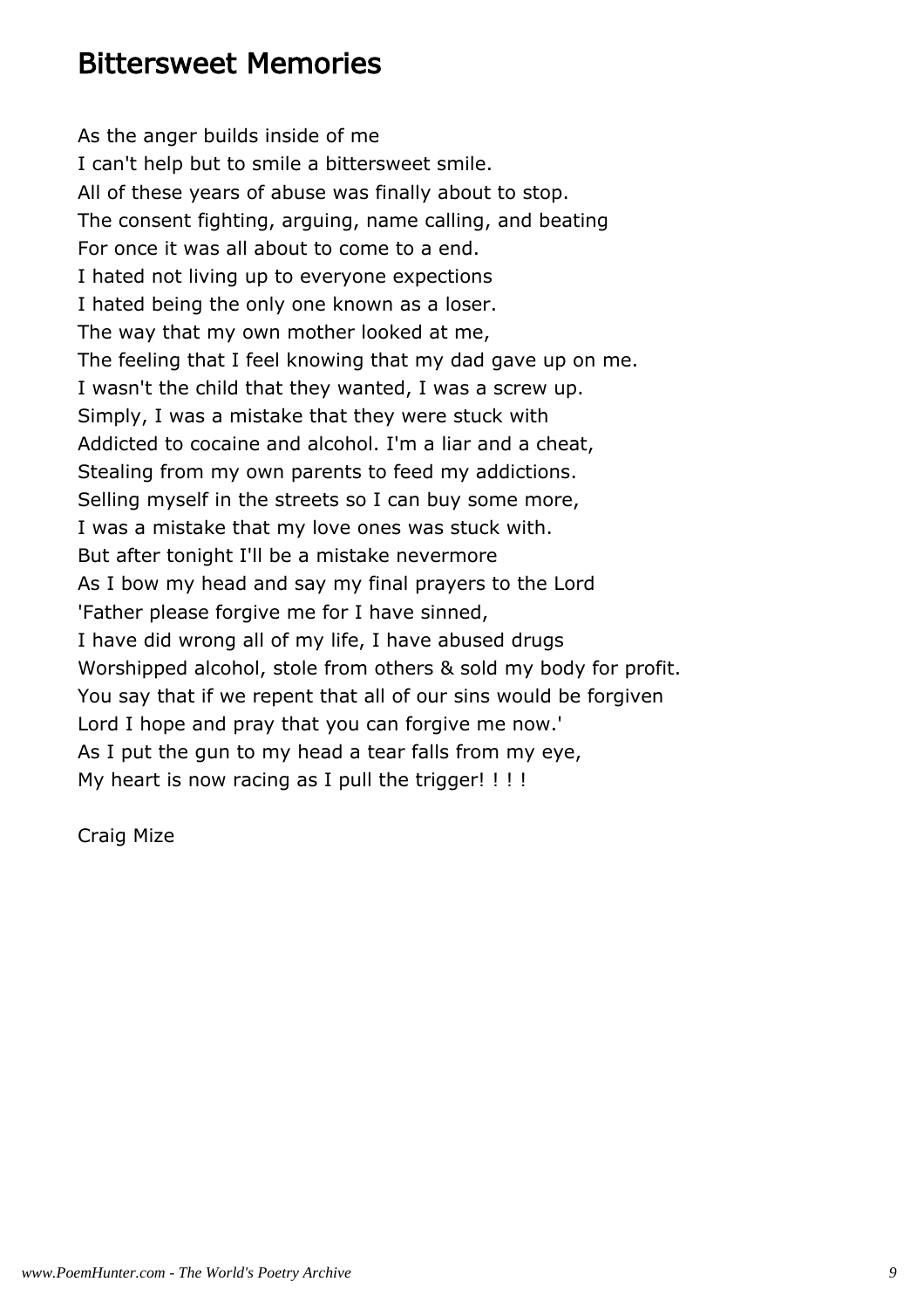## Bittersweet Memories

As the anger builds inside of me  
I can't help but to smile a bittersweet smile.  
All of these years of abuse was finally about to stop.  
The consent fighting, arguing, name calling, and beating  
For once it was all about to come to a end.  
I hated not living up to everyone expections  
I hated being the only one known as a loser.  
The way that my own mother looked at me,  
The feeling that I feel knowing that my dad gave up on me.  
I wasn't the child that they wanted, I was a screw up.  
Simply, I was a mistake that they were stuck with  
Addicted to cocaine and alcohol. I'm a liar and a cheat,  
Stealing from my own parents to feed my addictions.  
Selling myself in the streets so I can buy some more,  
I was a mistake that my love ones was stuck with.  
But after tonight I'll be a mistake nevermore  
As I bow my head and say my final prayers to the Lord  
'Father please forgive me for I have sinned,  
I have did wrong all of my life, I have abused drugs  
Worshipped alcohol, stole from others & sold my body for profit.  
You say that if we repent that all of our sins would be forgiven  
Lord I hope and pray that you can forgive me now.'  
As I put the gun to my head a tear falls from my eye,  
My heart is now racing as I pull the trigger! ! ! !

Craig Mize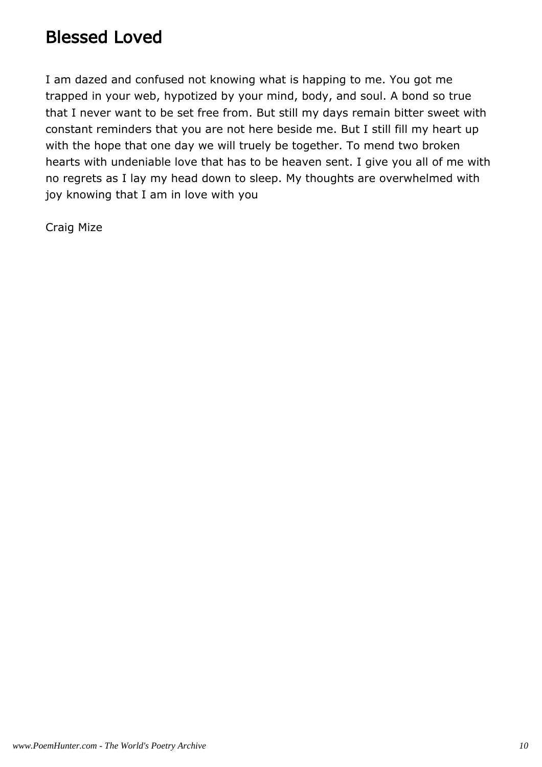# Blessed Loved

I am dazed and confused not knowing what is happing to me. You got me trapped in your web, hypotized by your mind, body, and soul. A bond so true that I never want to be set free from. But still my days remain bitter sweet with constant reminders that you are not here beside me. But I still fill my heart up with the hope that one day we will truely be together. To mend two broken hearts with undeniable love that has to be heaven sent. I give you all of me with no regrets as I lay my head down to sleep. My thoughts are overwhelmed with joy knowing that I am in love with you

Craig Mize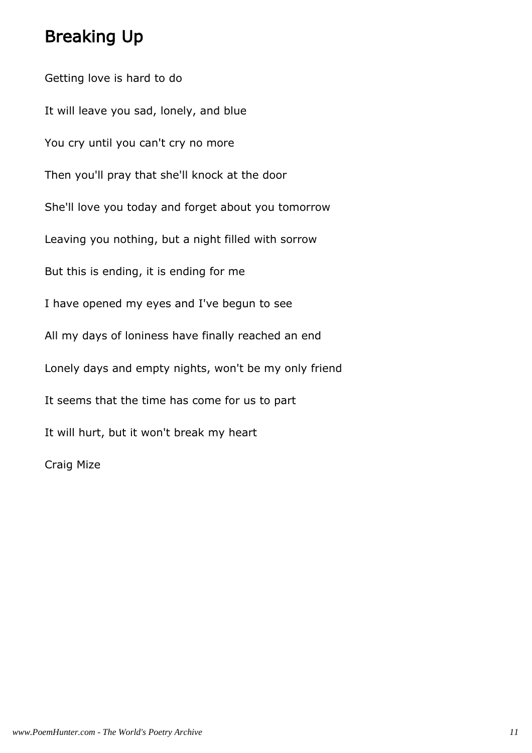# Breaking Up

Getting love is hard to do

It will leave you sad, lonely, and blue

You cry until you can't cry no more

Then you'll pray that she'll knock at the door

She'll love you today and forget about you tomorrow

Leaving you nothing, but a night filled with sorrow

But this is ending, it is ending for me

I have opened my eyes and I've begun to see

All my days of loniness have finally reached an end

Lonely days and empty nights, won't be my only friend

It seems that the time has come for us to part

It will hurt, but it won't break my heart

Craig Mize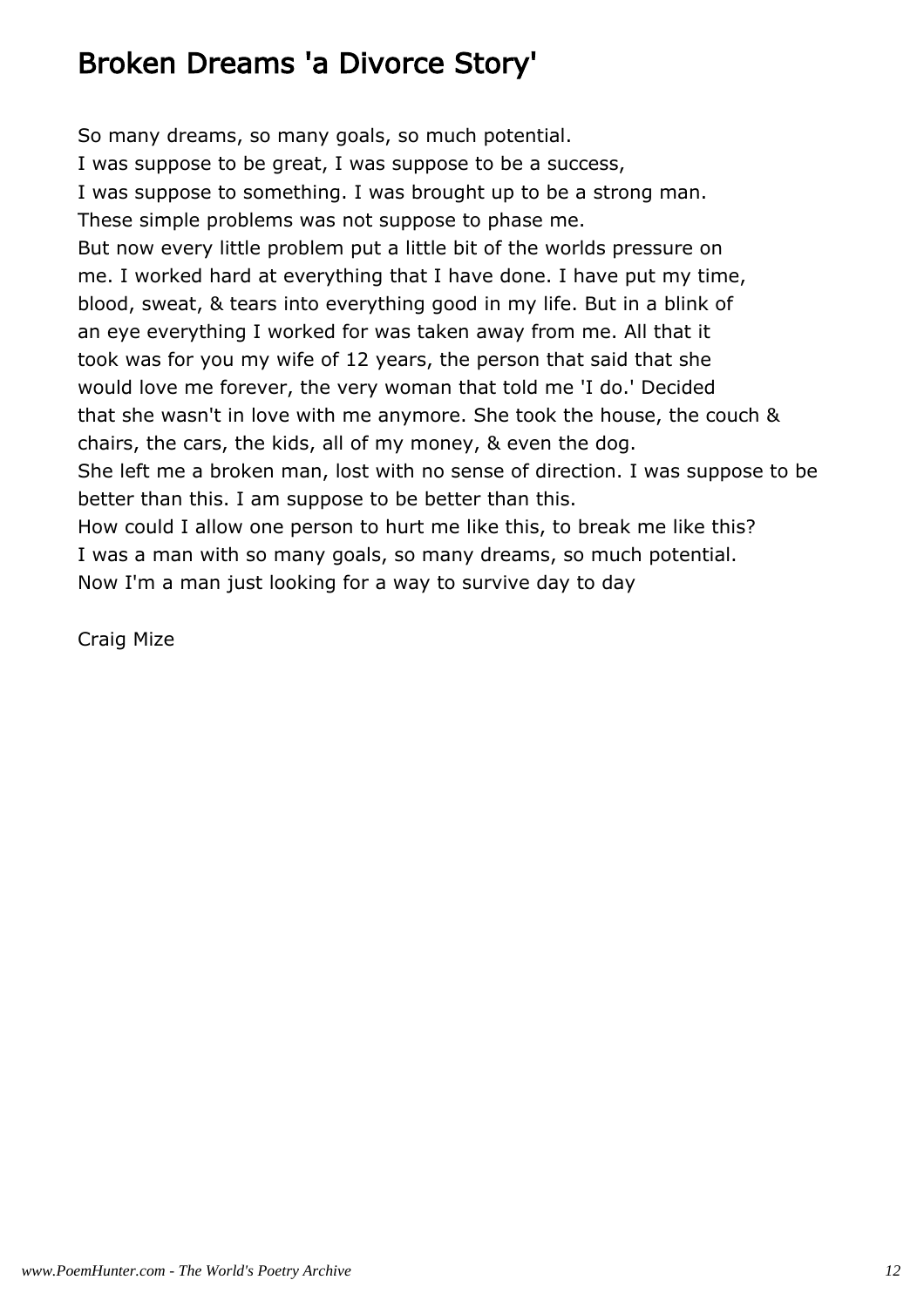# Broken Dreams 'a Divorce Story'

So many dreams, so many goals, so much potential.
I was suppose to be great, I was suppose to be a success,
I was suppose to something. I was brought up to be a strong man.
These simple problems was not suppose to phase me.
But now every little problem put a little bit of the worlds pressure on
me. I worked hard at everything that I have done. I have put my time,
blood, sweat, & tears into everything good in my life. But in a blink of
an eye everything I worked for was taken away from me. All that it
took was for you my wife of 12 years, the person that said that she
would love me forever, the very woman that told me 'I do.' Decided
that she wasn't in love with me anymore. She took the house, the couch &
chairs, the cars, the kids, all of my money, & even the dog.
She left me a broken man, lost with no sense of direction. I was suppose to be
better than this. I am suppose to be better than this.
How could I allow one person to hurt me like this, to break me like this?
I was a man with so many goals, so many dreams, so much potential.
Now I'm a man just looking for a way to survive day to day

Craig Mize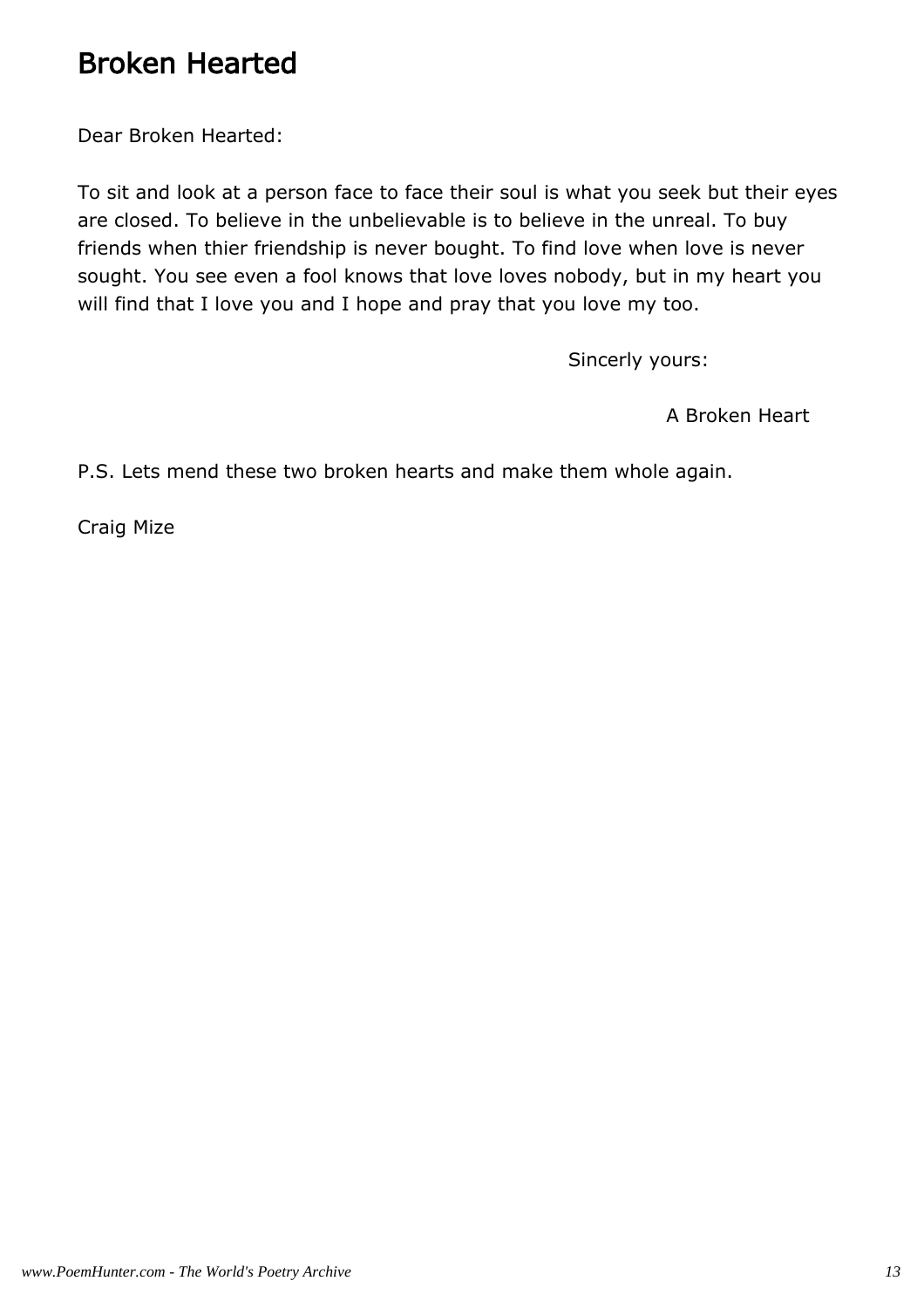# Broken Hearted

Dear Broken Hearted:

To sit and look at a person face to face their soul is what you seek but their eyes are closed. To believe in the unbelievable is to believe in the unreal. To buy friends when thier friendship is never bought. To find love when love is never sought. You see even a fool knows that love loves nobody, but in my heart you will find that I love you and I hope and pray that you love my too.

Sincerly yours:

A Broken Heart

P.S. Lets mend these two broken hearts and make them whole again.

Craig Mize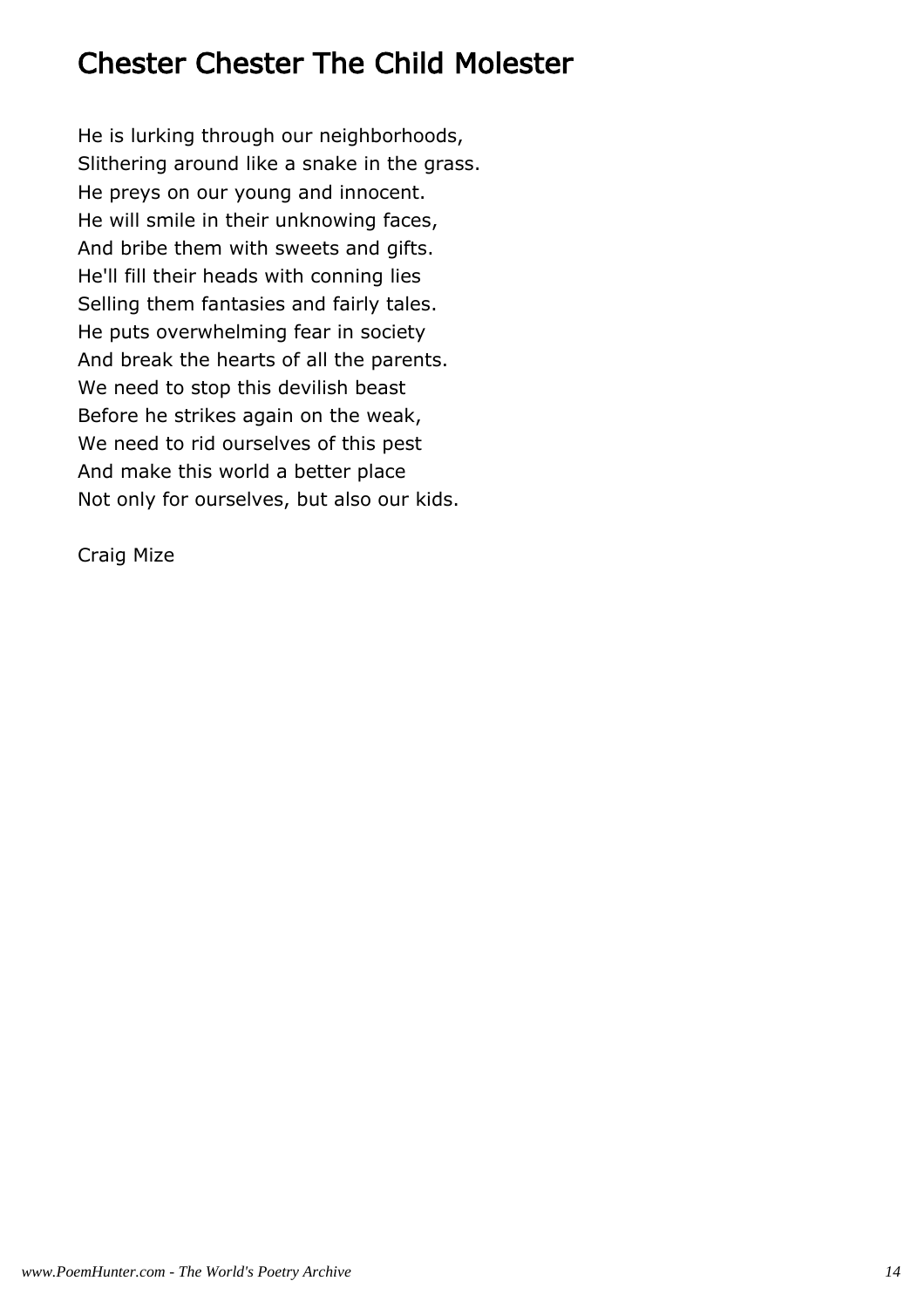# Chester Chester The Child Molester

He is lurking through our neighborhoods,
Slithering around like a snake in the grass.
He preys on our young and innocent.
He will smile in their unknowing faces,
And bribe them with sweets and gifts.
He'll fill their heads with conning lies
Selling them fantasies and fairly tales.
He puts overwhelming fear in society
And break the hearts of all the parents.
We need to stop this devilish beast
Before he strikes again on the weak,
We need to rid ourselves of this pest
And make this world a better place
Not only for ourselves, but also our kids.

Craig Mize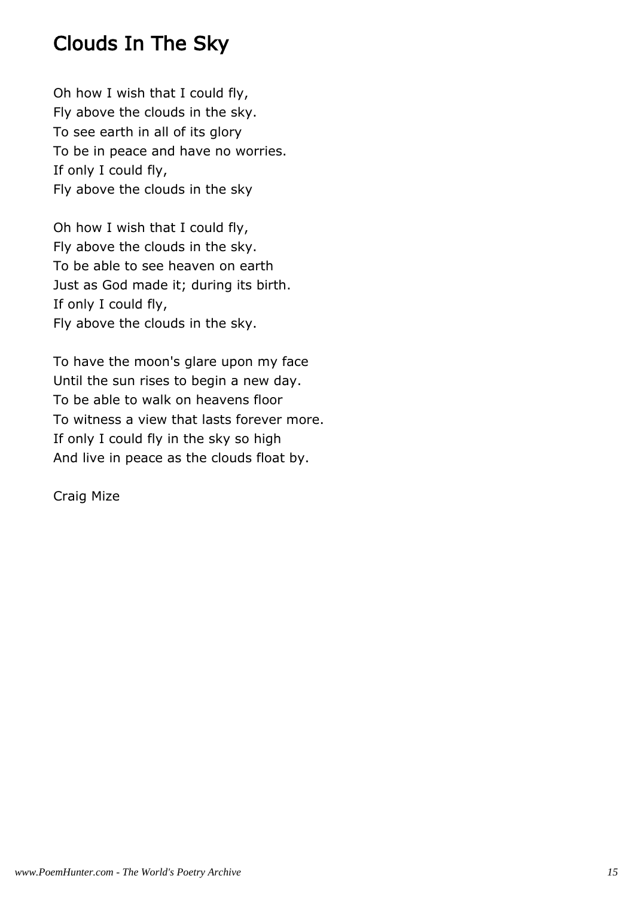## Clouds In The Sky

Oh how I wish that I could fly,  
Fly above the clouds in the sky.  
To see earth in all of its glory  
To be in peace and have no worries.  
If only I could fly,  
Fly above the clouds in the sky

Oh how I wish that I could fly,  
Fly above the clouds in the sky.  
To be able to see heaven on earth  
Just as God made it; during its birth.  
If only I could fly,  
Fly above the clouds in the sky.

To have the moon's glare upon my face  
Until the sun rises to begin a new day.  
To be able to walk on heavens floor  
To witness a view that lasts forever more.  
If only I could fly in the sky so high  
And live in peace as the clouds float by.

Craig Mize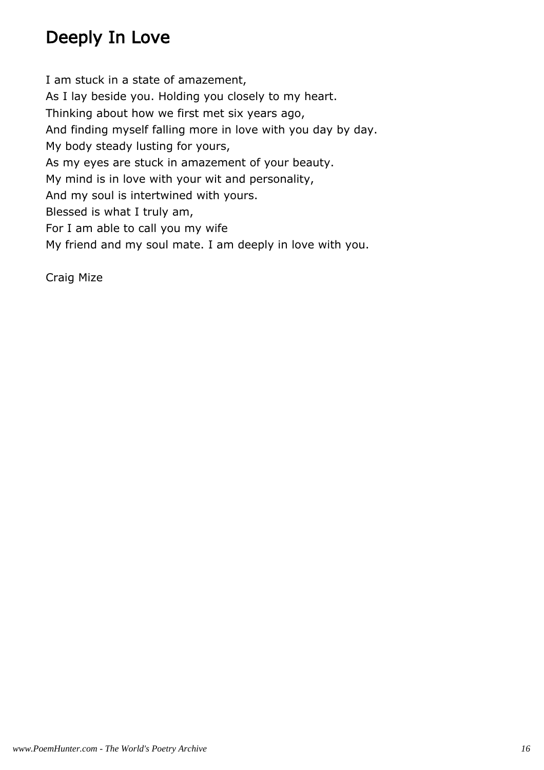# Deeply In Love

I am stuck in a state of amazement,
As I lay beside you. Holding you closely to my heart.
Thinking about how we first met six years ago,
And finding myself falling more in love with you day by day.
My body steady lusting for yours,
As my eyes are stuck in amazement of your beauty.
My mind is in love with your wit and personality,
And my soul is intertwined with yours.
Blessed is what I truly am,
For I am able to call you my wife
My friend and my soul mate. I am deeply in love with you.

Craig Mize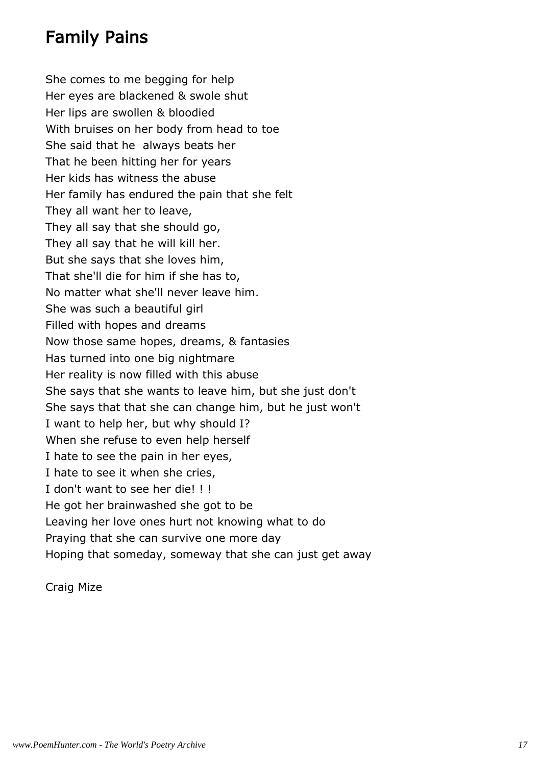## Family Pains

She comes to me begging for help
Her eyes are blackened & swole shut
Her lips are swollen & bloodied
With bruises on her body from head to toe
She said that he always beats her
That he been hitting her for years
Her kids has witness the abuse
Her family has endured the pain that she felt
They all want her to leave,
They all say that she should go,
They all say that he will kill her.
But she says that she loves him,
That she'll die for him if she has to,
No matter what she'll never leave him.
She was such a beautiful girl
Filled with hopes and dreams
Now those same hopes, dreams, & fantasies
Has turned into one big nightmare
Her reality is now filled with this abuse
She says that she wants to leave him, but she just don't
She says that that she can change him, but he just won't
I want to help her, but why should I?
When she refuse to even help herself
I hate to see the pain in her eyes,
I hate to see it when she cries,
I don't want to see her die! ! !
He got her brainwashed she got to be
Leaving her love ones hurt not knowing what to do
Praying that she can survive one more day
Hoping that someday, someway that she can just get away

Craig Mize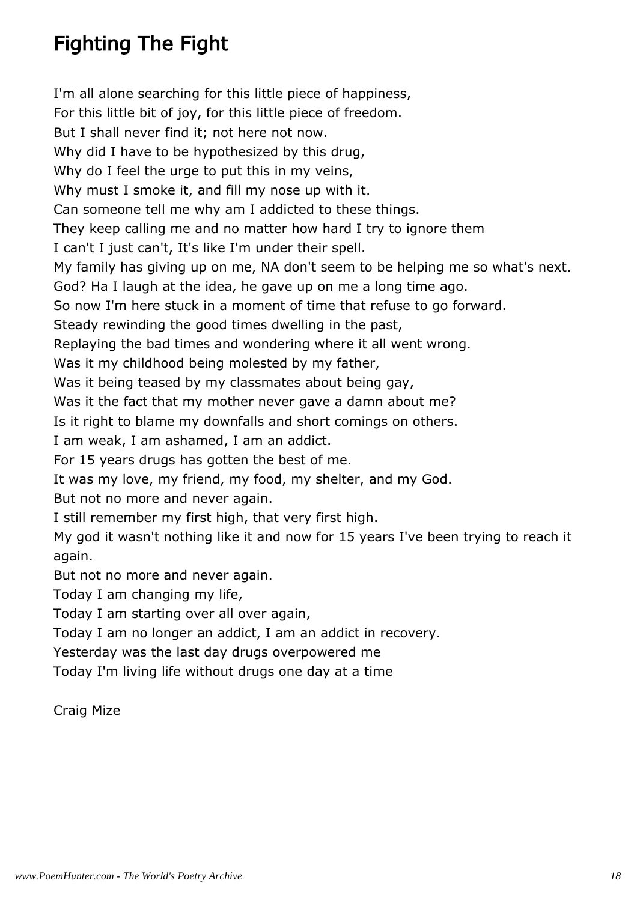# Fighting The Fight

I'm all alone searching for this little piece of happiness,
For this little bit of joy, for this little piece of freedom.
But I shall never find it; not here not now.
Why did I have to be hypothesized by this drug,
Why do I feel the urge to put this in my veins,
Why must I smoke it, and fill my nose up with it.
Can someone tell me why am I addicted to these things.
They keep calling me and no matter how hard I try to ignore them
I can't I just can't, It's like I'm under their spell.
My family has giving up on me, NA don't seem to be helping me so what's next.
God? Ha I laugh at the idea, he gave up on me a long time ago.
So now I'm here stuck in a moment of time that refuse to go forward.
Steady rewinding the good times dwelling in the past,
Replaying the bad times and wondering where it all went wrong.
Was it my childhood being molested by my father,
Was it being teased by my classmates about being gay,
Was it the fact that my mother never gave a damn about me?
Is it right to blame my downfalls and short comings on others.
I am weak, I am ashamed, I am an addict.
For 15 years drugs has gotten the best of me.
It was my love, my friend, my food, my shelter, and my God.
But not no more and never again.
I still remember my first high, that very first high.
My god it wasn't nothing like it and now for 15 years I've been trying to reach it again.
But not no more and never again.
Today I am changing my life,
Today I am starting over all over again,
Today I am no longer an addict, I am an addict in recovery.
Yesterday was the last day drugs overpowered me
Today I'm living life without drugs one day at a time

Craig Mize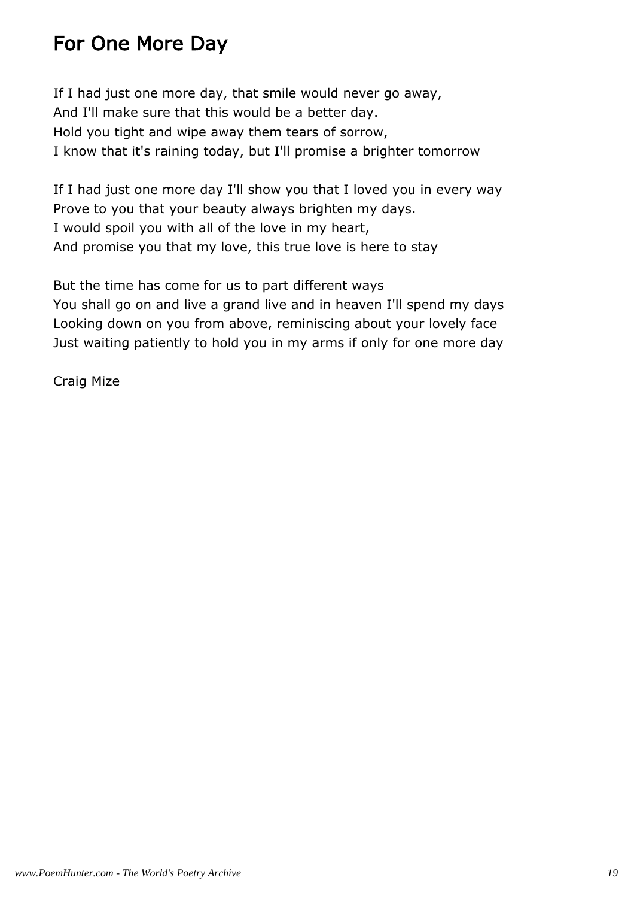## For One More Day

If I had just one more day, that smile would never go away,
And I'll make sure that this would be a better day.
Hold you tight and wipe away them tears of sorrow,
I know that it's raining today, but I'll promise a brighter tomorrow

If I had just one more day I'll show you that I loved you in every way
Prove to you that your beauty always brighten my days.
I would spoil you with all of the love in my heart,
And promise you that my love, this true love is here to stay

But the time has come for us to part different ways
You shall go on and live a grand live and in heaven I'll spend my days
Looking down on you from above, reminiscing about your lovely face
Just waiting patiently to hold you in my arms if only for one more day

Craig Mize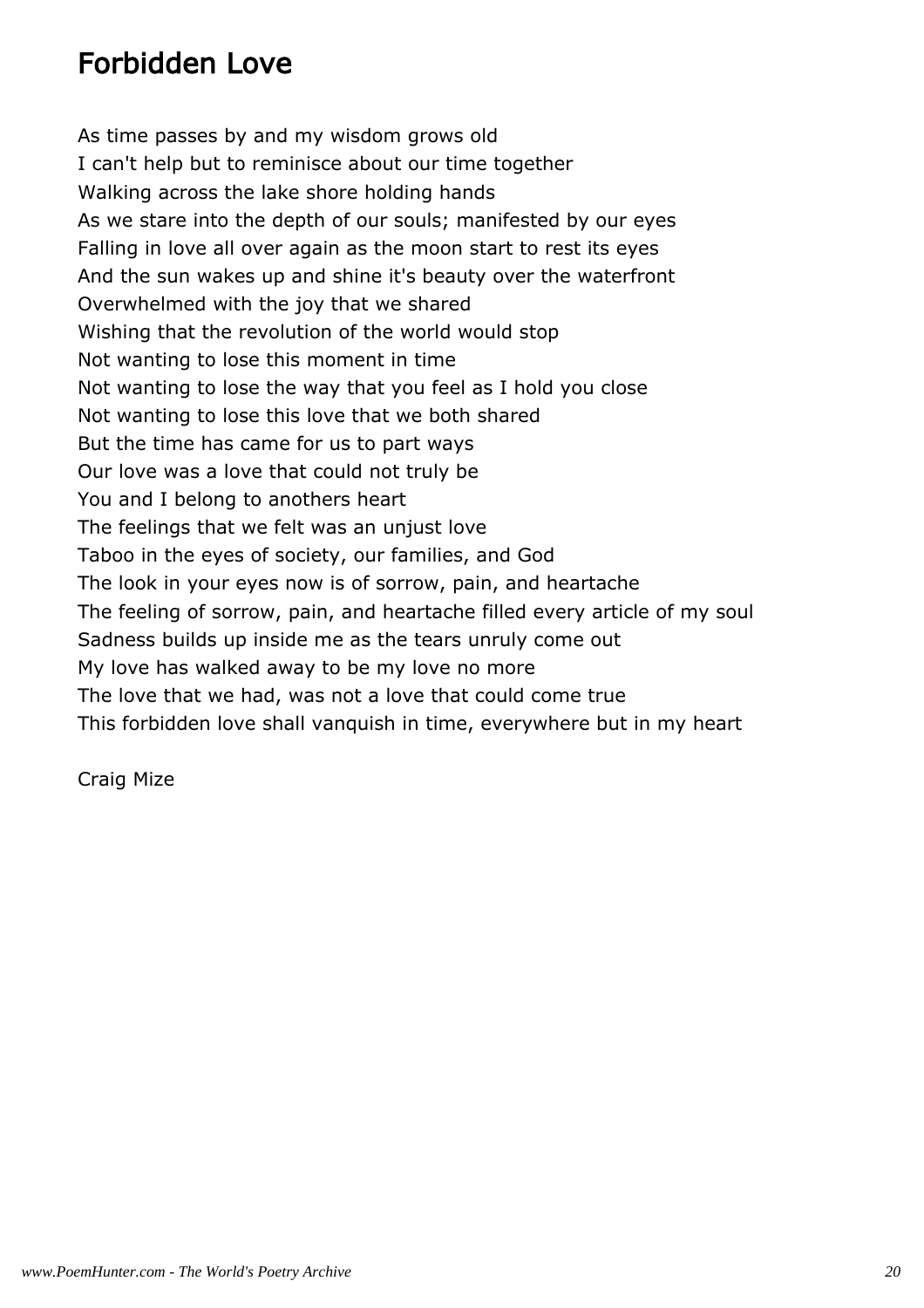# Forbidden Love

As time passes by and my wisdom grows old
I can't help but to reminisce about our time together
Walking across the lake shore holding hands
As we stare into the depth of our souls; manifested by our eyes
Falling in love all over again as the moon start to rest its eyes
And the sun wakes up and shine it's beauty over the waterfront
Overwhelmed with the joy that we shared
Wishing that the revolution of the world would stop
Not wanting to lose this moment in time
Not wanting to lose the way that you feel as I hold you close
Not wanting to lose this love that we both shared
But the time has came for us to part ways
Our love was a love that could not truly be
You and I belong to anothers heart
The feelings that we felt was an unjust love
Taboo in the eyes of society, our families, and God
The look in your eyes now is of sorrow, pain, and heartache
The feeling of sorrow, pain, and heartache filled every article of my soul
Sadness builds up inside me as the tears unruly come out
My love has walked away to be my love no more
The love that we had, was not a love that could come true
This forbidden love shall vanquish in time, everywhere but in my heart

Craig Mize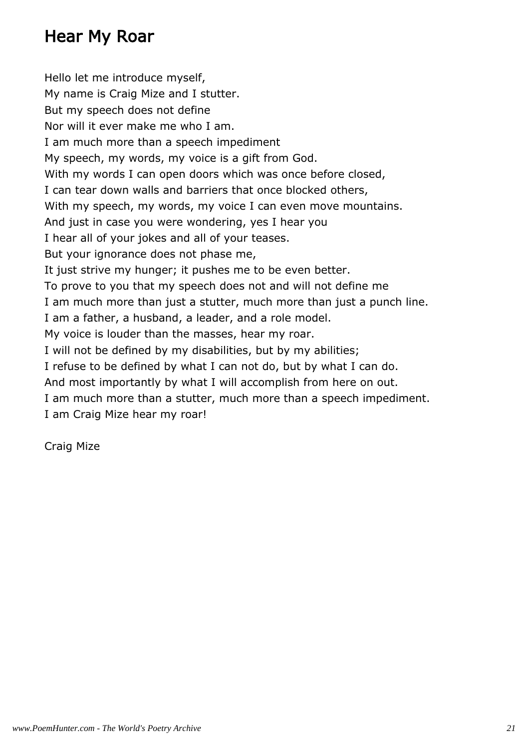# Hear My Roar

Hello let me introduce myself,  
My name is Craig Mize and I stutter.  
But my speech does not define  
Nor will it ever make me who I am.  
I am much more than a speech impediment  
My speech, my words, my voice is a gift from God.  
With my words I can open doors which was once before closed,  
I can tear down walls and barriers that once blocked others,  
With my speech, my words, my voice I can even move mountains.  
And just in case you were wondering, yes I hear you  
I hear all of your jokes and all of your teases.  
But your ignorance does not phase me,  
It just strive my hunger; it pushes me to be even better.  
To prove to you that my speech does not and will not define me  
I am much more than just a stutter, much more than just a punch line.  
I am a father, a husband, a leader, and a role model.  
My voice is louder than the masses, hear my roar.  
I will not be defined by my disabilities, but by my abilities;  
I refuse to be defined by what I can not do, but by what I can do.  
And most importantly by what I will accomplish from here on out.  
I am much more than a stutter, much more than a speech impediment.  
I am Craig Mize hear my roar!

Craig Mize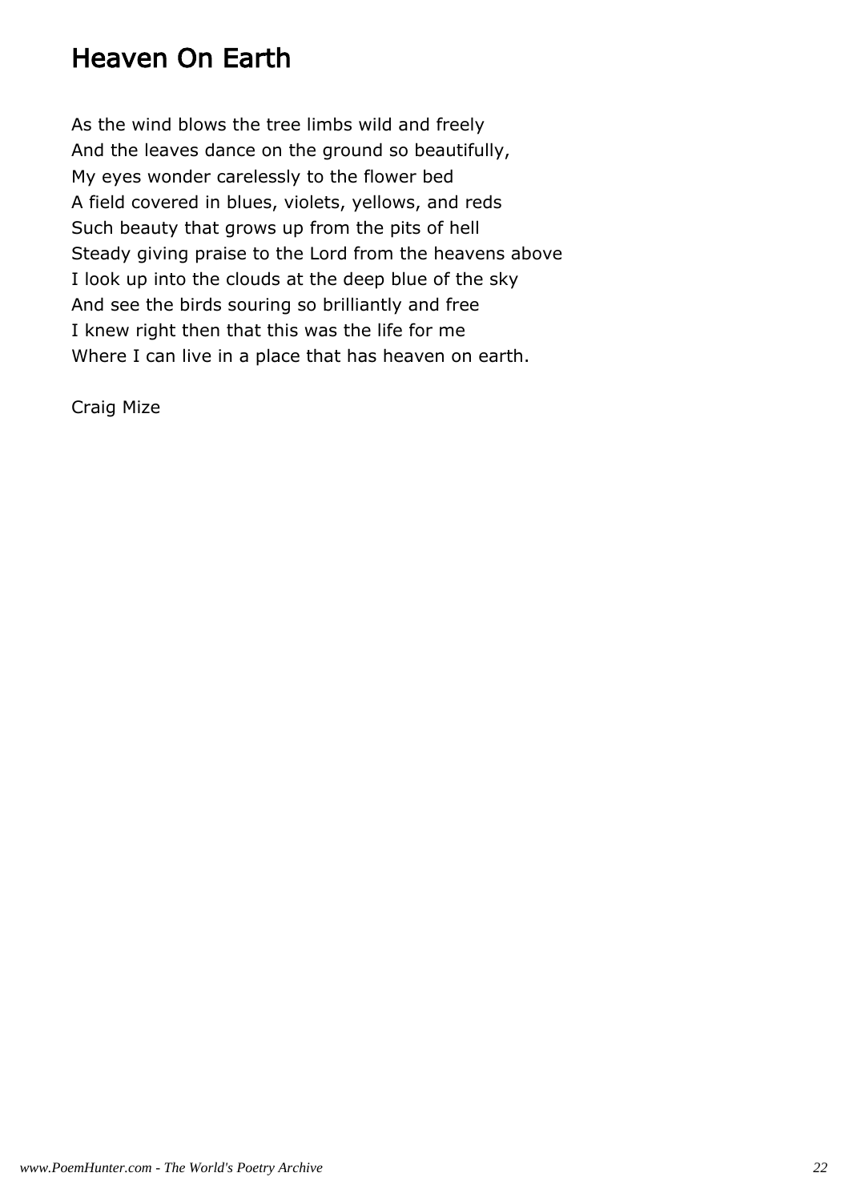# Heaven On Earth

As the wind blows the tree limbs wild and freely
And the leaves dance on the ground so beautifully,
My eyes wonder carelessly to the flower bed
A field covered in blues, violets, yellows, and reds
Such beauty that grows up from the pits of hell
Steady giving praise to the Lord from the heavens above
I look up into the clouds at the deep blue of the sky
And see the birds souring so brilliantly and free
I knew right then that this was the life for me
Where I can live in a place that has heaven on earth.

Craig Mize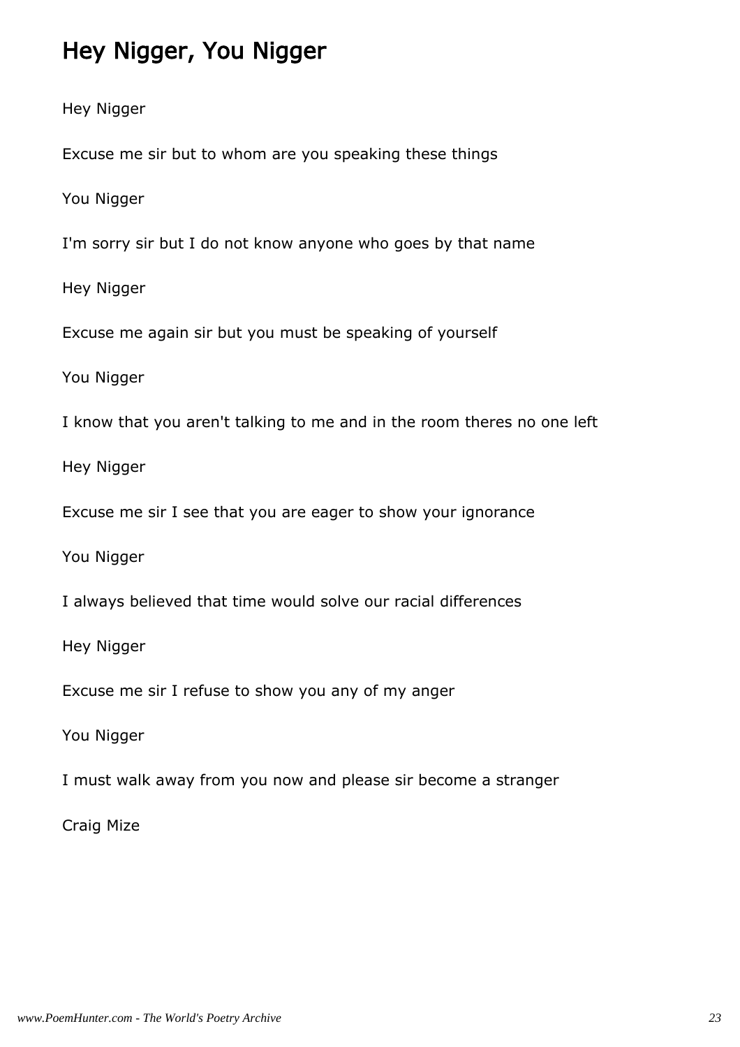## Hey Nigger, You Nigger

Hey Nigger

Excuse me sir but to whom are you speaking these things

You Nigger

I'm sorry sir but I do not know anyone who goes by that name

Hey Nigger

Excuse me again sir but you must be speaking of yourself

You Nigger

I know that you aren't talking to me and in the room theres no one left

Hey Nigger

Excuse me sir I see that you are eager to show your ignorance

You Nigger

I always believed that time would solve our racial differences

Hey Nigger

Excuse me sir I refuse to show you any of my anger

You Nigger

I must walk away from you now and please sir become a stranger

Craig Mize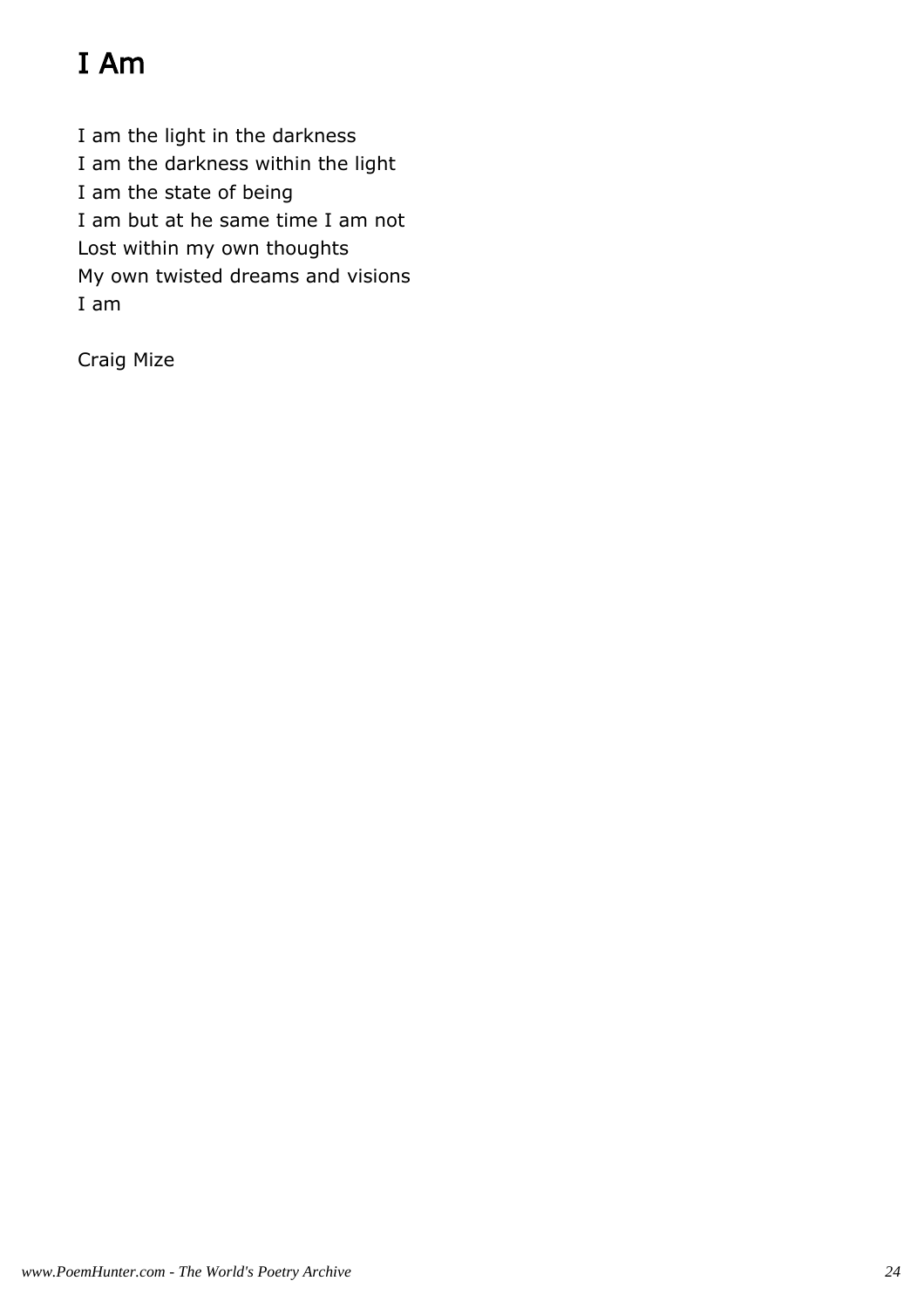# I Am

I am the light in the darkness  
I am the darkness within the light  
I am the state of being  
I am but at he same time I am not  
Lost within my own thoughts  
My own twisted dreams and visions  
I am

Craig Mize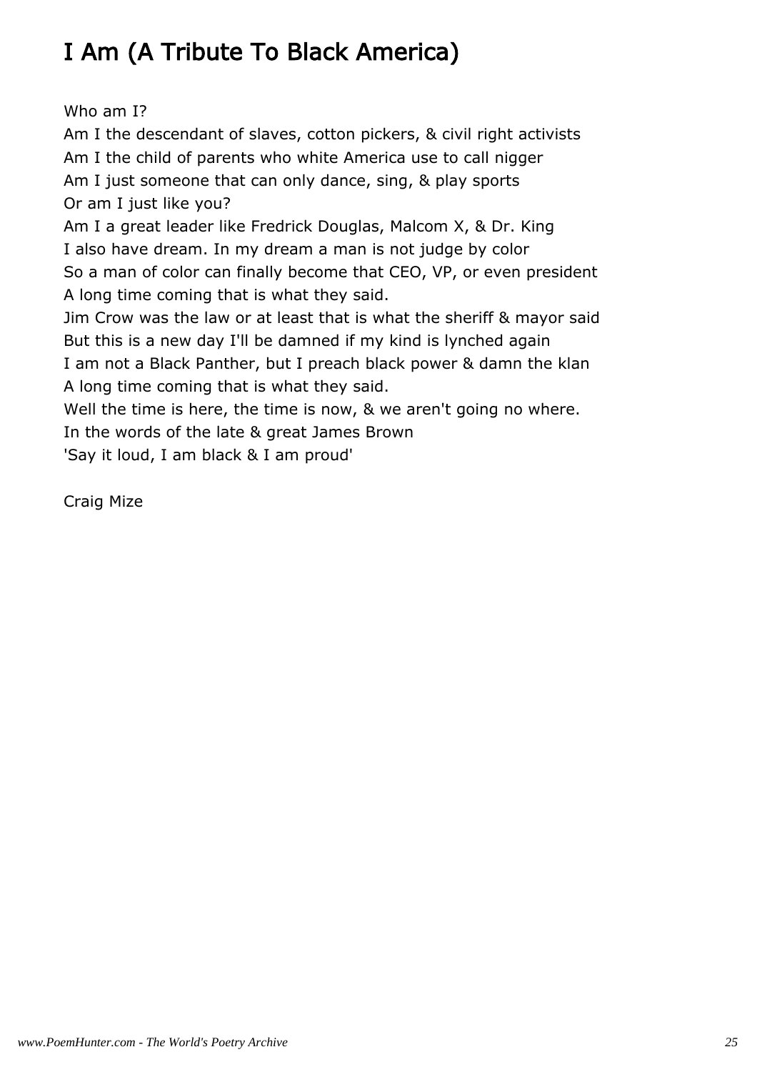# I Am (A Tribute To Black America)

Who am I?
Am I the descendant of slaves, cotton pickers, & civil right activists
Am I the child of parents who white America use to call nigger
Am I just someone that can only dance, sing, & play sports
Or am I just like you?
Am I a great leader like Fredrick Douglas, Malcom X, & Dr. King
I also have dream. In my dream a man is not judge by color
So a man of color can finally become that CEO, VP, or even president
A long time coming that is what they said.
Jim Crow was the law or at least that is what the sheriff & mayor said
But this is a new day I'll be damned if my kind is lynched again
I am not a Black Panther, but I preach black power & damn the klan
A long time coming that is what they said.
Well the time is here, the time is now, & we aren't going no where.
In the words of the late & great James Brown
'Say it loud, I am black & I am proud'

Craig Mize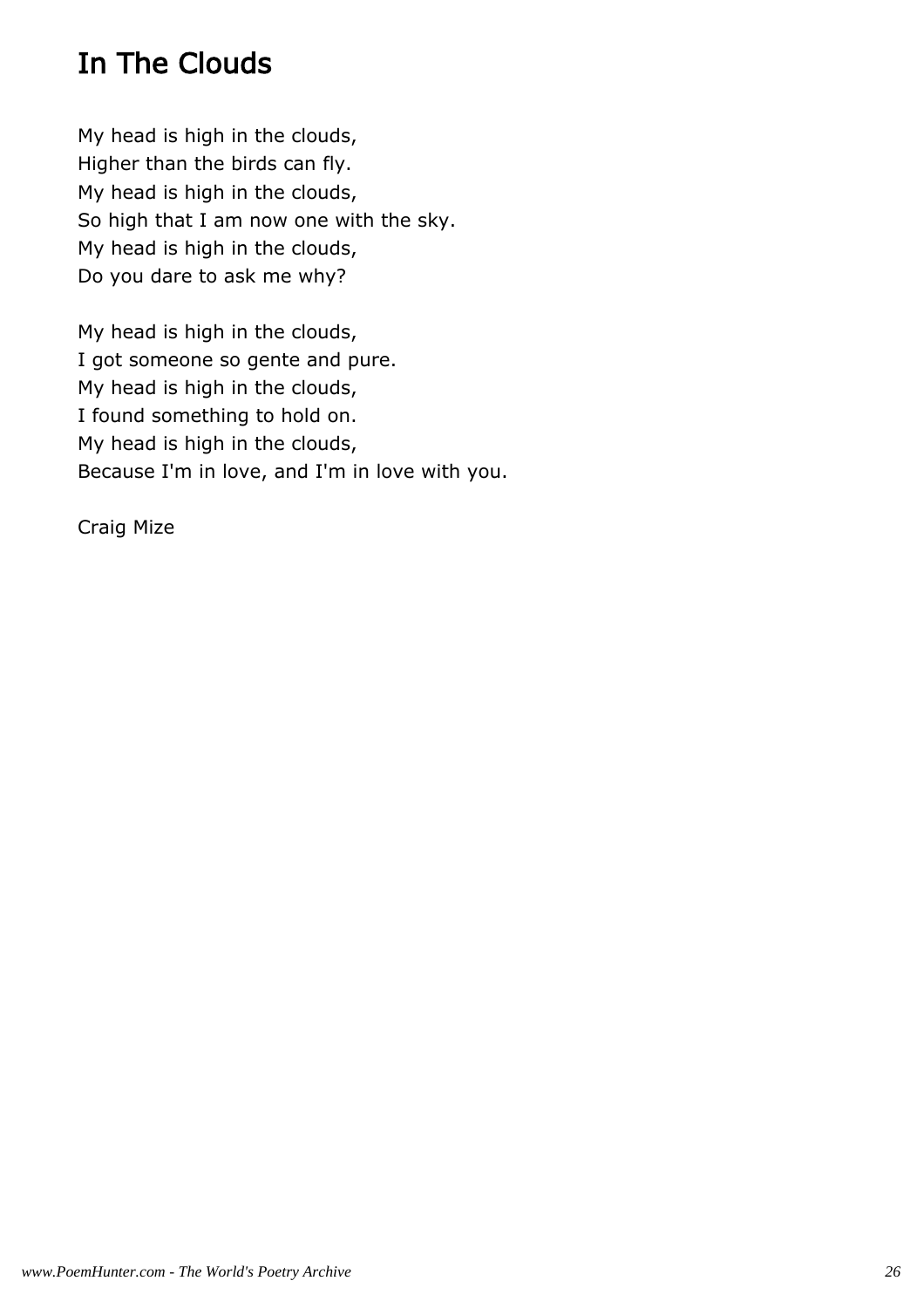# In The Clouds

My head is high in the clouds,  
Higher than the birds can fly.  
My head is high in the clouds,  
So high that I am now one with the sky.  
My head is high in the clouds,  
Do you dare to ask me why?

My head is high in the clouds,  
I got someone so gente and pure.  
My head is high in the clouds,  
I found something to hold on.  
My head is high in the clouds,  
Because I'm in love, and I'm in love with you.

Craig Mize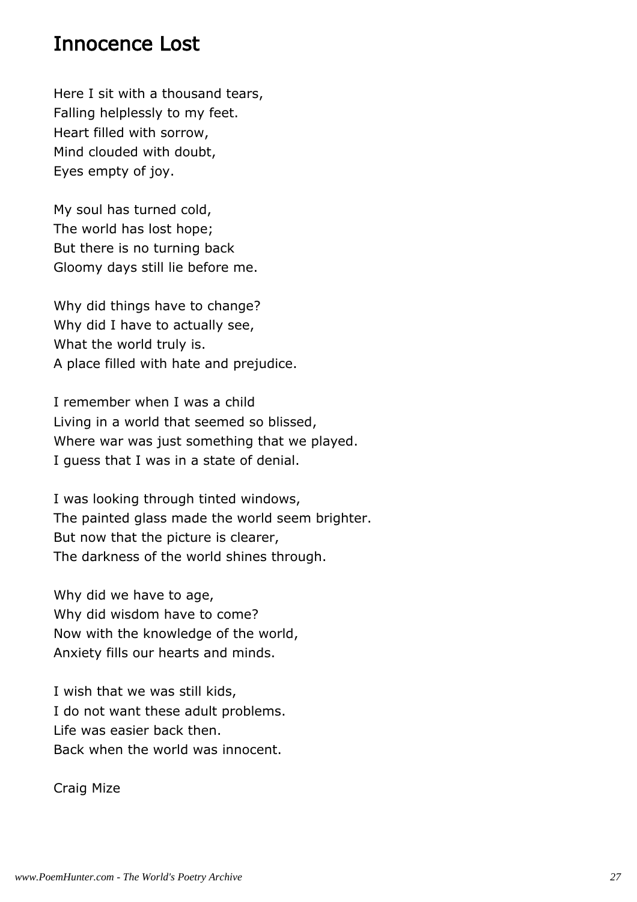# Innocence Lost

Here I sit with a thousand tears,
Falling helplessly to my feet.
Heart filled with sorrow,
Mind clouded with doubt,
Eyes empty of joy.

My soul has turned cold,
The world has lost hope;
But there is no turning back
Gloomy days still lie before me.

Why did things have to change?
Why did I have to actually see,
What the world truly is.
A place filled with hate and prejudice.

I remember when I was a child
Living in a world that seemed so blissed,
Where war was just something that we played.
I guess that I was in a state of denial.

I was looking through tinted windows,
The painted glass made the world seem brighter.
But now that the picture is clearer,
The darkness of the world shines through.

Why did we have to age,
Why did wisdom have to come?
Now with the knowledge of the world,
Anxiety fills our hearts and minds.

I wish that we was still kids,
I do not want these adult problems.
Life was easier back then.
Back when the world was innocent.

Craig Mize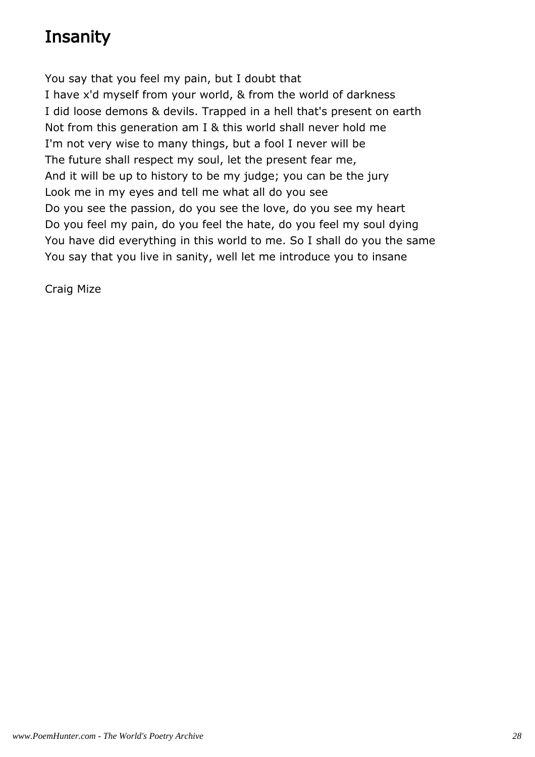# Insanity

You say that you feel my pain, but I doubt that
I have x'd myself from your world, & from the world of darkness
I did loose demons & devils. Trapped in a hell that's present on earth
Not from this generation am I & this world shall never hold me
I'm not very wise to many things, but a fool I never will be
The future shall respect my soul, let the present fear me,
And it will be up to history to be my judge; you can be the jury
Look me in my eyes and tell me what all do you see
Do you see the passion, do you see the love, do you see my heart
Do you feel my pain, do you feel the hate, do you feel my soul dying
You have did everything in this world to me. So I shall do you the same
You say that you live in sanity, well let me introduce you to insane

Craig Mize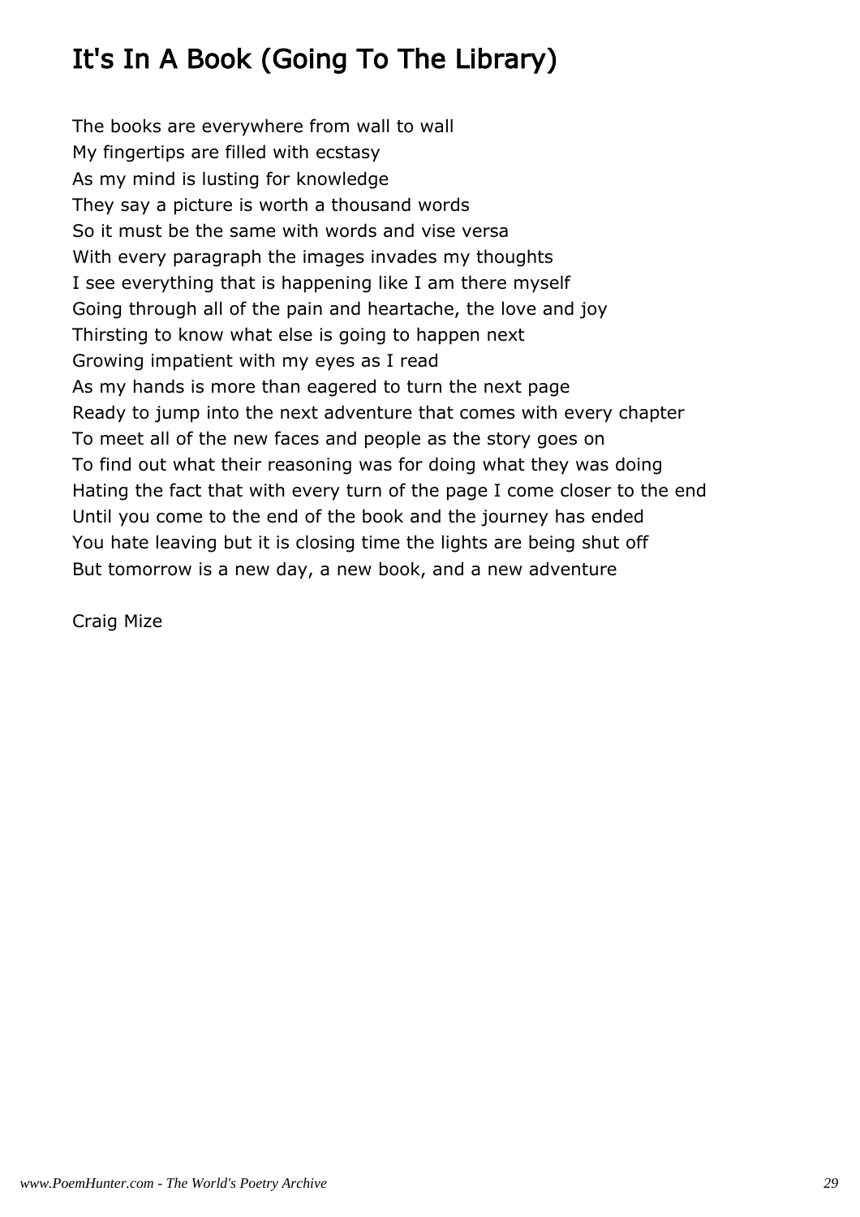# It's In A Book (Going To The Library)

The books are everywhere from wall to wall  
My fingertips are filled with ecstasy  
As my mind is lusting for knowledge  
They say a picture is worth a thousand words  
So it must be the same with words and vise versa  
With every paragraph the images invades my thoughts  
I see everything that is happening like I am there myself  
Going through all of the pain and heartache, the love and joy  
Thirsting to know what else is going to happen next  
Growing impatient with my eyes as I read  
As my hands is more than eagered to turn the next page  
Ready to jump into the next adventure that comes with every chapter  
To meet all of the new faces and people as the story goes on  
To find out what their reasoning was for doing what they was doing  
Hating the fact that with every turn of the page I come closer to the end  
Until you come to the end of the book and the journey has ended  
You hate leaving but it is closing time the lights are being shut off  
But tomorrow is a new day, a new book, and a new adventure

Craig Mize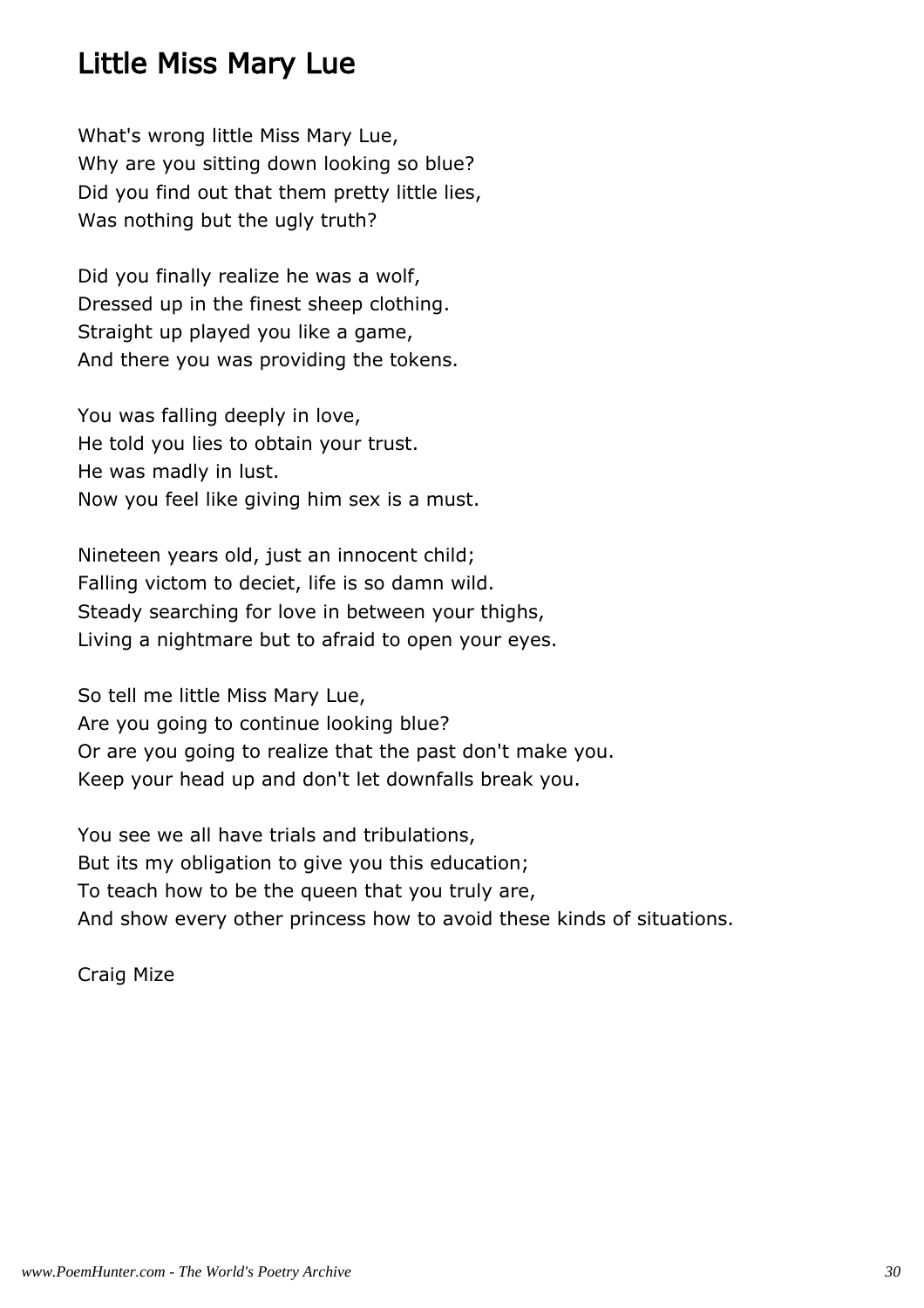## Little Miss Mary Lue

What's wrong little Miss Mary Lue,
Why are you sitting down looking so blue?
Did you find out that them pretty little lies,
Was nothing but the ugly truth?

Did you finally realize he was a wolf,
Dressed up in the finest sheep clothing.
Straight up played you like a game,
And there you was providing the tokens.

You was falling deeply in love,
He told you lies to obtain your trust.
He was madly in lust.
Now you feel like giving him sex is a must.

Nineteen years old, just an innocent child;
Falling victom to deciet, life is so damn wild.
Steady searching for love in between your thighs,
Living a nightmare but to afraid to open your eyes.

So tell me little Miss Mary Lue,
Are you going to continue looking blue?
Or are you going to realize that the past don't make you.
Keep your head up and don't let downfalls break you.

You see we all have trials and tribulations,
But its my obligation to give you this education;
To teach how to be the queen that you truly are,
And show every other princess how to avoid these kinds of situations.

Craig Mize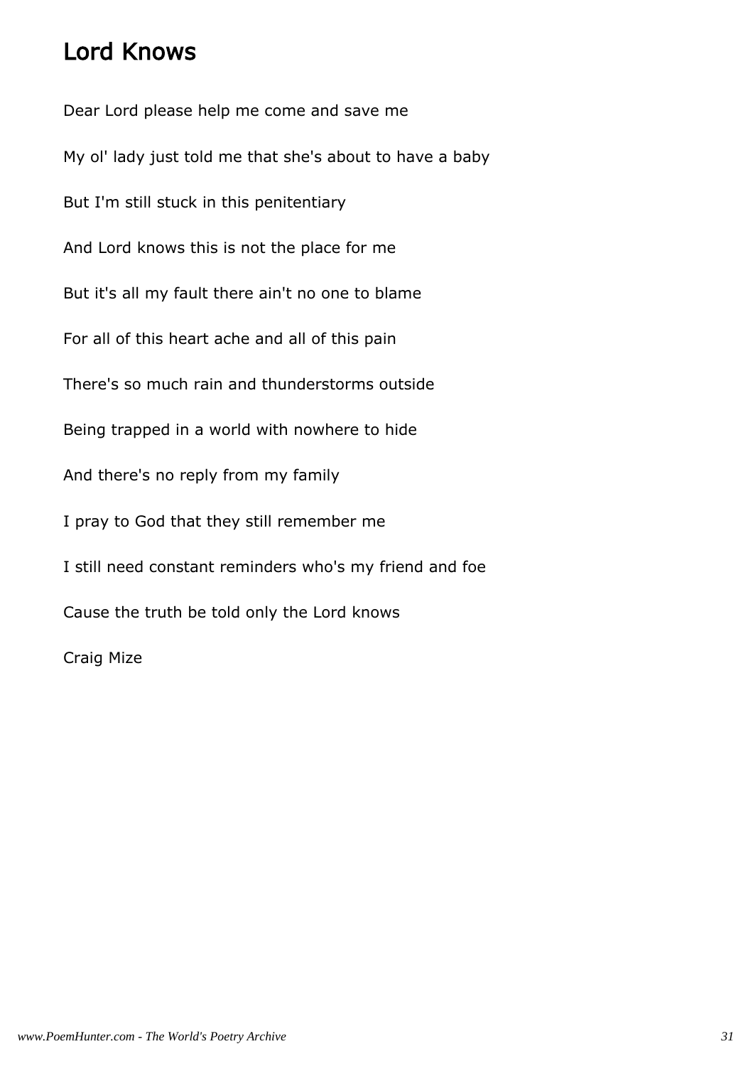# Lord Knows

Dear Lord please help me come and save me

My ol' lady just told me that she's about to have a baby

But I'm still stuck in this penitentiary

And Lord knows this is not the place for me

But it's all my fault there ain't no one to blame

For all of this heart ache and all of this pain

There's so much rain and thunderstorms outside

Being trapped in a world with nowhere to hide

And there's no reply from my family

I pray to God that they still remember me

I still need constant reminders who's my friend and foe

Cause the truth be told only the Lord knows

Craig Mize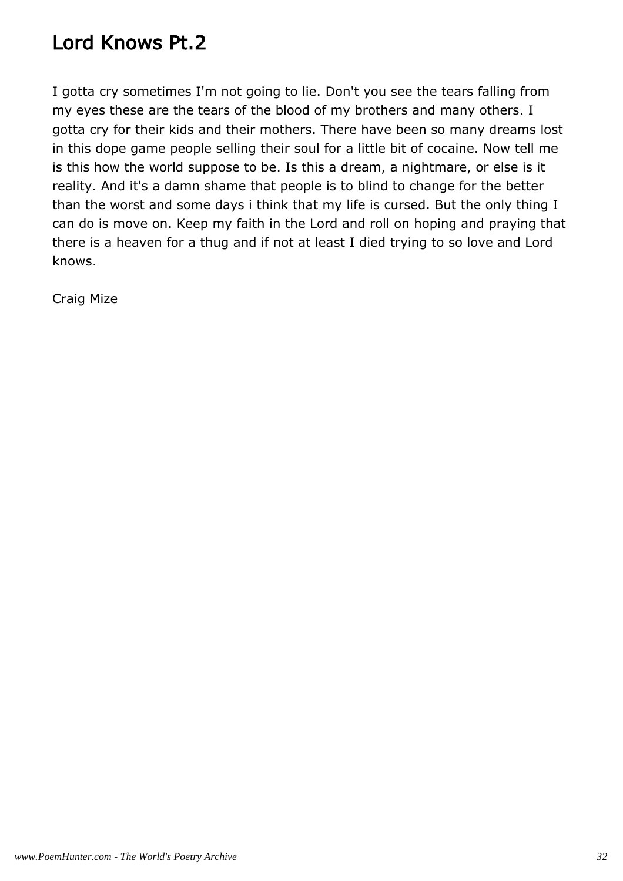# Lord Knows Pt.2

I gotta cry sometimes I'm not going to lie. Don't you see the tears falling from my eyes these are the tears of the blood of my brothers and many others. I gotta cry for their kids and their mothers. There have been so many dreams lost in this dope game people selling their soul for a little bit of cocaine. Now tell me is this how the world suppose to be. Is this a dream, a nightmare, or else is it reality. And it's a damn shame that people is to blind to change for the better than the worst and some days i think that my life is cursed. But the only thing I can do is move on. Keep my faith in the Lord and roll on hoping and praying that there is a heaven for a thug and if not at least I died trying to so love and Lord knows.

Craig Mize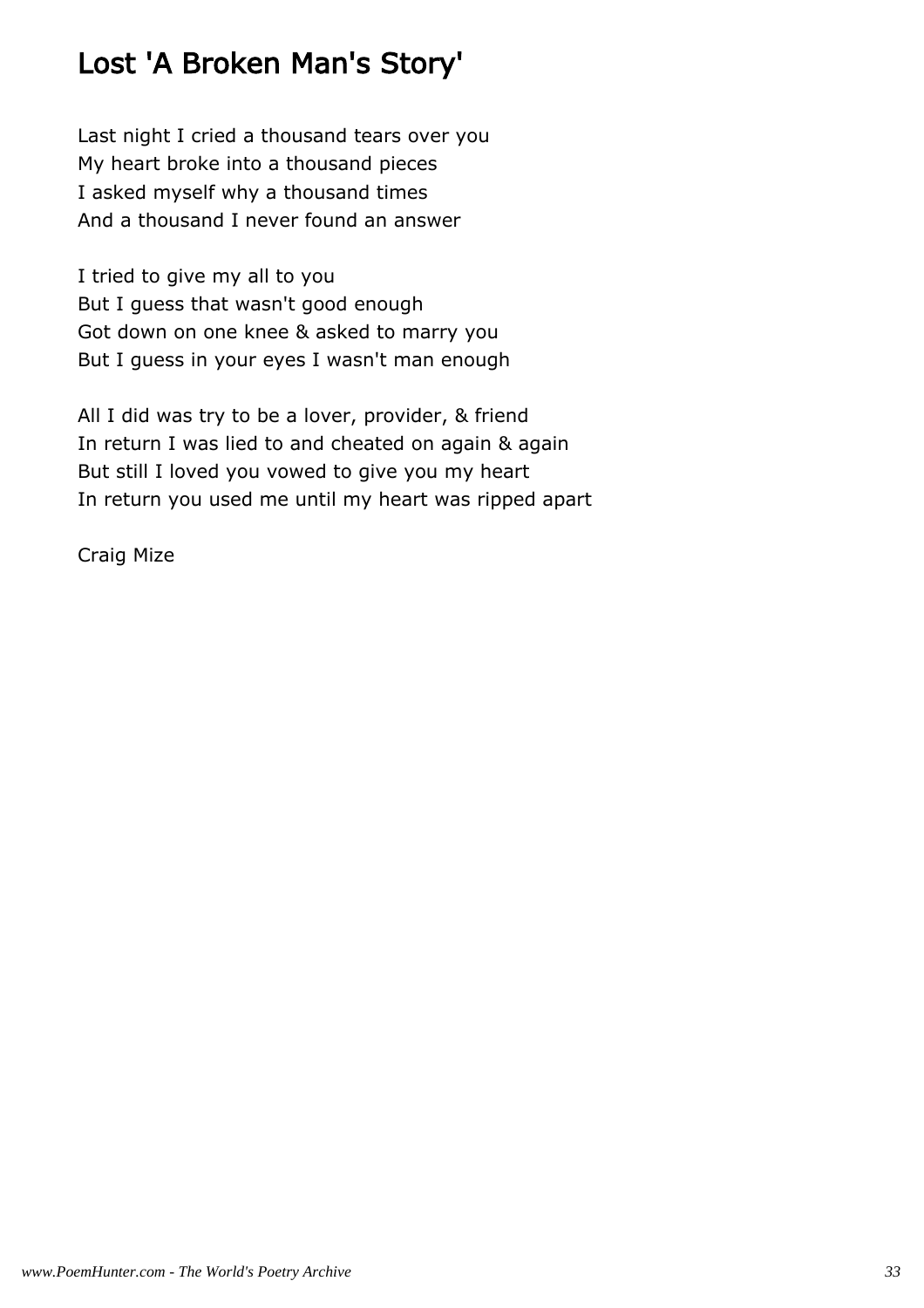# Lost 'A Broken Man's Story'

Last night I cried a thousand tears over you  
My heart broke into a thousand pieces  
I asked myself why a thousand times  
And a thousand I never found an answer

I tried to give my all to you  
But I guess that wasn't good enough  
Got down on one knee & asked to marry you  
But I guess in your eyes I wasn't man enough

All I did was try to be a lover, provider, & friend  
In return I was lied to and cheated on again & again  
But still I loved you vowed to give you my heart  
In return you used me until my heart was ripped apart

Craig Mize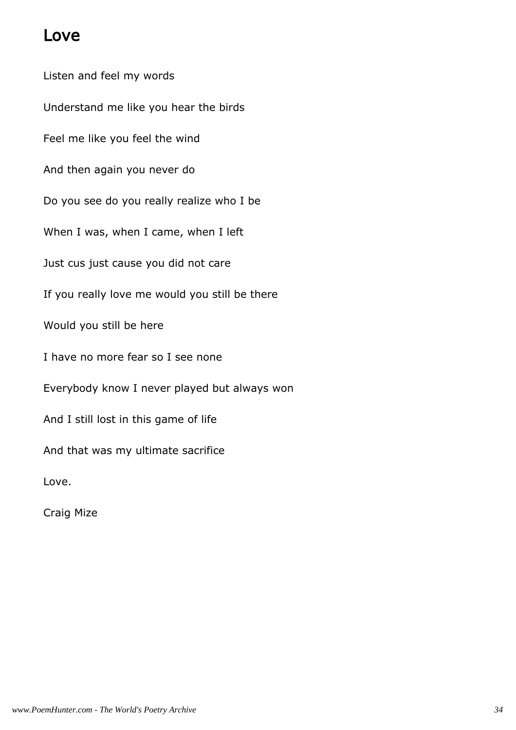# Love

Listen and feel my words

Understand me like you hear the birds

Feel me like you feel the wind

And then again you never do

Do you see do you really realize who I be

When I was, when I came, when I left

Just cus just cause you did not care

If you really love me would you still be there

Would you still be here

I have no more fear so I see none

Everybody know I never played but always won

And I still lost in this game of life

And that was my ultimate sacrifice

Love.

Craig Mize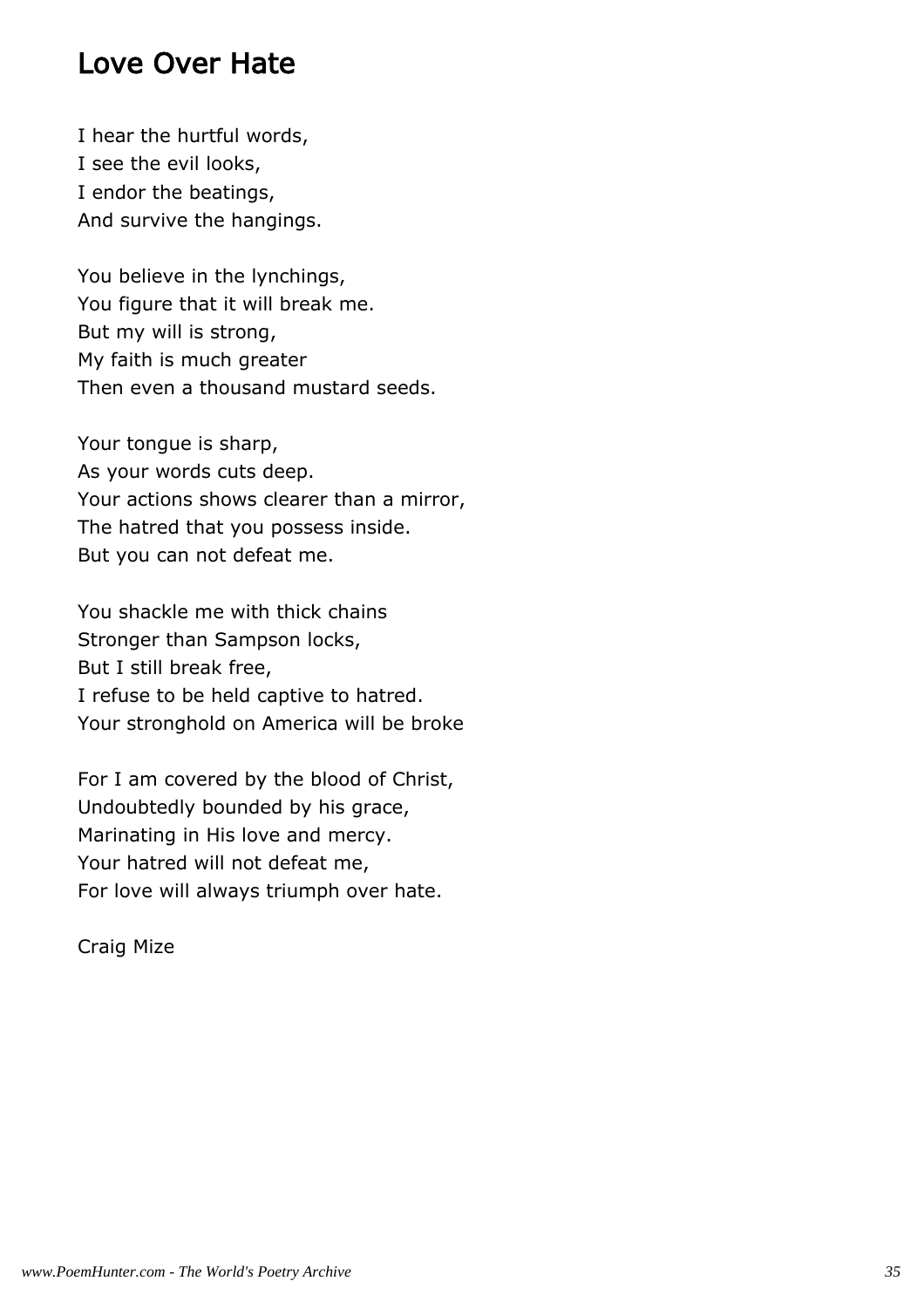# Love Over Hate

I hear the hurtful words,
I see the evil looks,
I endor the beatings,
And survive the hangings.

You believe in the lynchings,
You figure that it will break me.
But my will is strong,
My faith is much greater
Then even a thousand mustard seeds.

Your tongue is sharp,
As your words cuts deep.
Your actions shows clearer than a mirror,
The hatred that you possess inside.
But you can not defeat me.

You shackle me with thick chains
Stronger than Sampson locks,
But I still break free,
I refuse to be held captive to hatred.
Your stronghold on America will be broke

For I am covered by the blood of Christ,
Undoubtedly bounded by his grace,
Marinating in His love and mercy.
Your hatred will not defeat me,
For love will always triumph over hate.

Craig Mize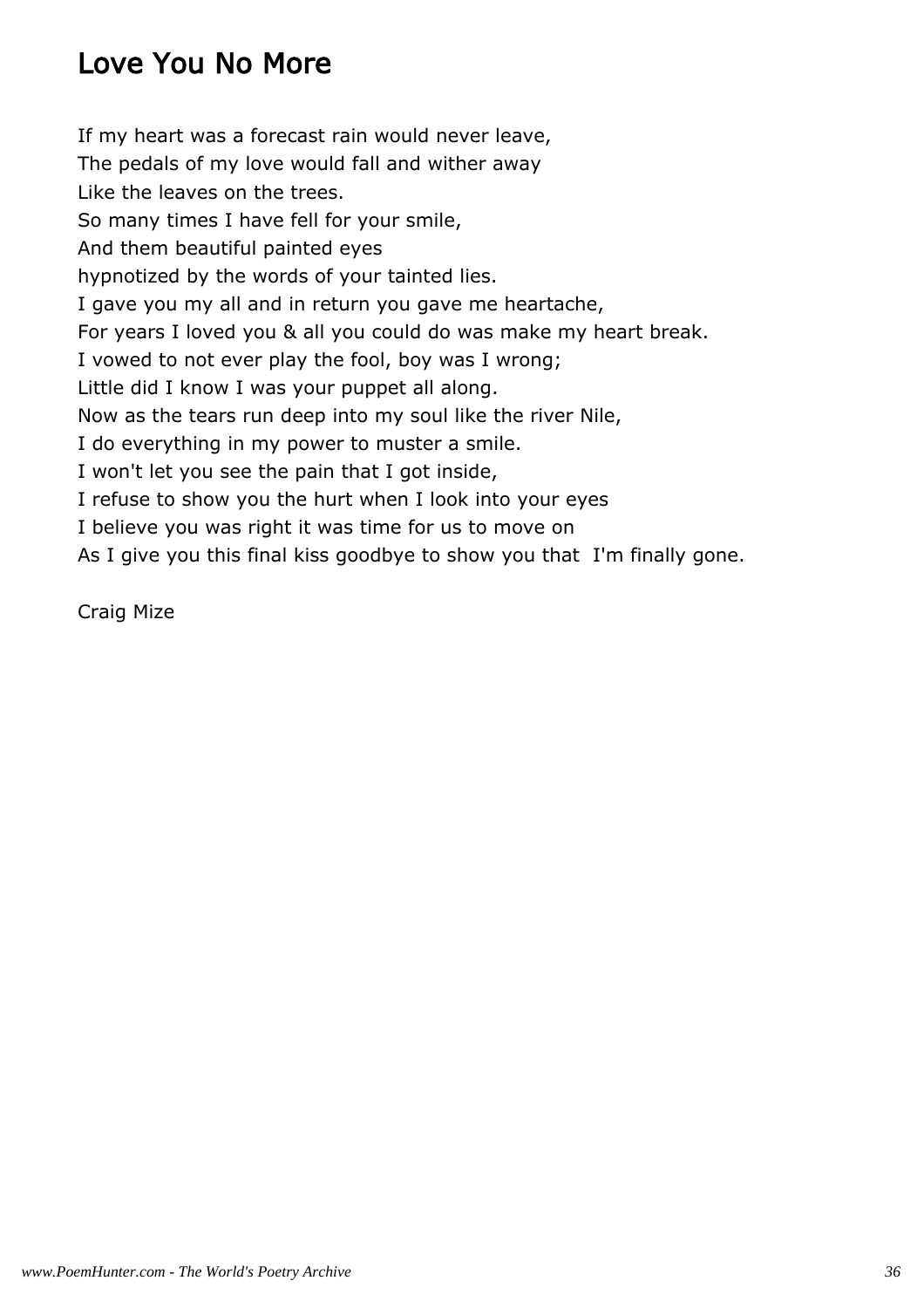## Love You No More

If my heart was a forecast rain would never leave,
The pedals of my love would fall and wither away
Like the leaves on the trees.
So many times I have fell for your smile,
And them beautiful painted eyes
hypnotized by the words of your tainted lies.
I gave you my all and in return you gave me heartache,
For years I loved you & all you could do was make my heart break.
I vowed to not ever play the fool, boy was I wrong;
Little did I know I was your puppet all along.
Now as the tears run deep into my soul like the river Nile,
I do everything in my power to muster a smile.
I won't let you see the pain that I got inside,
I refuse to show you the hurt when I look into your eyes
I believe you was right it was time for us to move on
As I give you this final kiss goodbye to show you that I'm finally gone.

Craig Mize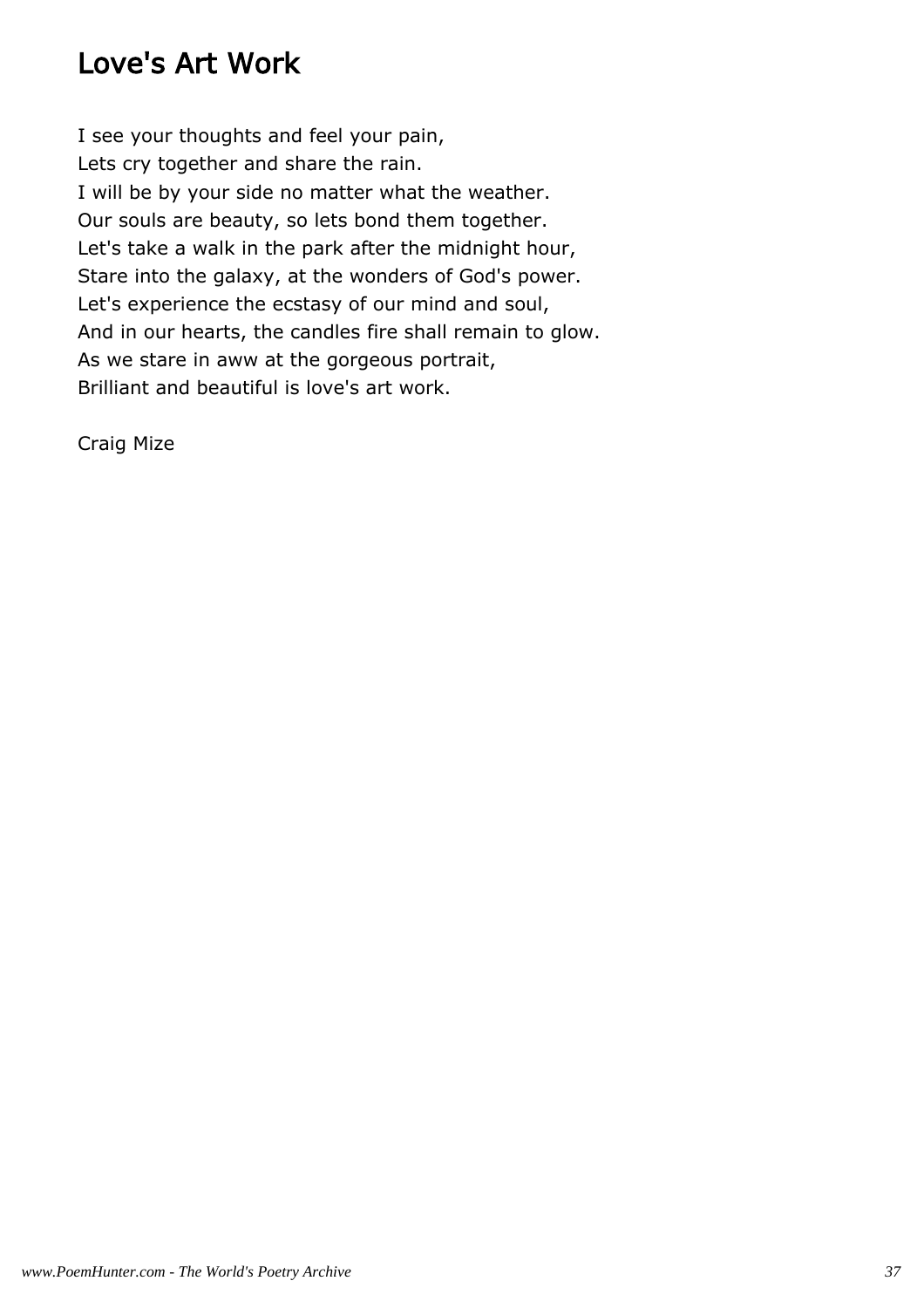# Love's Art Work

I see your thoughts and feel your pain,  
Lets cry together and share the rain.  
I will be by your side no matter what the weather.  
Our souls are beauty, so lets bond them together.  
Let's take a walk in the park after the midnight hour,  
Stare into the galaxy, at the wonders of God's power.  
Let's experience the ecstasy of our mind and soul,  
And in our hearts, the candles fire shall remain to glow.  
As we stare in aww at the gorgeous portrait,  
Brilliant and beautiful is love's art work.

Craig Mize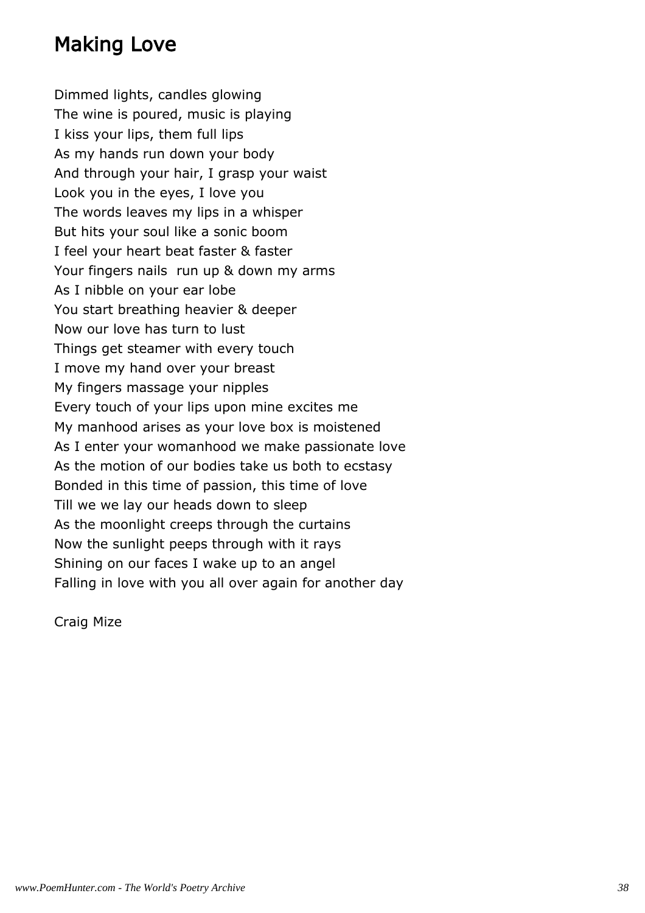# Making Love

Dimmed lights, candles glowing
The wine is poured, music is playing
I kiss your lips, them full lips
As my hands run down your body
And through your hair, I grasp your waist
Look you in the eyes, I love you
The words leaves my lips in a whisper
But hits your soul like a sonic boom
I feel your heart beat faster & faster
Your fingers nails  run up & down my arms
As I nibble on your ear lobe
You start breathing heavier & deeper
Now our love has turn to lust
Things get steamer with every touch
I move my hand over your breast
My fingers massage your nipples
Every touch of your lips upon mine excites me
My manhood arises as your love box is moistened
As I enter your womanhood we make passionate love
As the motion of our bodies take us both to ecstasy
Bonded in this time of passion, this time of love
Till we we lay our heads down to sleep
As the moonlight creeps through the curtains
Now the sunlight peeps through with it rays
Shining on our faces I wake up to an angel
Falling in love with you all over again for another day

Craig Mize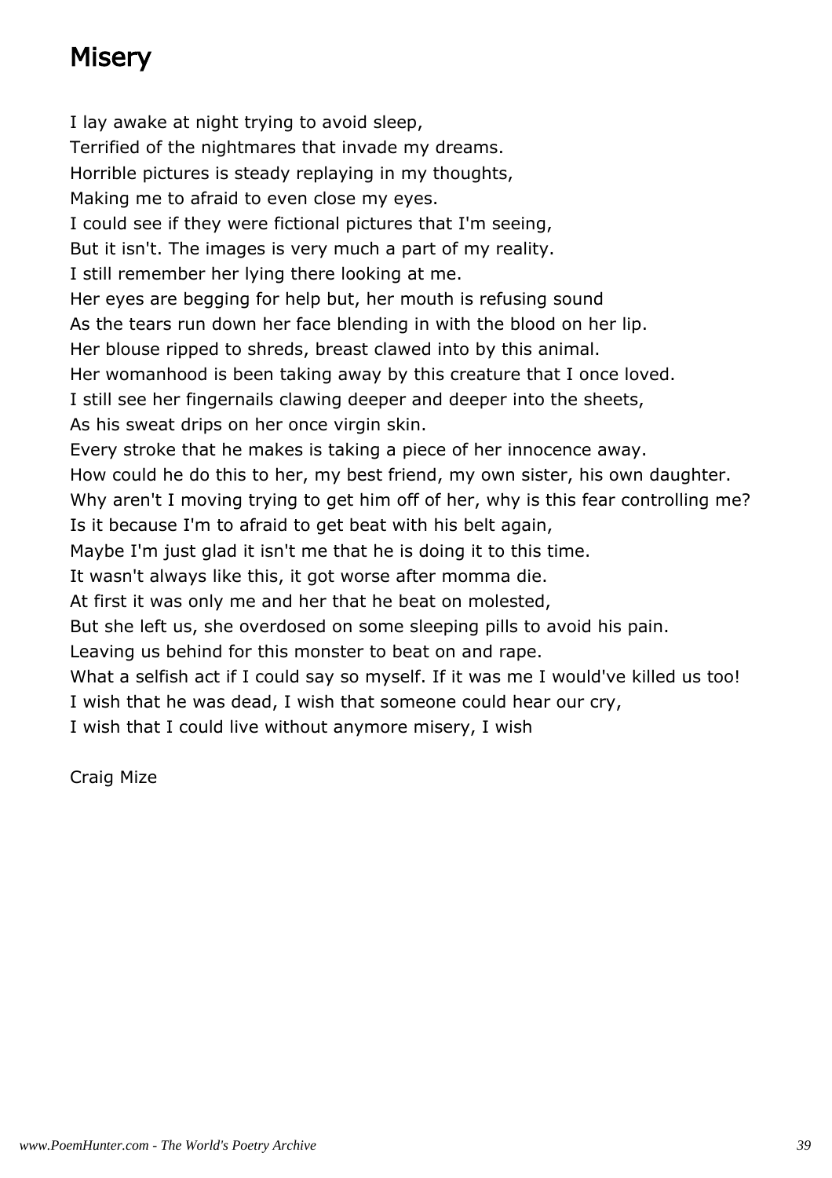## Misery

I lay awake at night trying to avoid sleep,
Terrified of the nightmares that invade my dreams.
Horrible pictures is steady replaying in my thoughts,
Making me to afraid to even close my eyes.
I could see if they were fictional pictures that I'm seeing,
But it isn't. The images is very much a part of my reality.
I still remember her lying there looking at me.
Her eyes are begging for help but, her mouth is refusing sound
As the tears run down her face blending in with the blood on her lip.
Her blouse ripped to shreds, breast clawed into by this animal.
Her womanhood is been taking away by this creature that I once loved.
I still see her fingernails clawing deeper and deeper into the sheets,
As his sweat drips on her once virgin skin.
Every stroke that he makes is taking a piece of her innocence away.
How could he do this to her, my best friend, my own sister, his own daughter.
Why aren't I moving trying to get him off of her, why is this fear controlling me?
Is it because I'm to afraid to get beat with his belt again,
Maybe I'm just glad it isn't me that he is doing it to this time.
It wasn't always like this, it got worse after momma die.
At first it was only me and her that he beat on molested,
But she left us, she overdosed on some sleeping pills to avoid his pain.
Leaving us behind for this monster to beat on and rape.
What a selfish act if I could say so myself. If it was me I would've killed us too!
I wish that he was dead, I wish that someone could hear our cry,
I wish that I could live without anymore misery, I wish

Craig Mize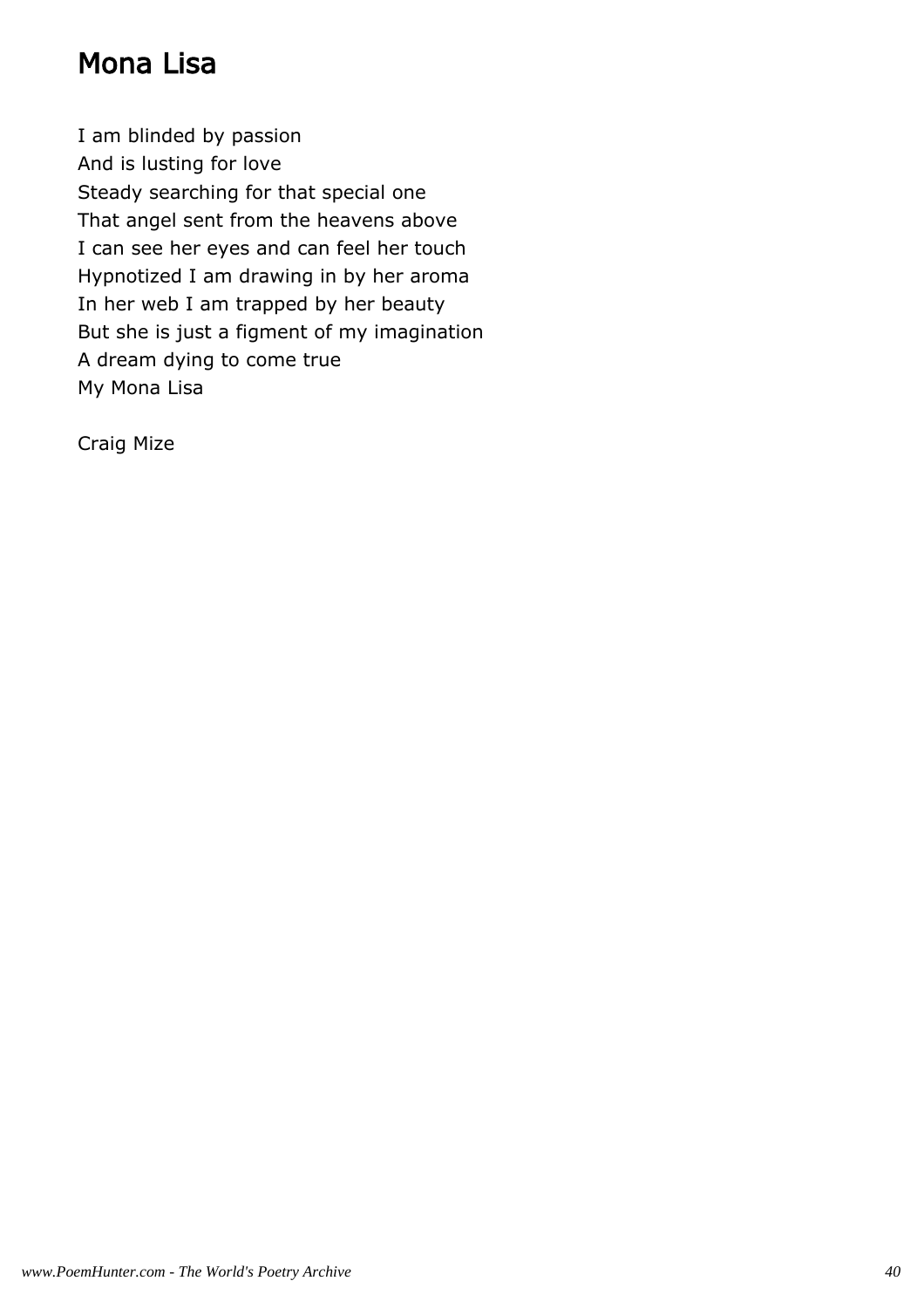# Mona Lisa

I am blinded by passion
And is lusting for love
Steady searching for that special one
That angel sent from the heavens above
I can see her eyes and can feel her touch
Hypnotized I am drawing in by her aroma
In her web I am trapped by her beauty
But she is just a figment of my imagination
A dream dying to come true
My Mona Lisa

Craig Mize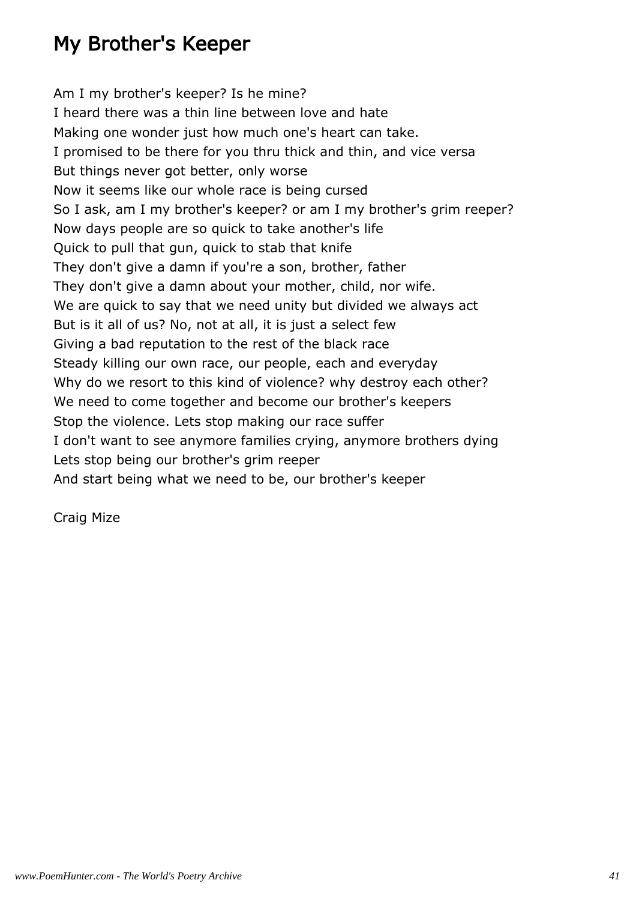# My Brother's Keeper

Am I my brother's keeper? Is he mine?
I heard there was a thin line between love and hate
Making one wonder just how much one's heart can take.
I promised to be there for you thru thick and thin, and vice versa
But things never got better, only worse
Now it seems like our whole race is being cursed
So I ask, am I my brother's keeper? or am I my brother's grim reeper?
Now days people are so quick to take another's life
Quick to pull that gun, quick to stab that knife
They don't give a damn if you're a son, brother, father
They don't give a damn about your mother, child, nor wife.
We are quick to say that we need unity but divided we always act
But is it all of us? No, not at all, it is just a select few
Giving a bad reputation to the rest of the black race
Steady killing our own race, our people, each and everyday
Why do we resort to this kind of violence? why destroy each other?
We need to come together and become our brother's keepers
Stop the violence. Lets stop making our race suffer
I don't want to see anymore families crying, anymore brothers dying
Lets stop being our brother's grim reeper
And start being what we need to be, our brother's keeper

Craig Mize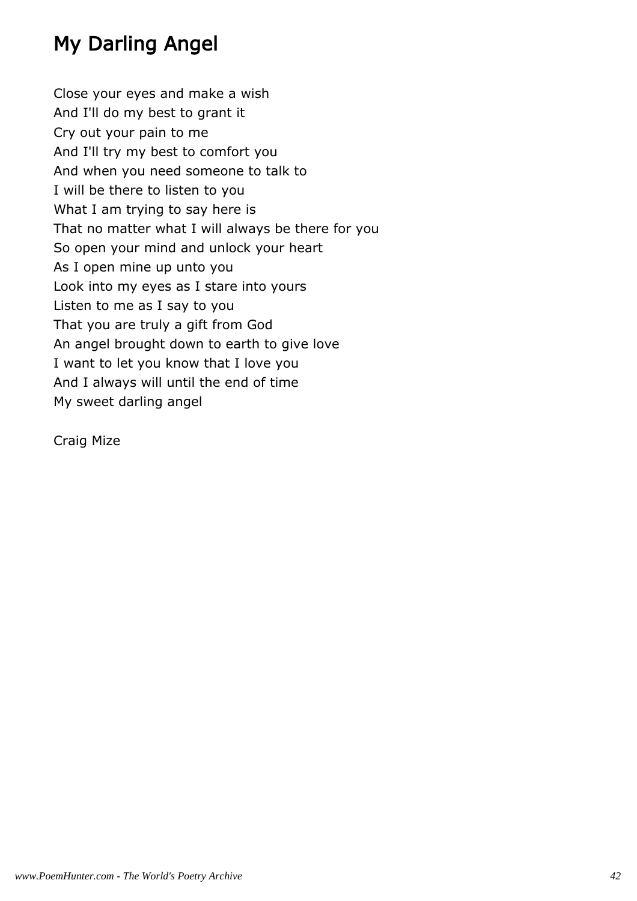# My Darling Angel

Close your eyes and make a wish
And I'll do my best to grant it
Cry out your pain to me
And I'll try my best to comfort you
And when you need someone to talk to
I will be there to listen to you
What I am trying to say here is
That no matter what I will always be there for you
So open your mind and unlock your heart
As I open mine up unto you
Look into my eyes as I stare into yours
Listen to me as I say to you
That you are truly a gift from God
An angel brought down to earth to give love
I want to let you know that I love you
And I always will until the end of time
My sweet darling angel

Craig Mize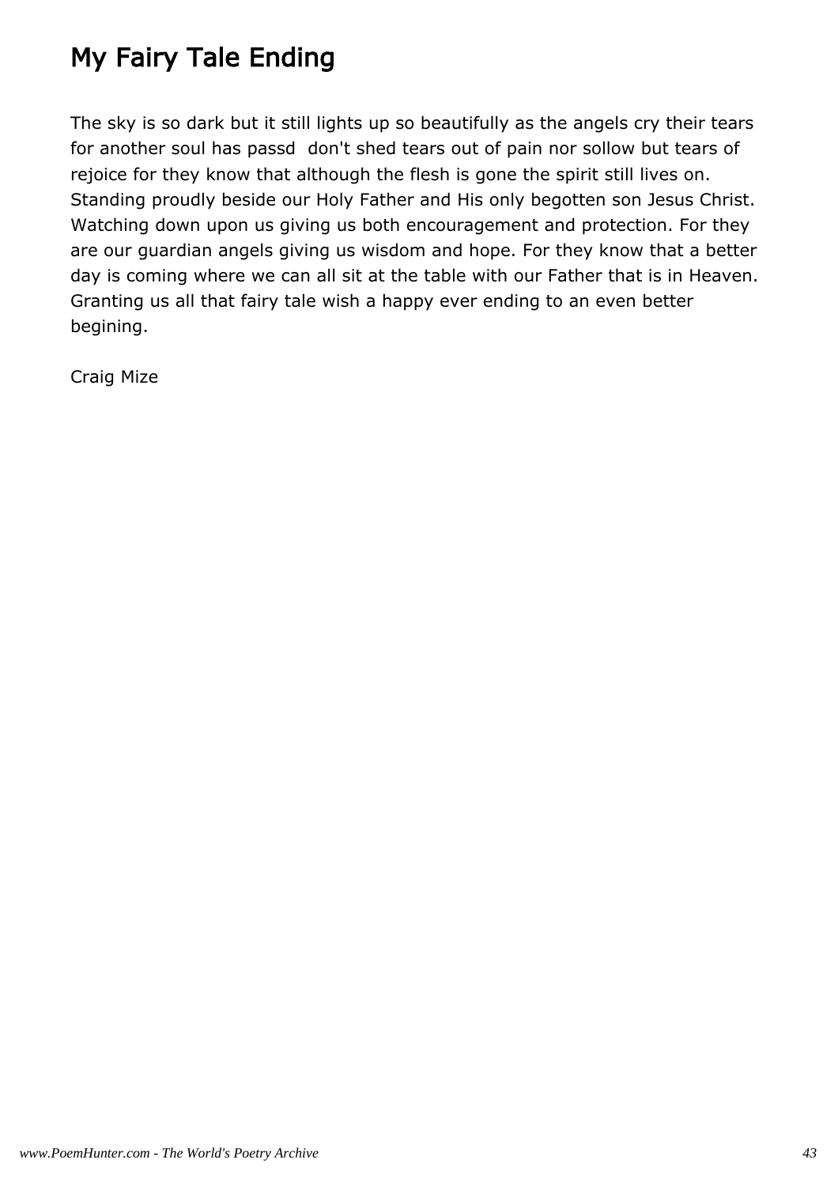# My Fairy Tale Ending

The sky is so dark but it still lights up so beautifully as the angels cry their tears for another soul has passd  don't shed tears out of pain nor sollow but tears of rejoice for they know that although the flesh is gone the spirit still lives on. Standing proudly beside our Holy Father and His only begotten son Jesus Christ. Watching down upon us giving us both encouragement and protection. For they are our guardian angels giving us wisdom and hope. For they know that a better day is coming where we can all sit at the table with our Father that is in Heaven. Granting us all that fairy tale wish a happy ever ending to an even better begining.

Craig Mize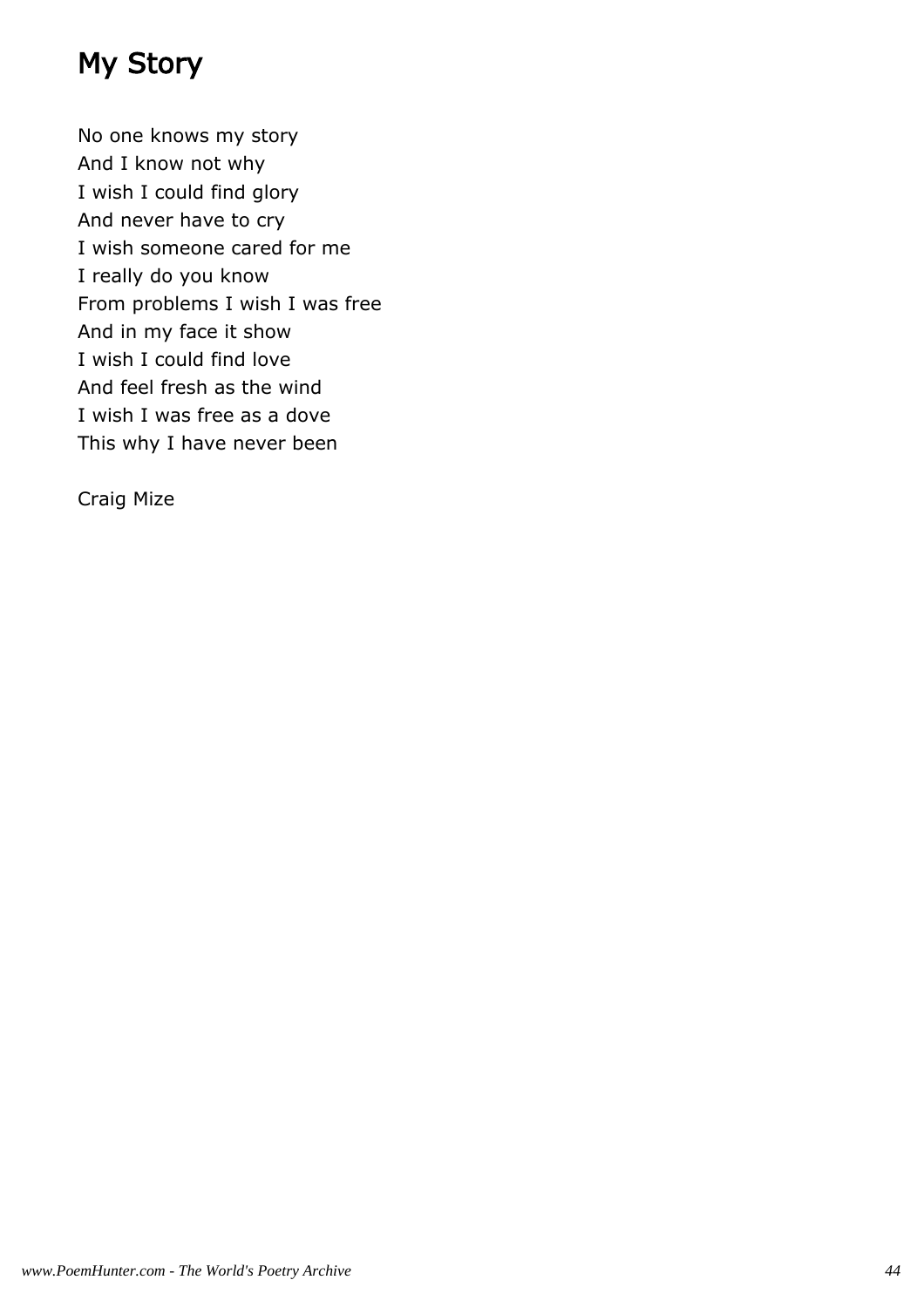# My Story

No one knows my story  
And I know not why  
I wish I could find glory  
And never have to cry  
I wish someone cared for me  
I really do you know  
From problems I wish I was free  
And in my face it show  
I wish I could find love  
And feel fresh as the wind  
I wish I was free as a dove  
This why I have never been

Craig Mize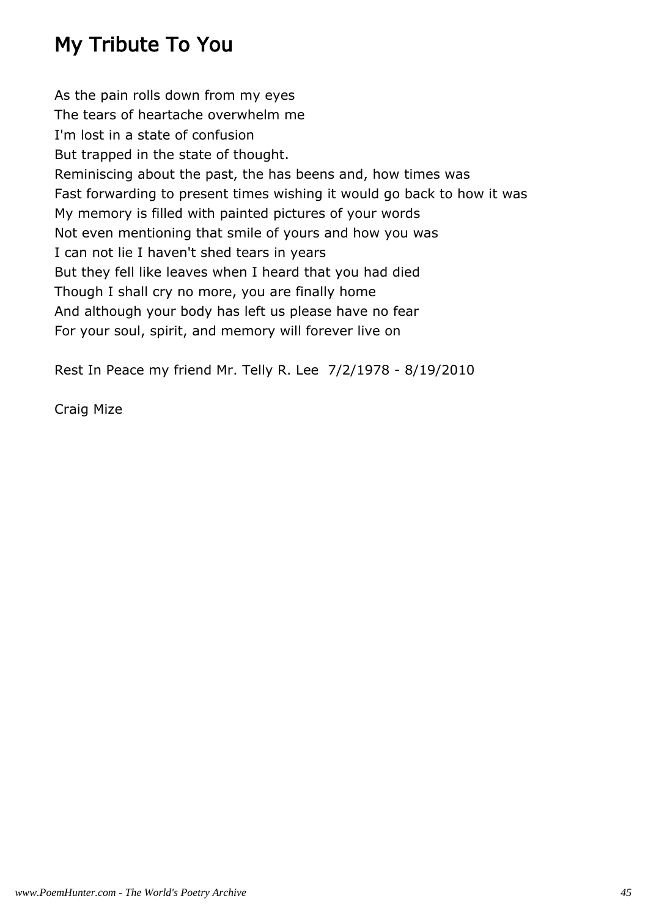# My Tribute To You

As the pain rolls down from my eyes
The tears of heartache overwhelm me
I'm lost in a state of confusion
But trapped in the state of thought.
Reminiscing about the past, the has beens and, how times was
Fast forwarding to present times wishing it would go back to how it was
My memory is filled with painted pictures of your words
Not even mentioning that smile of yours and how you was
I can not lie I haven't shed tears in years
But they fell like leaves when I heard that you had died
Though I shall cry no more, you are finally home
And although your body has left us please have no fear
For your soul, spirit, and memory will forever live on

Rest In Peace my friend Mr. Telly R. Lee 7/2/1978 - 8/19/2010

Craig Mize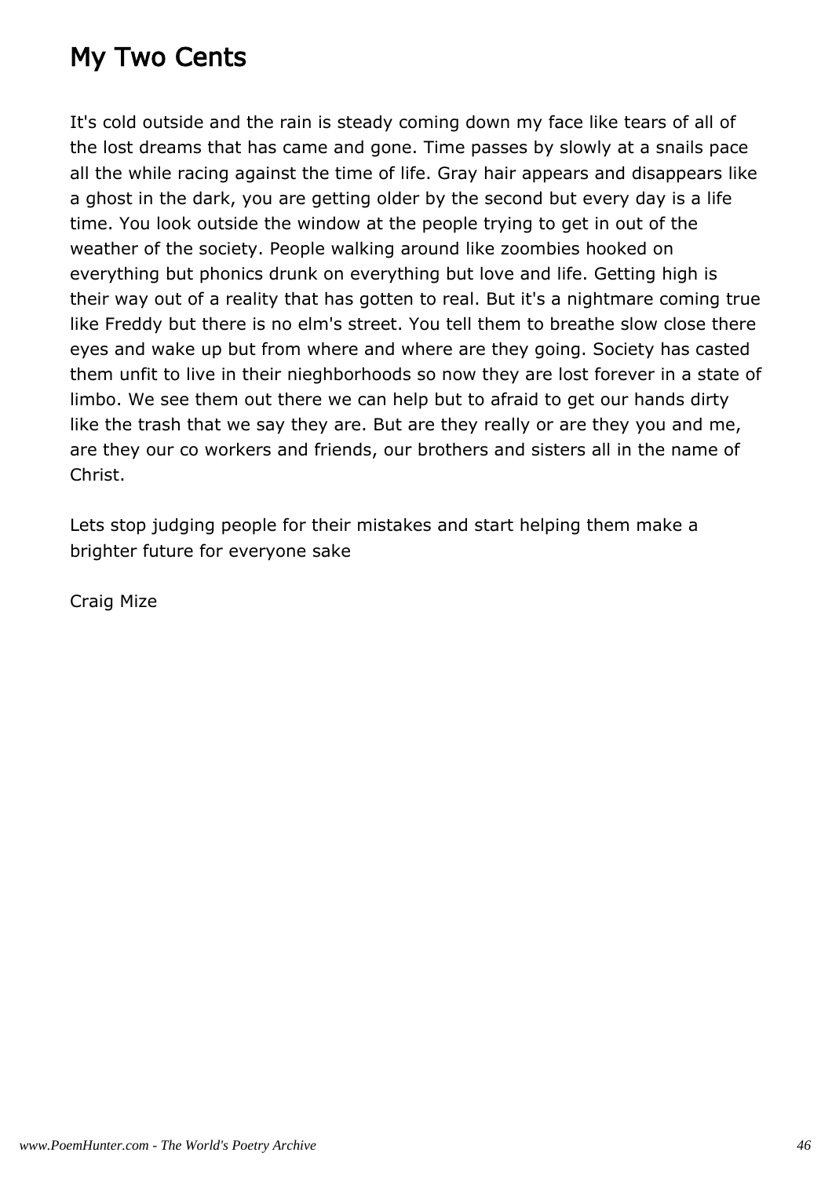## My Two Cents

It's cold outside and the rain is steady coming down my face like tears of all of the lost dreams that has came and gone. Time passes by slowly at a snails pace all the while racing against the time of life. Gray hair appears and disappears like a ghost in the dark, you are getting older by the second but every day is a life time. You look outside the window at the people trying to get in out of the weather of the society. People walking around like zoombies hooked on everything but phonics drunk on everything but love and life. Getting high is their way out of a reality that has gotten to real. But it's a nightmare coming true like Freddy but there is no elm's street. You tell them to breathe slow close there eyes and wake up but from where and where are they going. Society has casted them unfit to live in their nieghborhoods so now they are lost forever in a state of limbo. We see them out there we can help but to afraid to get our hands dirty like the trash that we say they are. But are they really or are they you and me, are they our co workers and friends, our brothers and sisters all in the name of Christ.

Lets stop judging people for their mistakes and start helping them make a brighter future for everyone sake

Craig Mize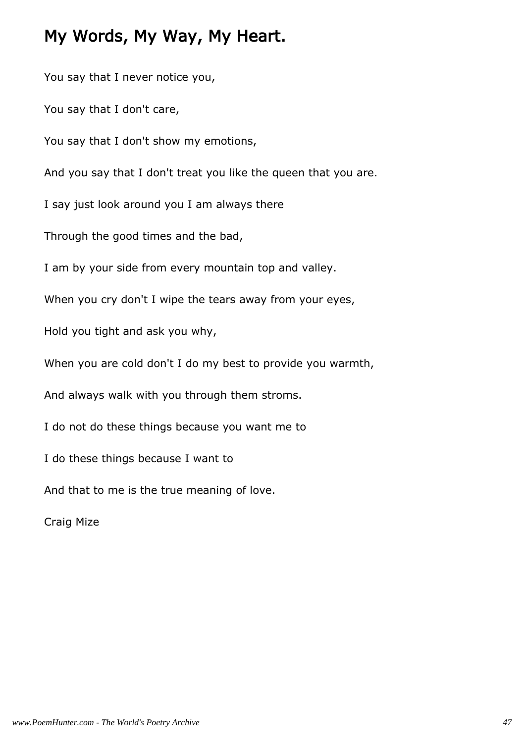# My Words, My Way, My Heart.

You say that I never notice you,

You say that I don't care,

You say that I don't show my emotions,

And you say that I don't treat you like the queen that you are.

I say just look around you I am always there

Through the good times and the bad,

I am by your side from every mountain top and valley.

When you cry don't I wipe the tears away from your eyes,

Hold you tight and ask you why,

When you are cold don't I do my best to provide you warmth,

And always walk with you through them stroms.

I do not do these things because you want me to

I do these things because I want to

And that to me is the true meaning of love.

Craig Mize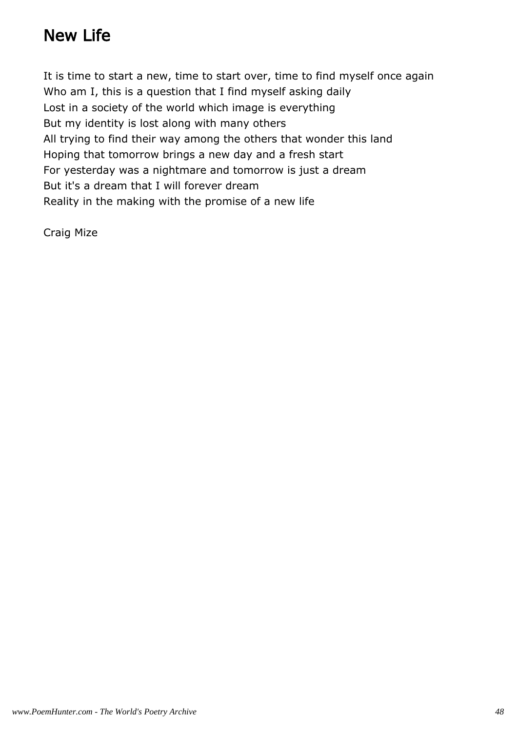# New Life

It is time to start a new, time to start over, time to find myself once again
Who am I, this is a question that I find myself asking daily
Lost in a society of the world which image is everything
But my identity is lost along with many others
All trying to find their way among the others that wonder this land
Hoping that tomorrow brings a new day and a fresh start
For yesterday was a nightmare and tomorrow is just a dream
But it's a dream that I will forever dream
Reality in the making with the promise of a new life

Craig Mize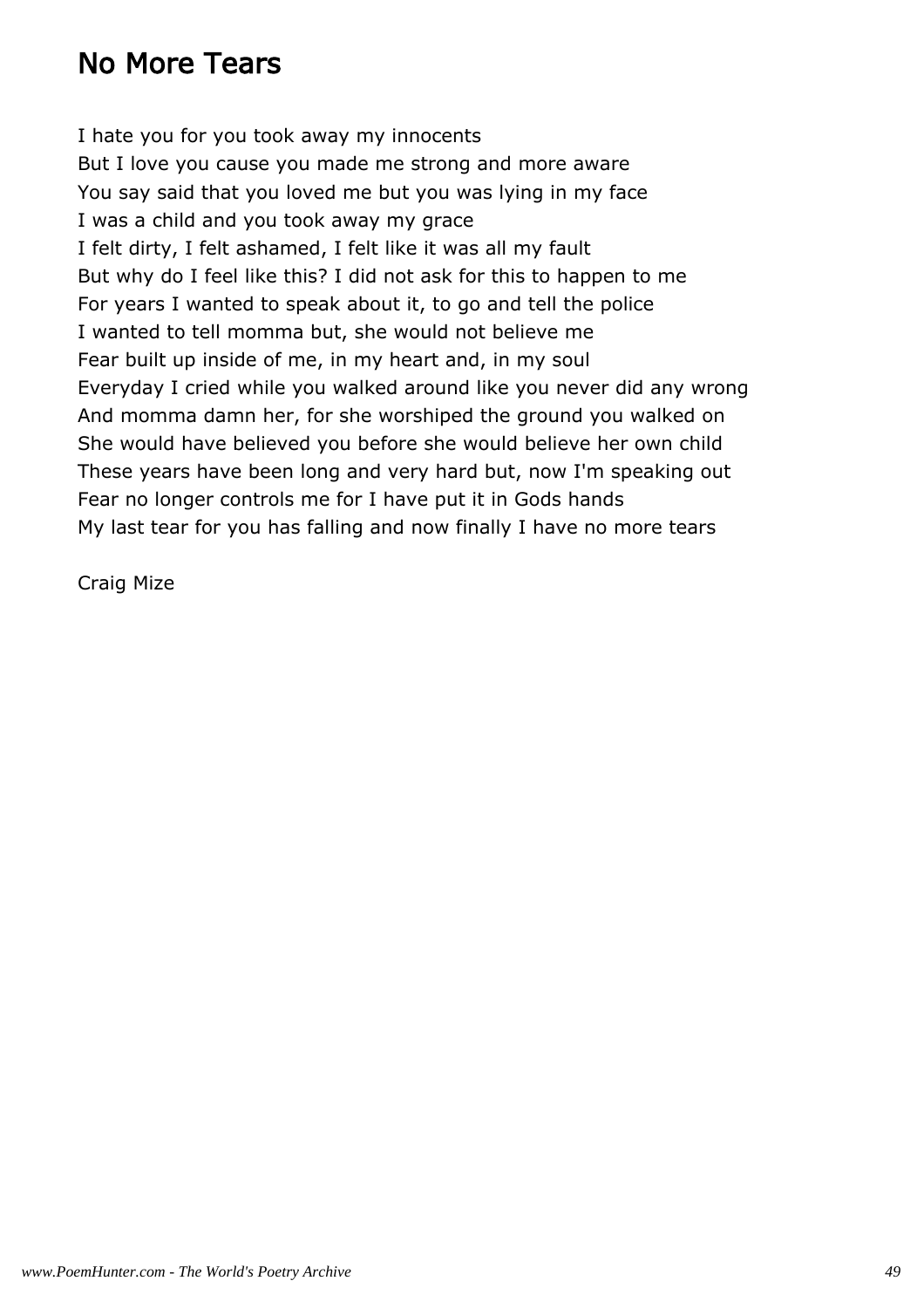## No More Tears

I hate you for you took away my innocents
But I love you cause you made me strong and more aware
You say said that you loved me but you was lying in my face
I was a child and you took away my grace
I felt dirty, I felt ashamed, I felt like it was all my fault
But why do I feel like this? I did not ask for this to happen to me
For years I wanted to speak about it, to go and tell the police
I wanted to tell momma but, she would not believe me
Fear built up inside of me, in my heart and, in my soul
Everyday I cried while you walked around like you never did any wrong
And momma damn her, for she worshiped the ground you walked on
She would have believed you before she would believe her own child
These years have been long and very hard but, now I'm speaking out
Fear no longer controls me for I have put it in Gods hands
My last tear for you has falling and now finally I have no more tears

Craig Mize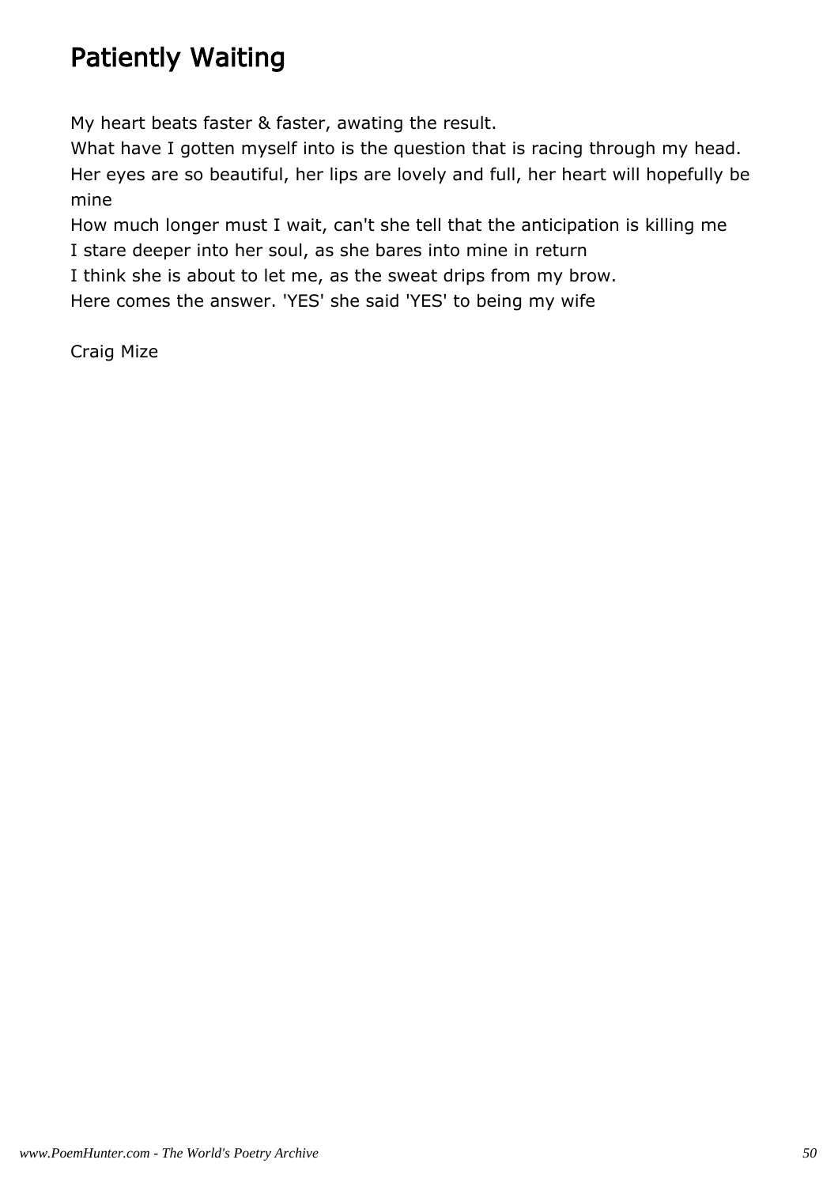# Patiently Waiting

My heart beats faster & faster, awating the result.
What have I gotten myself into is the question that is racing through my head.
Her eyes are so beautiful, her lips are lovely and full, her heart will hopefully be mine
How much longer must I wait, can't she tell that the anticipation is killing me
I stare deeper into her soul, as she bares into mine in return
I think she is about to let me, as the sweat drips from my brow.
Here comes the answer. 'YES' she said 'YES' to being my wife

Craig Mize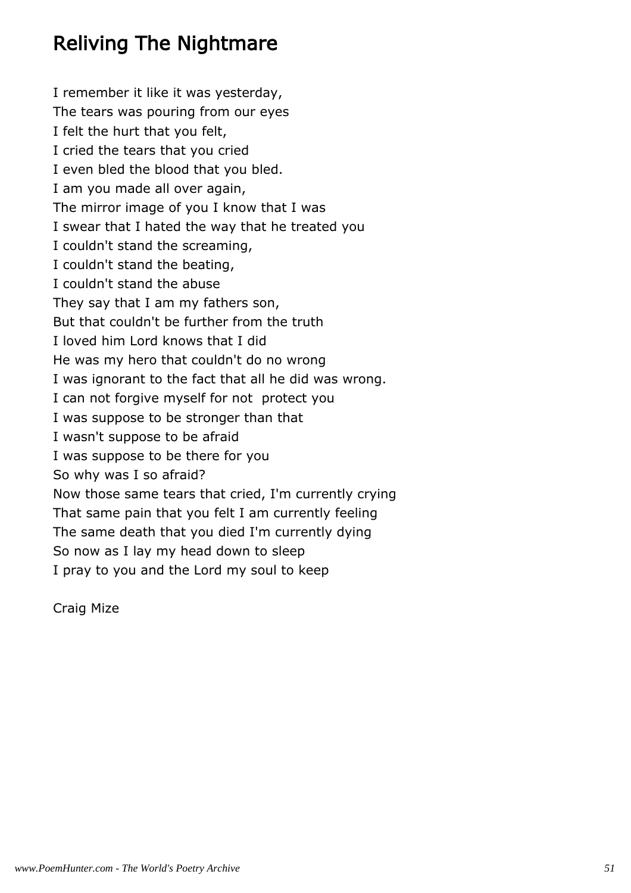## Reliving The Nightmare

I remember it like it was yesterday,
The tears was pouring from our eyes
I felt the hurt that you felt,
I cried the tears that you cried
I even bled the blood that you bled.
I am you made all over again,
The mirror image of you I know that I was
I swear that I hated the way that he treated you
I couldn't stand the screaming,
I couldn't stand the beating,
I couldn't stand the abuse
They say that I am my fathers son,
But that couldn't be further from the truth
I loved him Lord knows that I did
He was my hero that couldn't do no wrong
I was ignorant to the fact that all he did was wrong.
I can not forgive myself for not protect you
I was suppose to be stronger than that
I wasn't suppose to be afraid
I was suppose to be there for you
So why was I so afraid?
Now those same tears that cried, I'm currently crying
That same pain that you felt I am currently feeling
The same death that you died I'm currently dying
So now as I lay my head down to sleep
I pray to you and the Lord my soul to keep

Craig Mize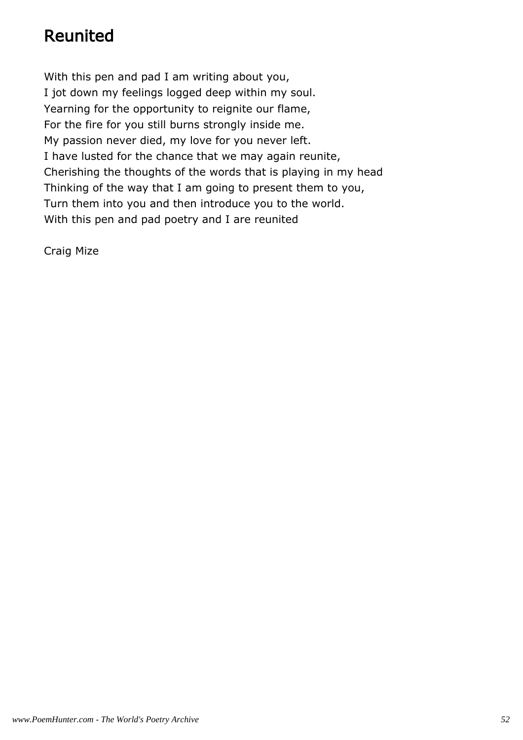# Reunited

With this pen and pad I am writing about you,
I jot down my feelings logged deep within my soul.
Yearning for the opportunity to reignite our flame,
For the fire for you still burns strongly inside me.
My passion never died, my love for you never left.
I have lusted for the chance that we may again reunite,
Cherishing the thoughts of the words that is playing in my head
Thinking of the way that I am going to present them to you,
Turn them into you and then introduce you to the world.
With this pen and pad poetry and I are reunited

Craig Mize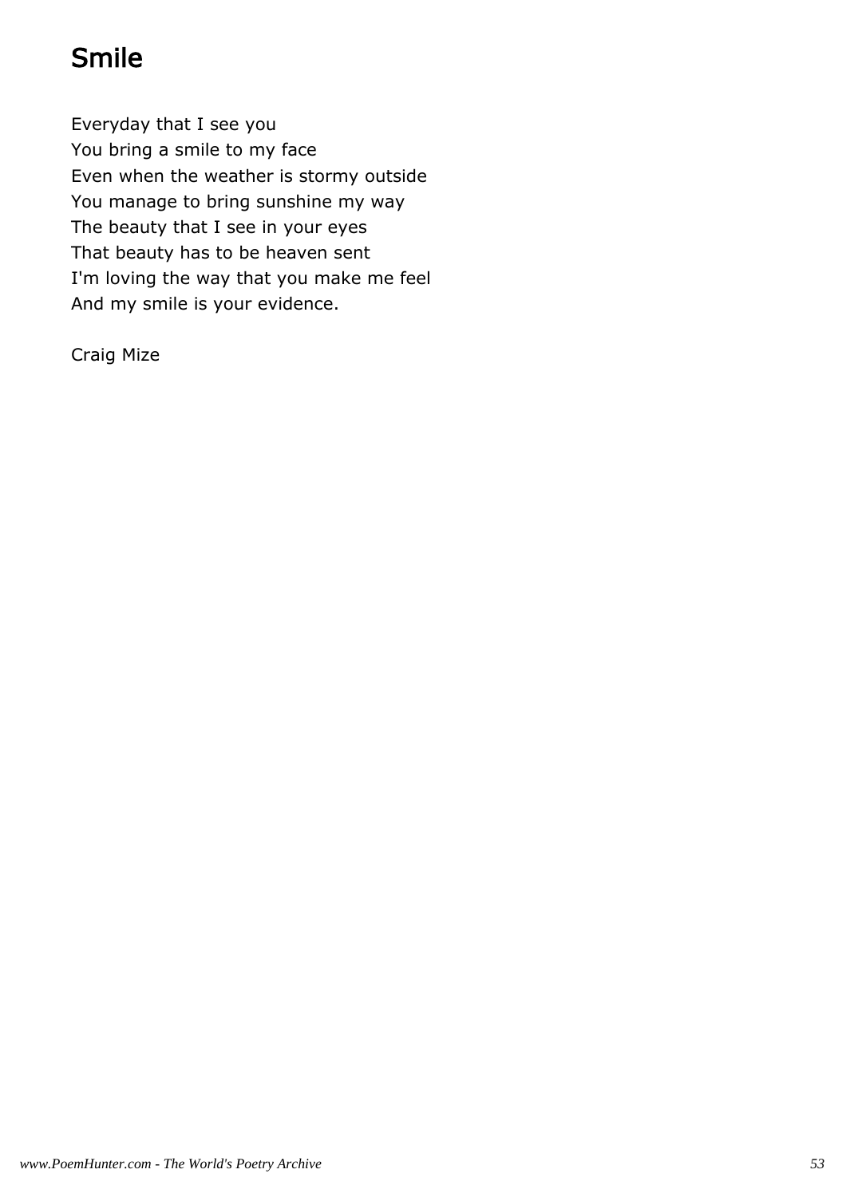## Smile

Everyday that I see you  
You bring a smile to my face  
Even when the weather is stormy outside  
You manage to bring sunshine my way  
The beauty that I see in your eyes  
That beauty has to be heaven sent  
I'm loving the way that you make me feel  
And my smile is your evidence.

Craig Mize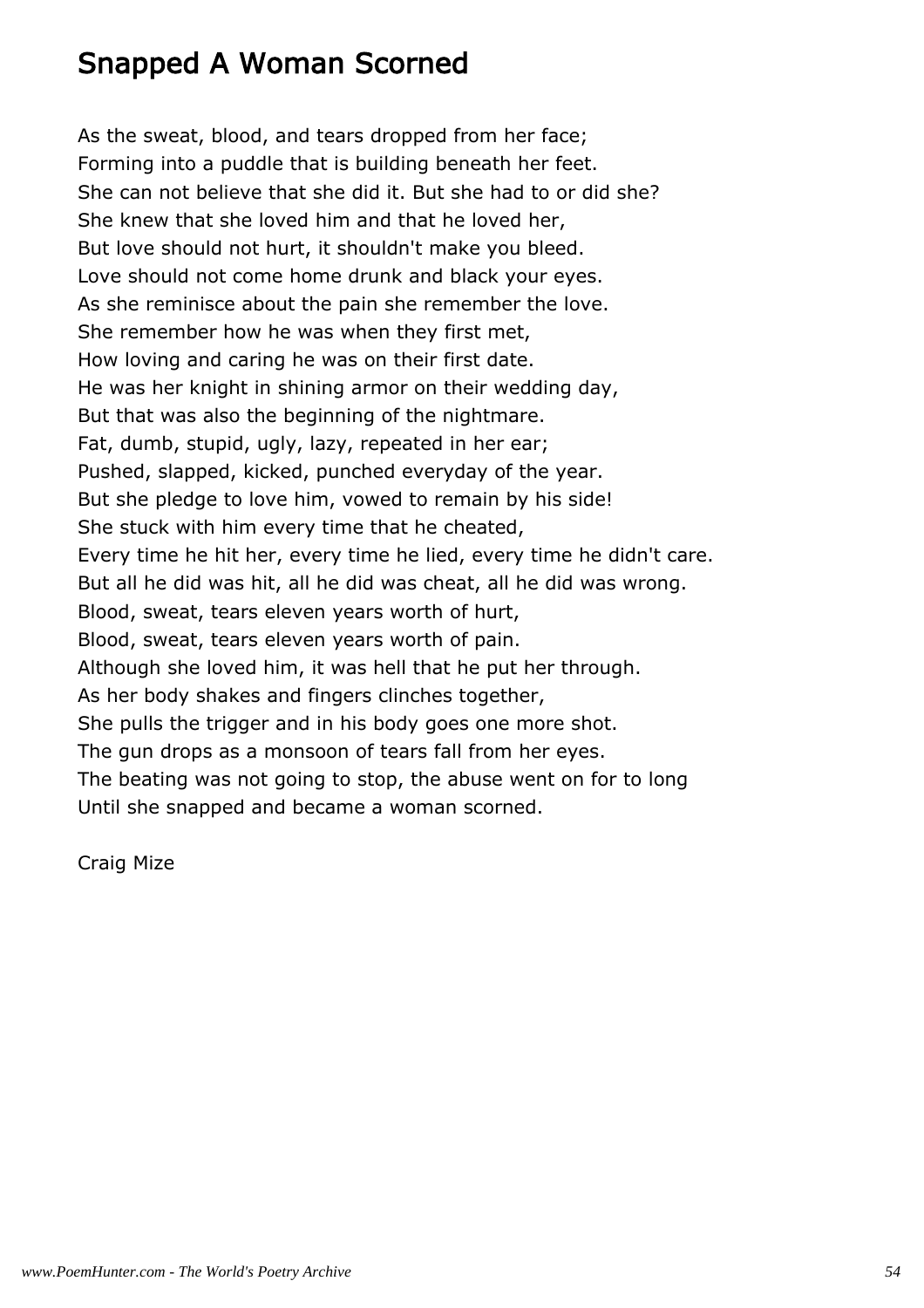# Snapped A Woman Scorned

As the sweat, blood, and tears dropped from her face;
Forming into a puddle that is building beneath her feet.
She can not believe that she did it. But she had to or did she?
She knew that she loved him and that he loved her,
But love should not hurt, it shouldn't make you bleed.
Love should not come home drunk and black your eyes.
As she reminisce about the pain she remember the love.
She remember how he was when they first met,
How loving and caring he was on their first date.
He was her knight in shining armor on their wedding day,
But that was also the beginning of the nightmare.
Fat, dumb, stupid, ugly, lazy, repeated in her ear;
Pushed, slapped, kicked, punched everyday of the year.
But she pledge to love him, vowed to remain by his side!
She stuck with him every time that he cheated,
Every time he hit her, every time he lied, every time he didn't care.
But all he did was hit, all he did was cheat, all he did was wrong.
Blood, sweat, tears eleven years worth of hurt,
Blood, sweat, tears eleven years worth of pain.
Although she loved him, it was hell that he put her through.
As her body shakes and fingers clinches together,
She pulls the trigger and in his body goes one more shot.
The gun drops as a monsoon of tears fall from her eyes.
The beating was not going to stop, the abuse went on for to long
Until she snapped and became a woman scorned.

Craig Mize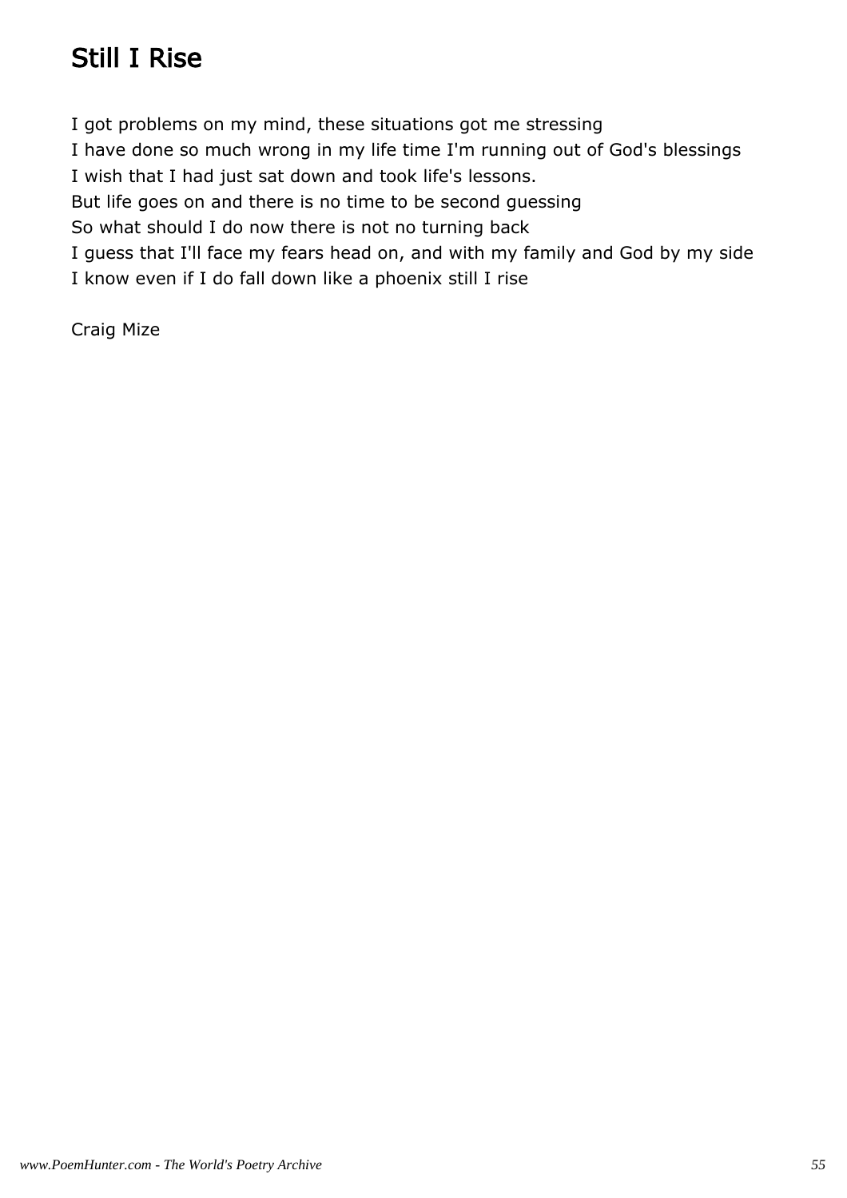# Still I Rise

I got problems on my mind, these situations got me stressing
I have done so much wrong in my life time I'm running out of God's blessings
I wish that I had just sat down and took life's lessons.
But life goes on and there is no time to be second guessing
So what should I do now there is not no turning back
I guess that I'll face my fears head on, and with my family and God by my side
I know even if I do fall down like a phoenix still I rise

Craig Mize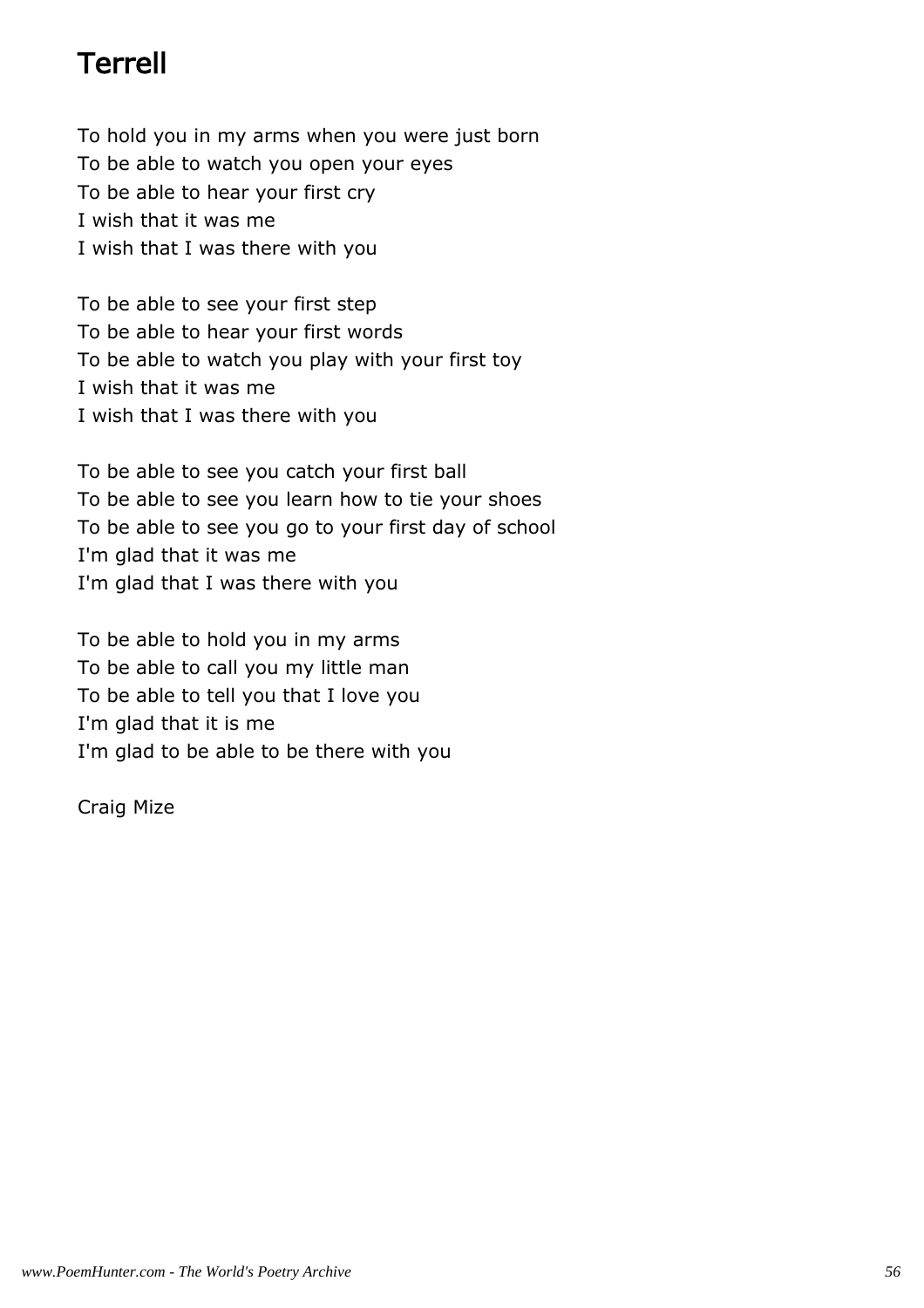# Terrell

To hold you in my arms when you were just born
To be able to watch you open your eyes
To be able to hear your first cry
I wish that it was me
I wish that I was there with you

To be able to see your first step
To be able to hear your first words
To be able to watch you play with your first toy
I wish that it was me
I wish that I was there with you

To be able to see you catch your first ball
To be able to see you learn how to tie your shoes
To be able to see you go to your first day of school
I'm glad that it was me
I'm glad that I was there with you

To be able to hold you in my arms
To be able to call you my little man
To be able to tell you that I love you
I'm glad that it is me
I'm glad to be able to be there with you

Craig Mize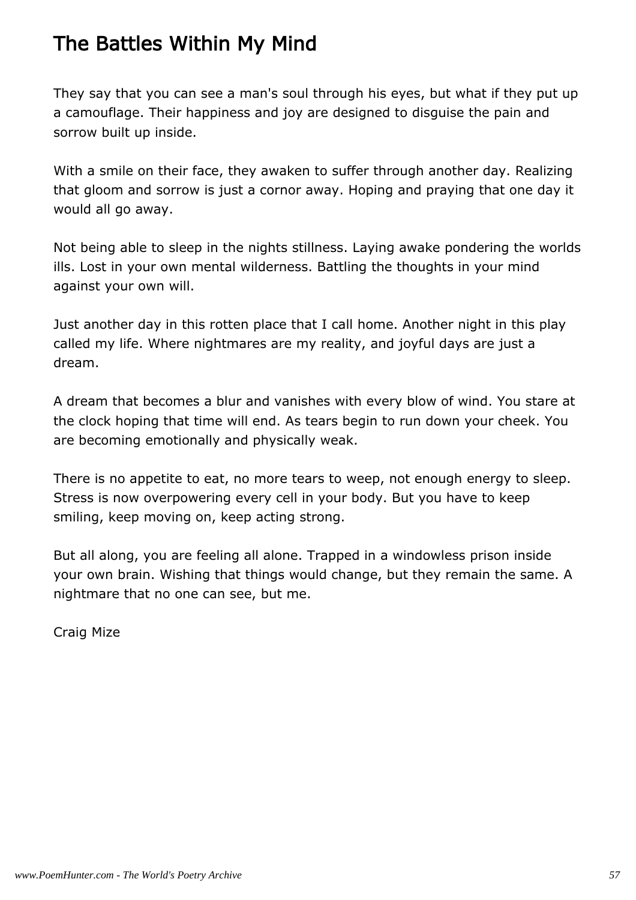# The Battles Within My Mind

They say that you can see a man's soul through his eyes, but what if they put up a camouflage. Their happiness and joy are designed to disguise the pain and sorrow built up inside.

With a smile on their face, they awaken to suffer through another day. Realizing that gloom and sorrow is just a cornor away. Hoping and praying that one day it would all go away.

Not being able to sleep in the nights stillness. Laying awake pondering the worlds ills. Lost in your own mental wilderness. Battling the thoughts in your mind against your own will.

Just another day in this rotten place that I call home. Another night in this play called my life. Where nightmares are my reality, and joyful days are just a dream.

A dream that becomes a blur and vanishes with every blow of wind. You stare at the clock hoping that time will end. As tears begin to run down your cheek. You are becoming emotionally and physically weak.

There is no appetite to eat, no more tears to weep, not enough energy to sleep. Stress is now overpowering every cell in your body. But you have to keep smiling, keep moving on, keep acting strong.

But all along, you are feeling all alone. Trapped in a windowless prison inside your own brain. Wishing that things would change, but they remain the same. A nightmare that no one can see, but me.

Craig Mize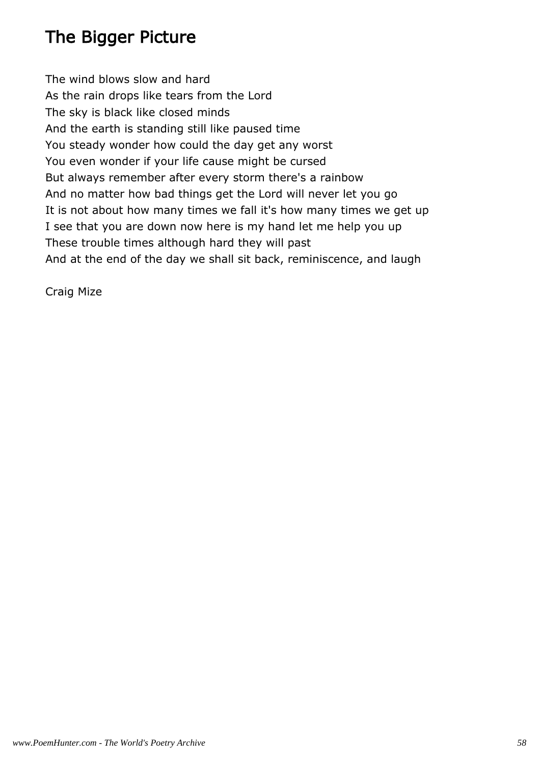# The Bigger Picture

The wind blows slow and hard
As the rain drops like tears from the Lord
The sky is black like closed minds
And the earth is standing still like paused time
You steady wonder how could the day get any worst
You even wonder if your life cause might be cursed
But always remember after every storm there's a rainbow
And no matter how bad things get the Lord will never let you go
It is not about how many times we fall it's how many times we get up
I see that you are down now here is my hand let me help you up
These trouble times although hard they will past
And at the end of the day we shall sit back, reminiscence, and laugh

Craig Mize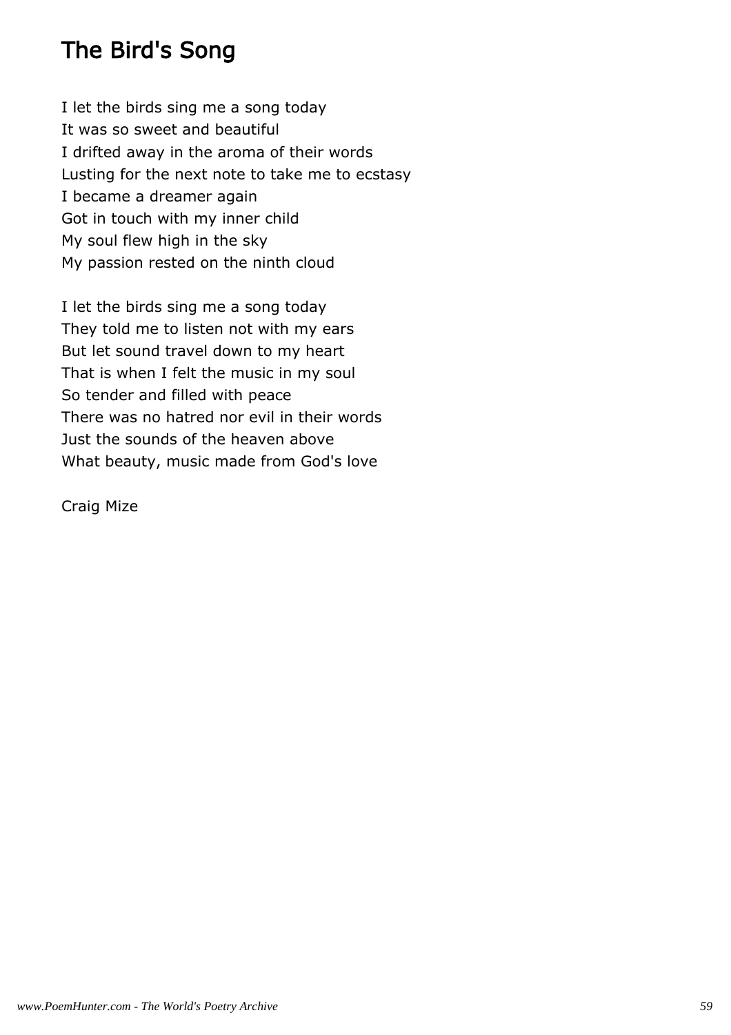# The Bird's Song

I let the birds sing me a song today  
It was so sweet and beautiful  
I drifted away in the aroma of their words  
Lusting for the next note to take me to ecstasy  
I became a dreamer again  
Got in touch with my inner child  
My soul flew high in the sky  
My passion rested on the ninth cloud

I let the birds sing me a song today  
They told me to listen not with my ears  
But let sound travel down to my heart  
That is when I felt the music in my soul  
So tender and filled with peace  
There was no hatred nor evil in their words  
Just the sounds of the heaven above  
What beauty, music made from God's love

Craig Mize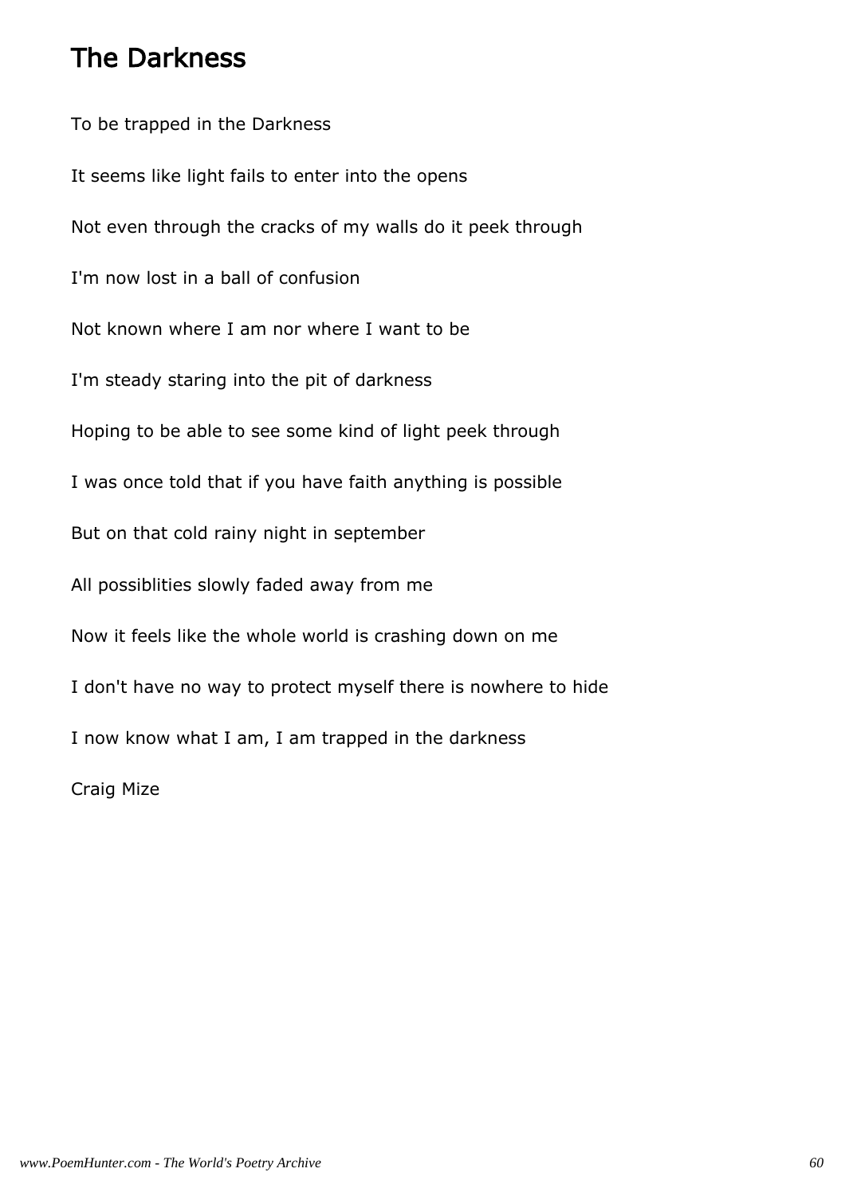# The Darkness

To be trapped in the Darkness

It seems like light fails to enter into the opens

Not even through the cracks of my walls do it peek through

I'm now lost in a ball of confusion

Not known where I am nor where I want to be

I'm steady staring into the pit of darkness

Hoping to be able to see some kind of light peek through

I was once told that if you have faith anything is possible

But on that cold rainy night in september

All possiblities slowly faded away from me

Now it feels like the whole world is crashing down on me

I don't have no way to protect myself there is nowhere to hide

I now know what I am, I am trapped in the darkness

Craig Mize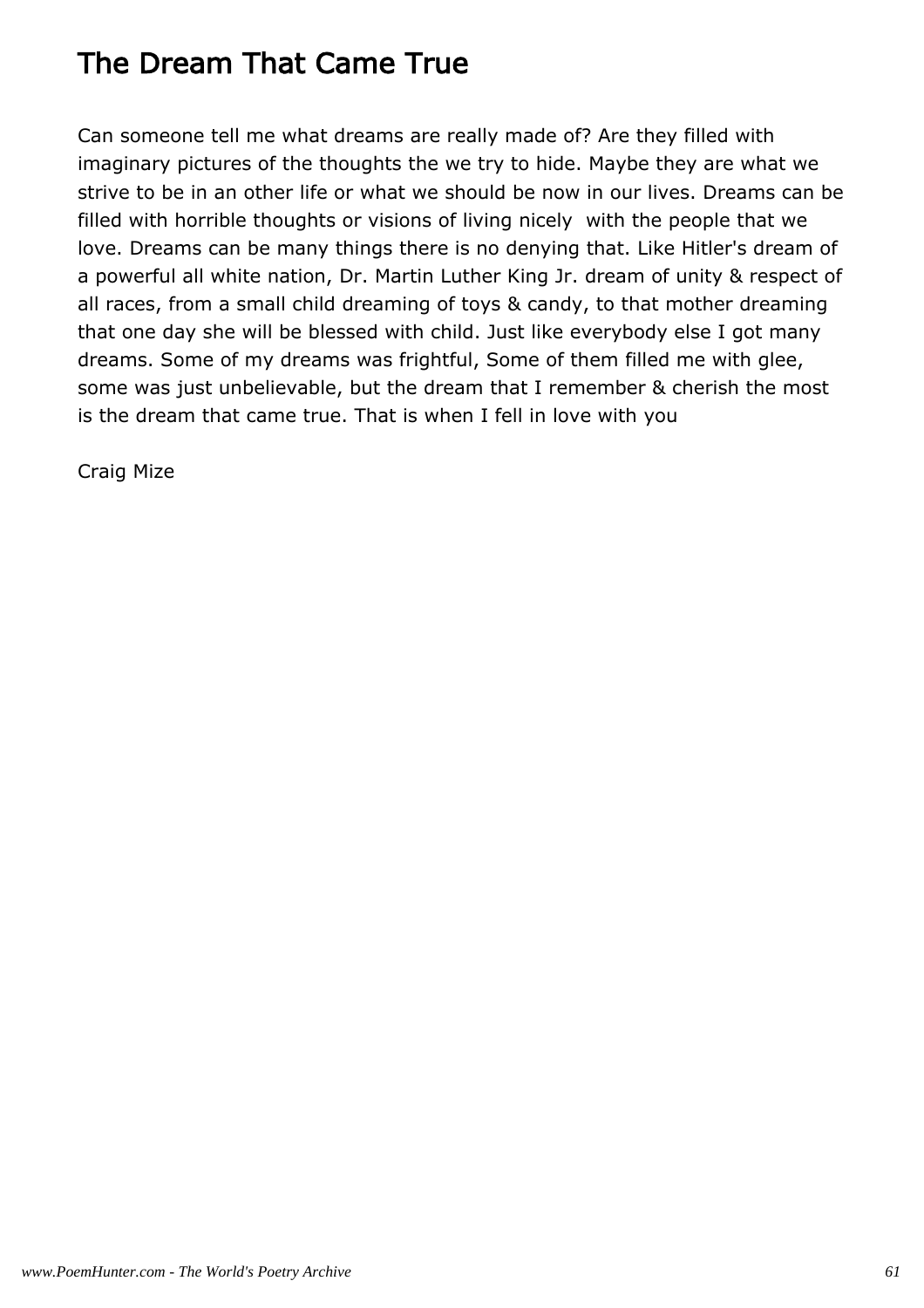# The Dream That Came True

Can someone tell me what dreams are really made of? Are they filled with imaginary pictures of the thoughts the we try to hide. Maybe they are what we strive to be in an other life or what we should be now in our lives. Dreams can be filled with horrible thoughts or visions of living nicely  with the people that we love. Dreams can be many things there is no denying that. Like Hitler's dream of a powerful all white nation, Dr. Martin Luther King Jr. dream of unity & respect of all races, from a small child dreaming of toys & candy, to that mother dreaming that one day she will be blessed with child. Just like everybody else I got many dreams. Some of my dreams was frightful, Some of them filled me with glee, some was just unbelievable, but the dream that I remember & cherish the most is the dream that came true. That is when I fell in love with you

Craig Mize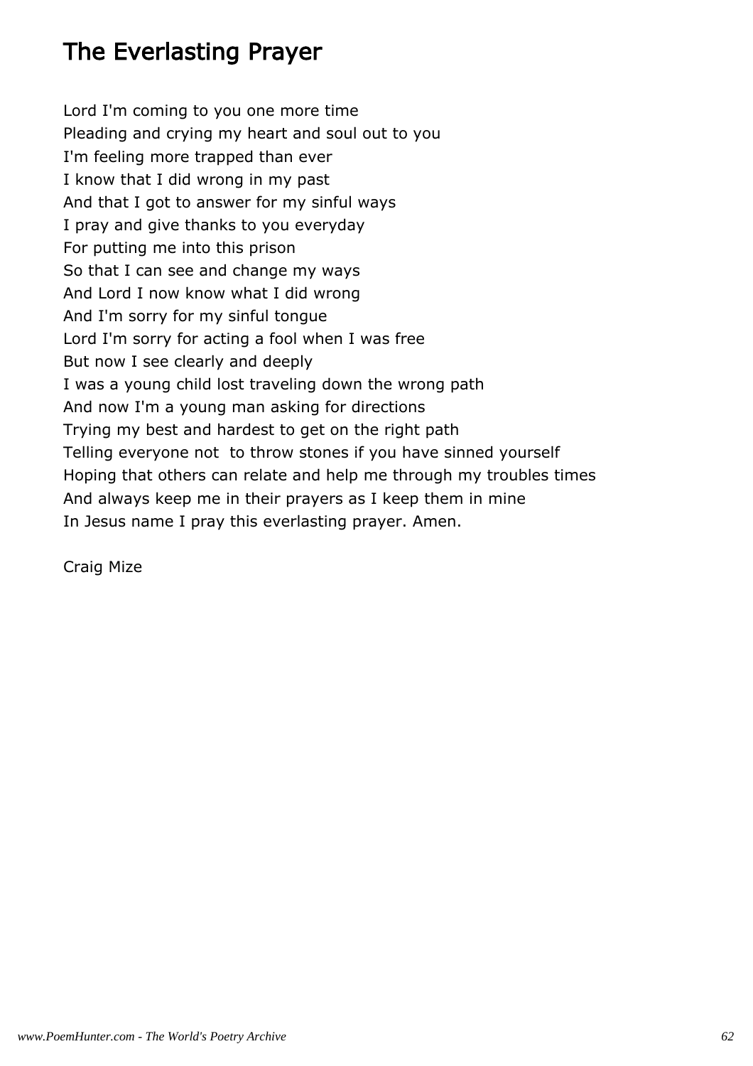# The Everlasting Prayer

Lord I'm coming to you one more time  
Pleading and crying my heart and soul out to you  
I'm feeling more trapped than ever  
I know that I did wrong in my past  
And that I got to answer for my sinful ways  
I pray and give thanks to you everyday  
For putting me into this prison  
So that I can see and change my ways  
And Lord I now know what I did wrong  
And I'm sorry for my sinful tongue  
Lord I'm sorry for acting a fool when I was free  
But now I see clearly and deeply  
I was a young child lost traveling down the wrong path  
And now I'm a young man asking for directions  
Trying my best and hardest to get on the right path  
Telling everyone not  to throw stones if you have sinned yourself  
Hoping that others can relate and help me through my troubles times  
And always keep me in their prayers as I keep them in mine  
In Jesus name I pray this everlasting prayer. Amen.

Craig Mize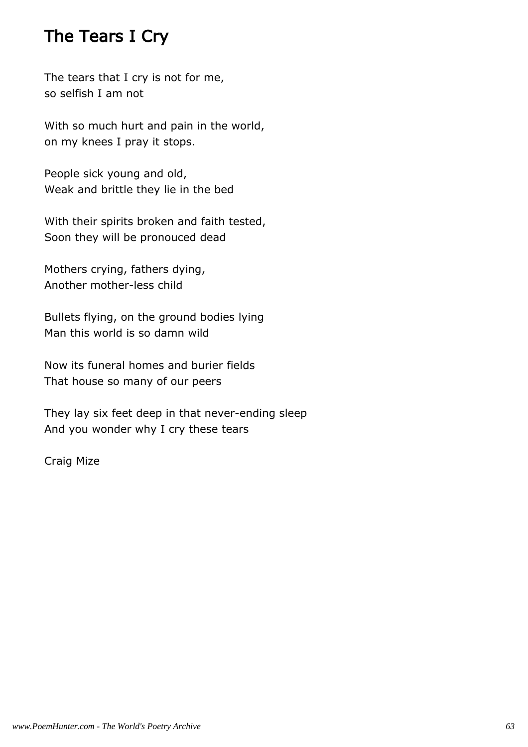# The Tears I Cry

The tears that I cry is not for me,
so selfish I am not

With so much hurt and pain in the world,
on my knees I pray it stops.

People sick young and old,
Weak and brittle they lie in the bed

With their spirits broken and faith tested,
Soon they will be pronouced dead

Mothers crying, fathers dying,
Another mother-less child

Bullets flying, on the ground bodies lying
Man this world is so damn wild

Now its funeral homes and burier fields
That house so many of our peers

They lay six feet deep in that never-ending sleep
And you wonder why I cry these tears

Craig Mize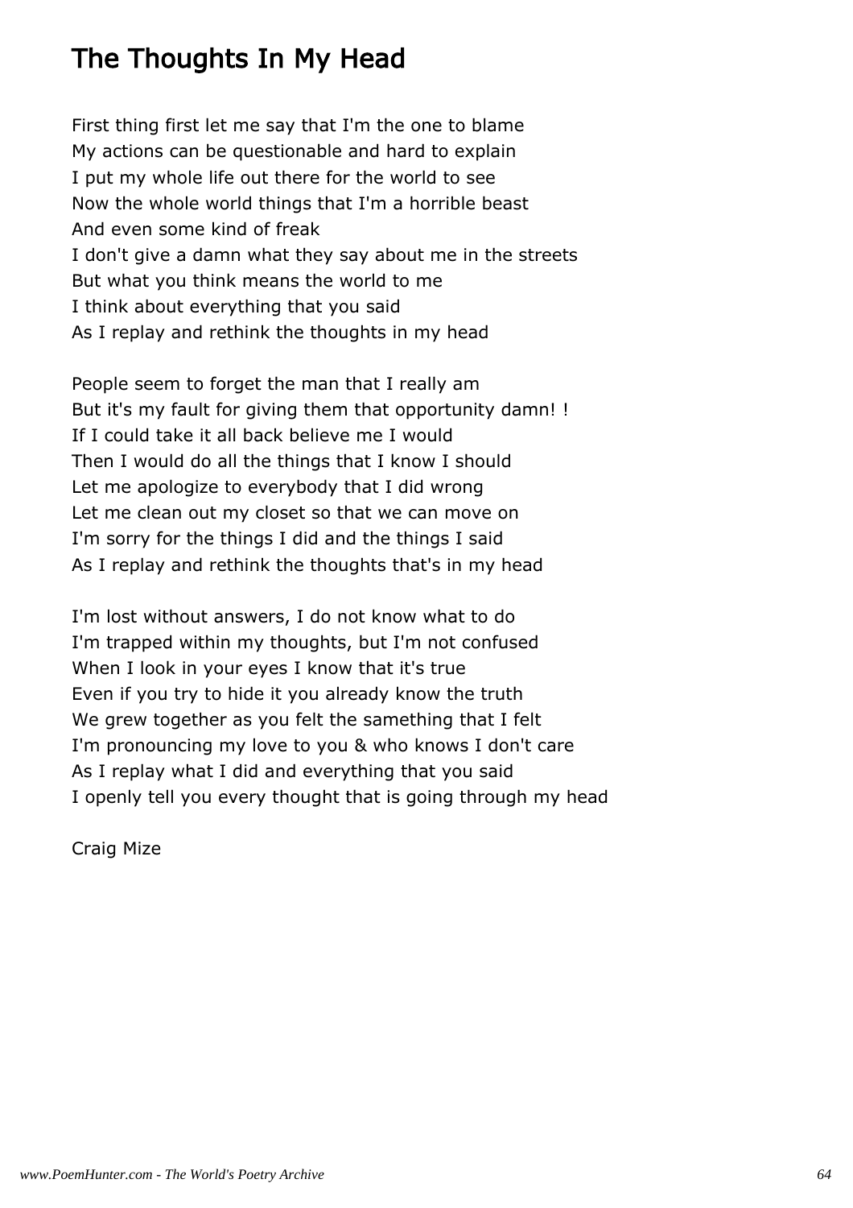# The Thoughts In My Head

First thing first let me say that I'm the one to blame
My actions can be questionable and hard to explain
I put my whole life out there for the world to see
Now the whole world things that I'm a horrible beast
And even some kind of freak
I don't give a damn what they say about me in the streets
But what you think means the world to me
I think about everything that you said
As I replay and rethink the thoughts in my head

People seem to forget the man that I really am
But it's my fault for giving them that opportunity damn! !
If I could take it all back believe me I would
Then I would do all the things that I know I should
Let me apologize to everybody that I did wrong
Let me clean out my closet so that we can move on
I'm sorry for the things I did and the things I said
As I replay and rethink the thoughts that's in my head

I'm lost without answers, I do not know what to do
I'm trapped within my thoughts, but I'm not confused
When I look in your eyes I know that it's true
Even if you try to hide it you already know the truth
We grew together as you felt the samething that I felt
I'm pronouncing my love to you & who knows I don't care
As I replay what I did and everything that you said
I openly tell you every thought that is going through my head

Craig Mize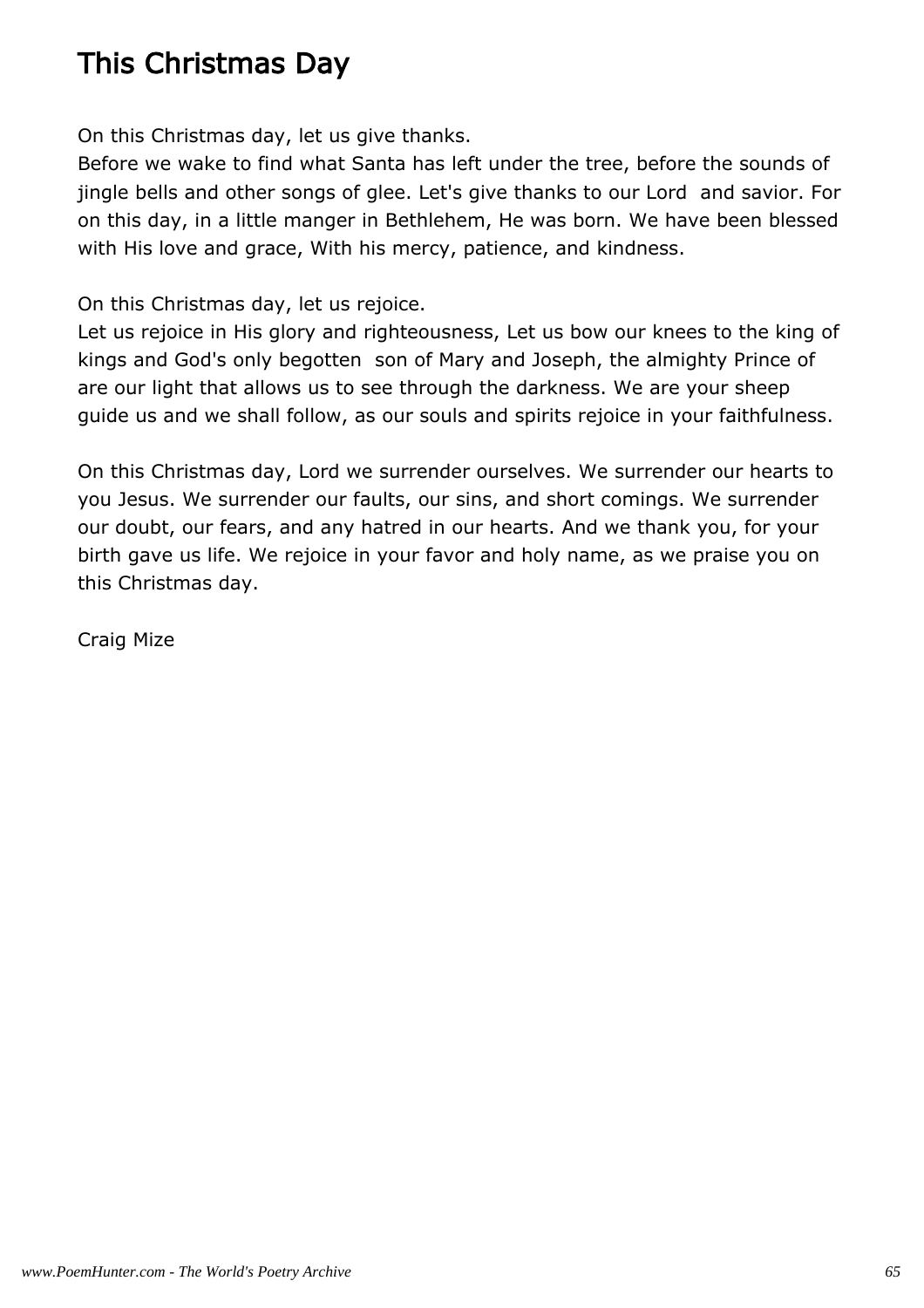# This Christmas Day

On this Christmas day, let us give thanks.
Before we wake to find what Santa has left under the tree, before the sounds of jingle bells and other songs of glee. Let's give thanks to our Lord  and savior. For on this day, in a little manger in Bethlehem, He was born. We have been blessed with His love and grace, With his mercy, patience, and kindness.

On this Christmas day, let us rejoice.
Let us rejoice in His glory and righteousness, Let us bow our knees to the king of kings and God's only begotten  son of Mary and Joseph, the almighty Prince of are our light that allows us to see through the darkness. We are your sheep guide us and we shall follow, as our souls and spirits rejoice in your faithfulness.

On this Christmas day, Lord we surrender ourselves. We surrender our hearts to you Jesus. We surrender our faults, our sins, and short comings. We surrender our doubt, our fears, and any hatred in our hearts. And we thank you, for your birth gave us life. We rejoice in your favor and holy name, as we praise you on this Christmas day.

Craig Mize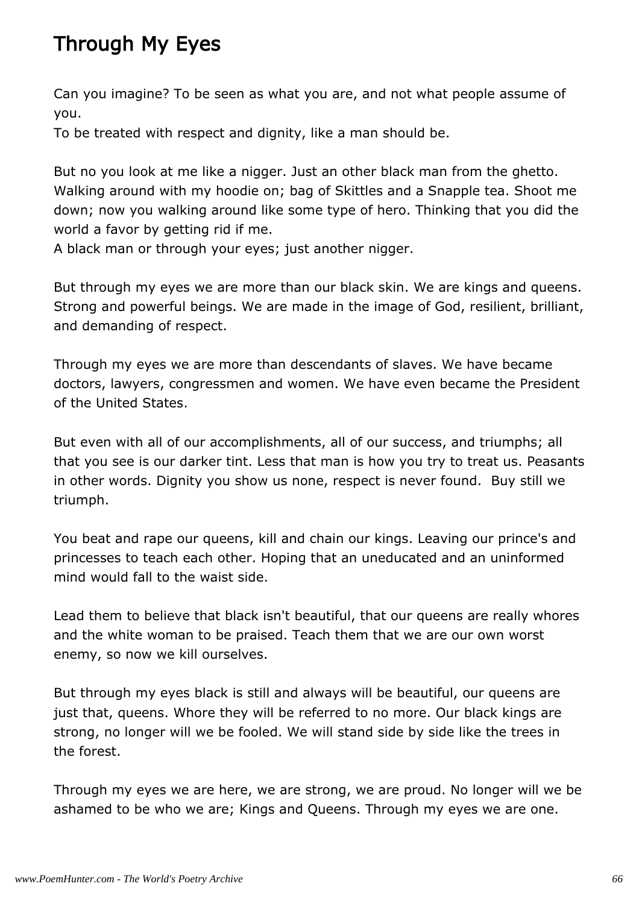# Through My Eyes

Can you imagine? To be seen as what you are, and not what people assume of you.
To be treated with respect and dignity, like a man should be.

But no you look at me like a nigger. Just an other black man from the ghetto. Walking around with my hoodie on; bag of Skittles and a Snapple tea. Shoot me down; now you walking around like some type of hero. Thinking that you did the world a favor by getting rid if me.
A black man or through your eyes; just another nigger.

But through my eyes we are more than our black skin. We are kings and queens. Strong and powerful beings. We are made in the image of God, resilient, brilliant, and demanding of respect.

Through my eyes we are more than descendants of slaves. We have became doctors, lawyers, congressmen and women. We have even became the President of the United States.

But even with all of our accomplishments, all of our success, and triumphs; all that you see is our darker tint. Less that man is how you try to treat us. Peasants in other words. Dignity you show us none, respect is never found. Buy still we triumph.

You beat and rape our queens, kill and chain our kings. Leaving our prince's and princesses to teach each other. Hoping that an uneducated and an uninformed mind would fall to the waist side.

Lead them to believe that black isn't beautiful, that our queens are really whores and the white woman to be praised. Teach them that we are our own worst enemy, so now we kill ourselves.

But through my eyes black is still and always will be beautiful, our queens are just that, queens. Whore they will be referred to no more. Our black kings are strong, no longer will we be fooled. We will stand side by side like the trees in the forest.

Through my eyes we are here, we are strong, we are proud. No longer will we be ashamed to be who we are; Kings and Queens. Through my eyes we are one.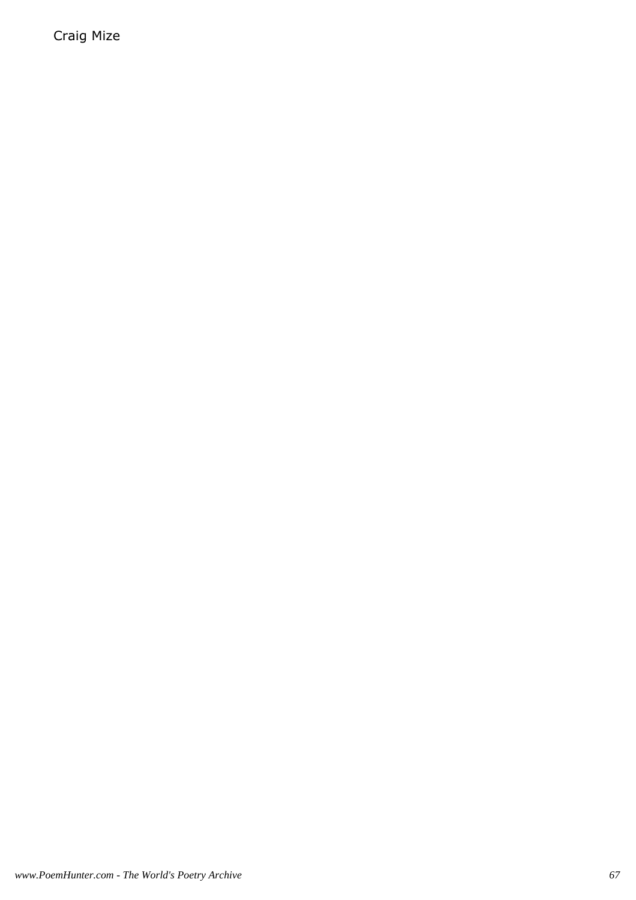Craig Mize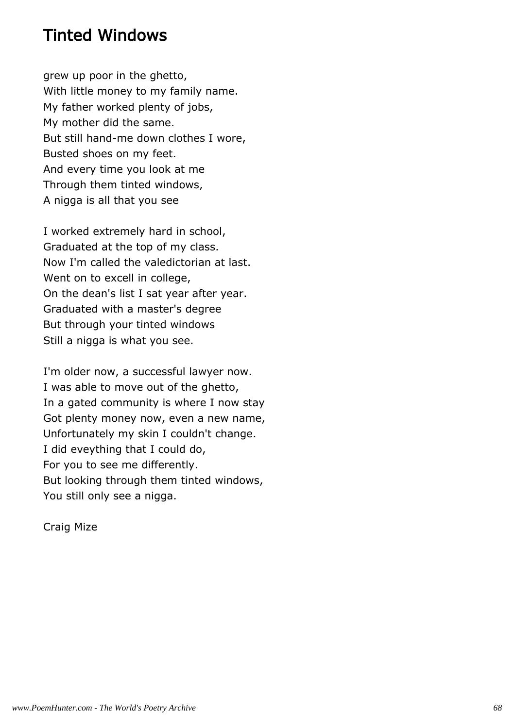# Tinted Windows

grew up poor in the ghetto,
With little money to my family name.
My father worked plenty of jobs,
My mother did the same.
But still hand-me down clothes I wore,
Busted shoes on my feet.
And every time you look at me
Through them tinted windows,
A nigga is all that you see

I worked extremely hard in school,
Graduated at the top of my class.
Now I'm called the valedictorian at last.
Went on to excell in college,
On the dean's list I sat year after year.
Graduated with a master's degree
But through your tinted windows
Still a nigga is what you see.

I'm older now, a successful lawyer now.
I was able to move out of the ghetto,
In a gated community is where I now stay
Got plenty money now, even a new name,
Unfortunately my skin I couldn't change.
I did eveything that I could do,
For you to see me differently.
But looking through them tinted windows,
You still only see a nigga.

Craig Mize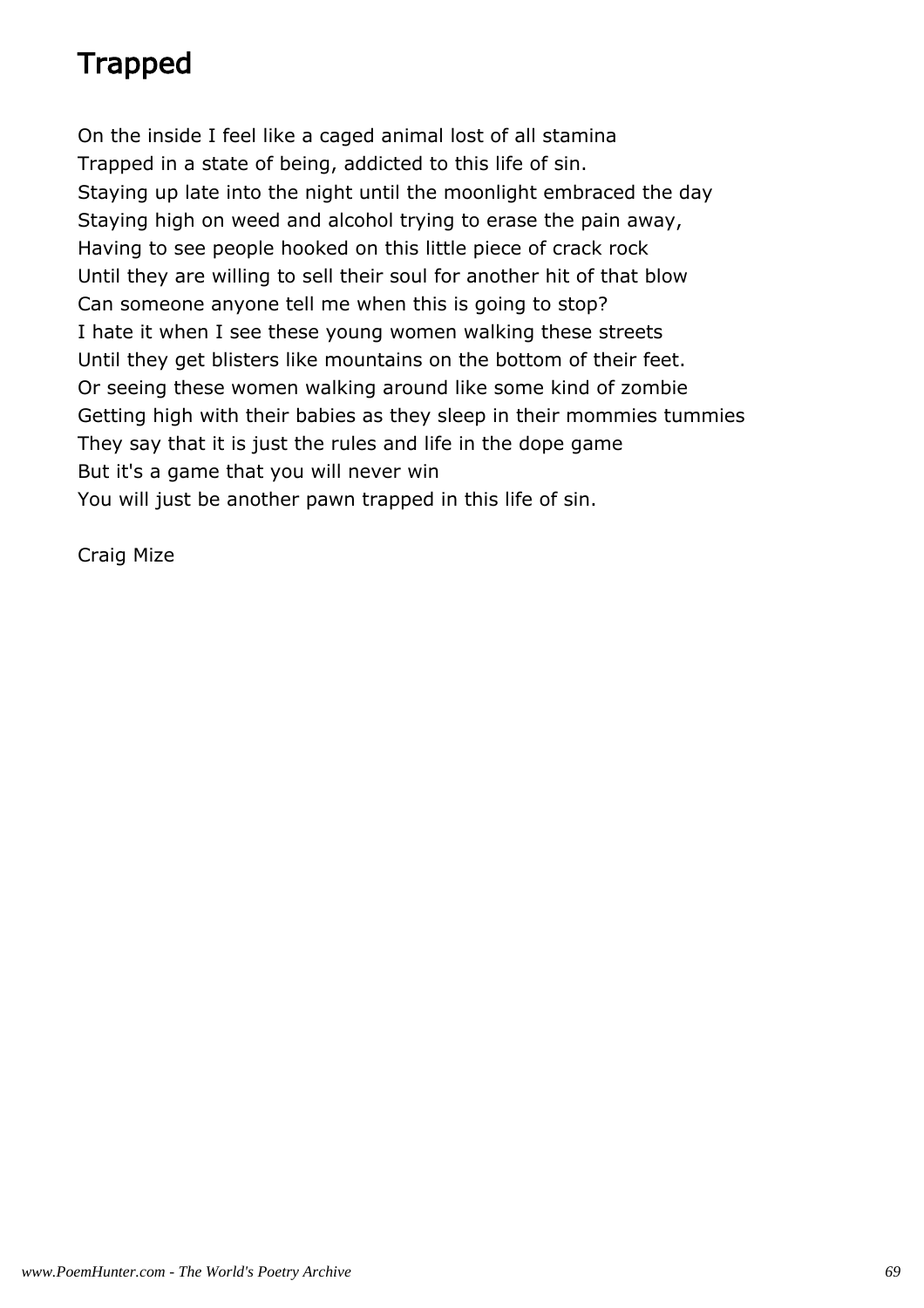# Trapped

On the inside I feel like a caged animal lost of all stamina
Trapped in a state of being, addicted to this life of sin.
Staying up late into the night until the moonlight embraced the day
Staying high on weed and alcohol trying to erase the pain away,
Having to see people hooked on this little piece of crack rock
Until they are willing to sell their soul for another hit of that blow
Can someone anyone tell me when this is going to stop?
I hate it when I see these young women walking these streets
Until they get blisters like mountains on the bottom of their feet.
Or seeing these women walking around like some kind of zombie
Getting high with their babies as they sleep in their mommies tummies
They say that it is just the rules and life in the dope game
But it's a game that you will never win
You will just be another pawn trapped in this life of sin.

Craig Mize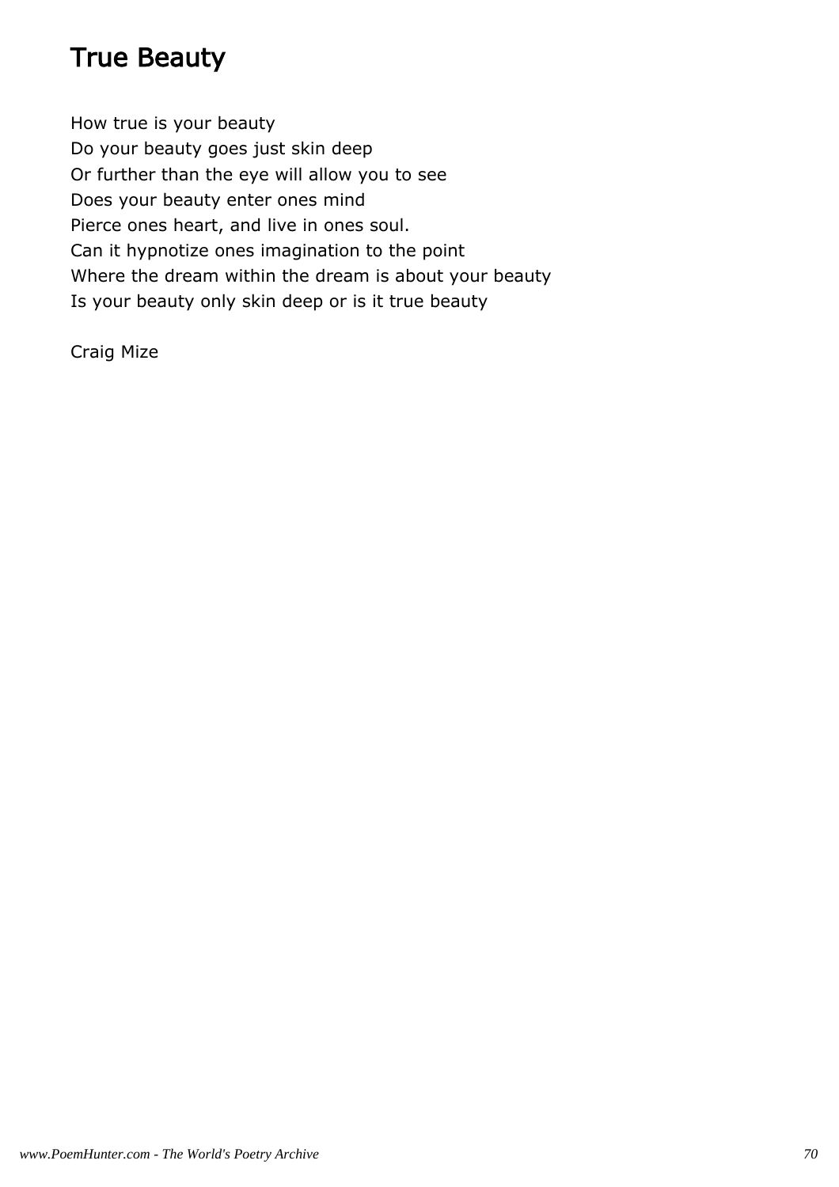# True Beauty

How true is your beauty
Do your beauty goes just skin deep
Or further than the eye will allow you to see
Does your beauty enter ones mind
Pierce ones heart, and live in ones soul.
Can it hypnotize ones imagination to the point
Where the dream within the dream is about your beauty
Is your beauty only skin deep or is it true beauty

Craig Mize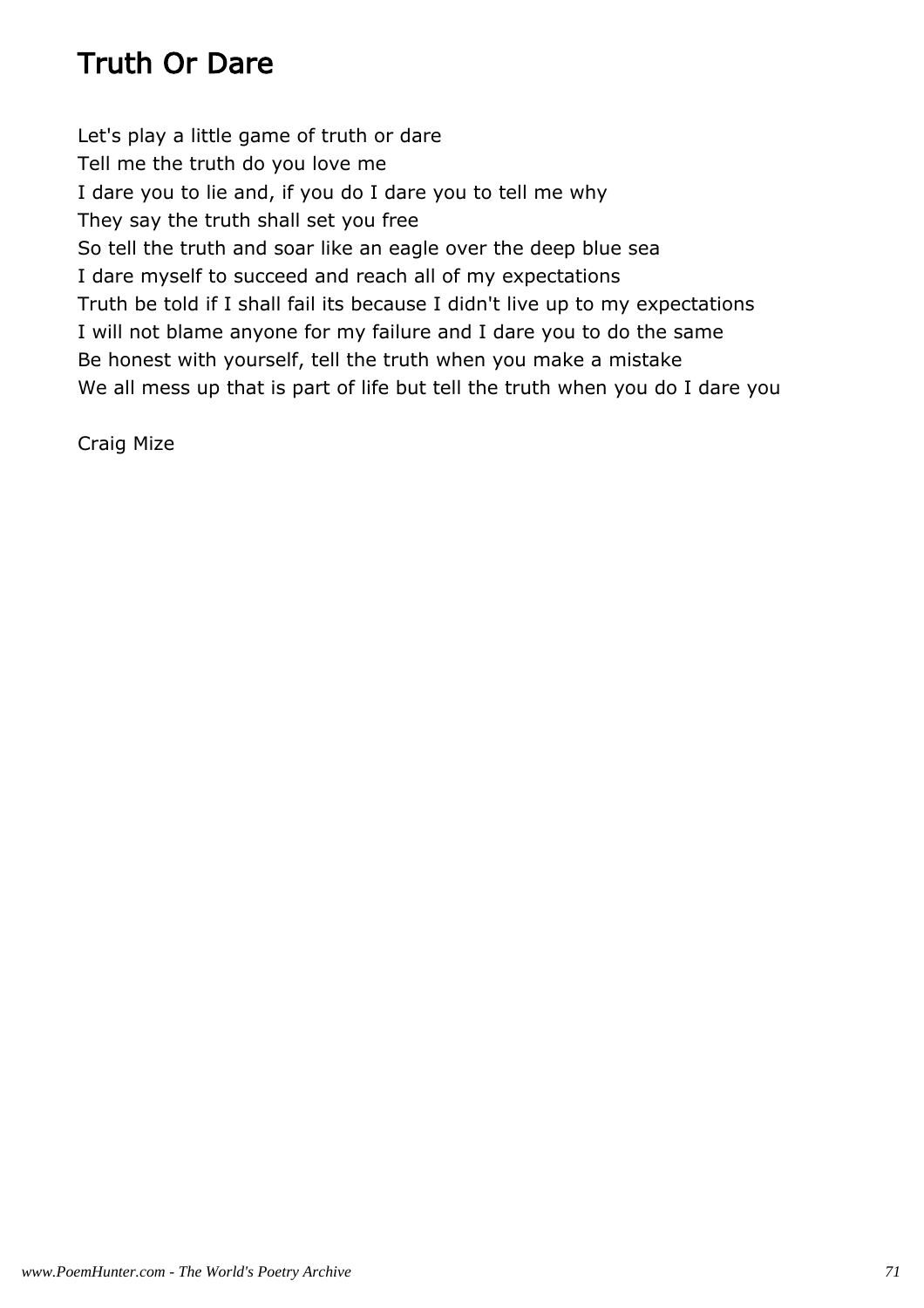# Truth Or Dare

Let's play a little game of truth or dare
Tell me the truth do you love me
I dare you to lie and, if you do I dare you to tell me why
They say the truth shall set you free
So tell the truth and soar like an eagle over the deep blue sea
I dare myself to succeed and reach all of my expectations
Truth be told if I shall fail its because I didn't live up to my expectations
I will not blame anyone for my failure and I dare you to do the same
Be honest with yourself, tell the truth when you make a mistake
We all mess up that is part of life but tell the truth when you do I dare you

Craig Mize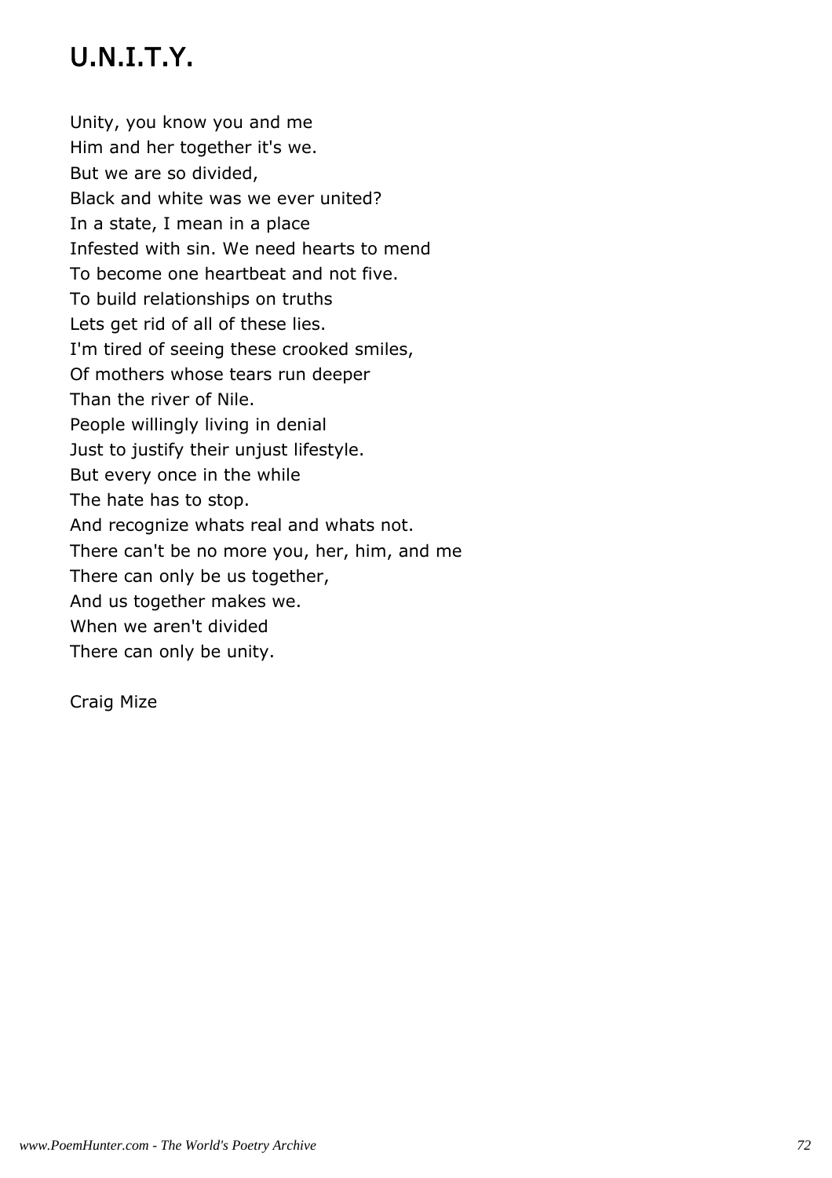# U.N.I.T.Y.

Unity, you know you and me  
Him and her together it's we.  
But we are so divided,  
Black and white was we ever united?  
In a state, I mean in a place  
Infested with sin. We need hearts to mend  
To become one heartbeat and not five.  
To build relationships on truths  
Lets get rid of all of these lies.  
I'm tired of seeing these crooked smiles,  
Of mothers whose tears run deeper  
Than the river of Nile.  
People willingly living in denial  
Just to justify their unjust lifestyle.  
But every once in the while  
The hate has to stop.  
And recognize whats real and whats not.  
There can't be no more you, her, him, and me  
There can only be us together,  
And us together makes we.  
When we aren't divided  
There can only be unity.

Craig Mize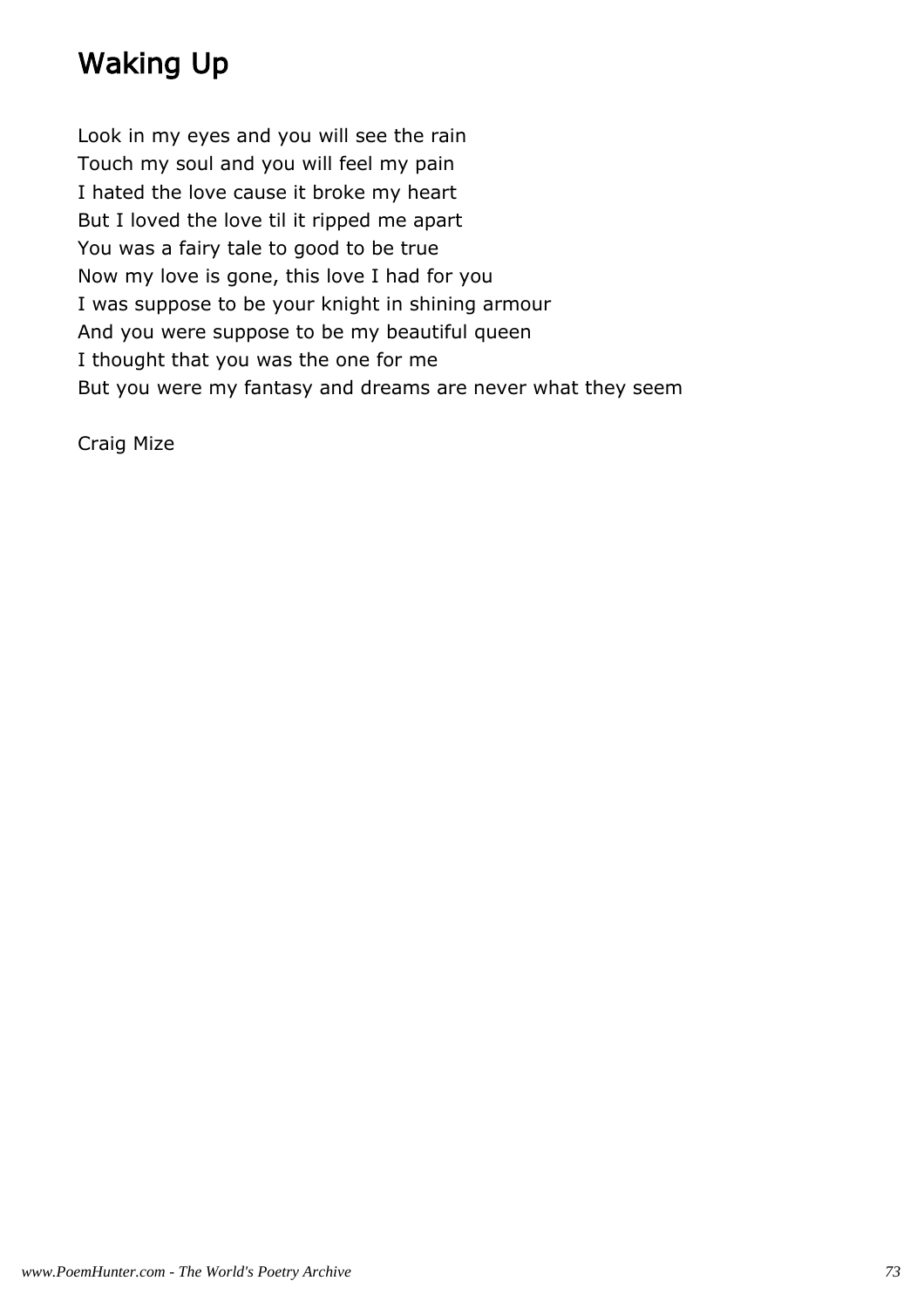# Waking Up

Look in my eyes and you will see the rain
Touch my soul and you will feel my pain
I hated the love cause it broke my heart
But I loved the love til it ripped me apart
You was a fairy tale to good to be true
Now my love is gone, this love I had for you
I was suppose to be your knight in shining armour
And you were suppose to be my beautiful queen
I thought that you was the one for me
But you were my fantasy and dreams are never what they seem

Craig Mize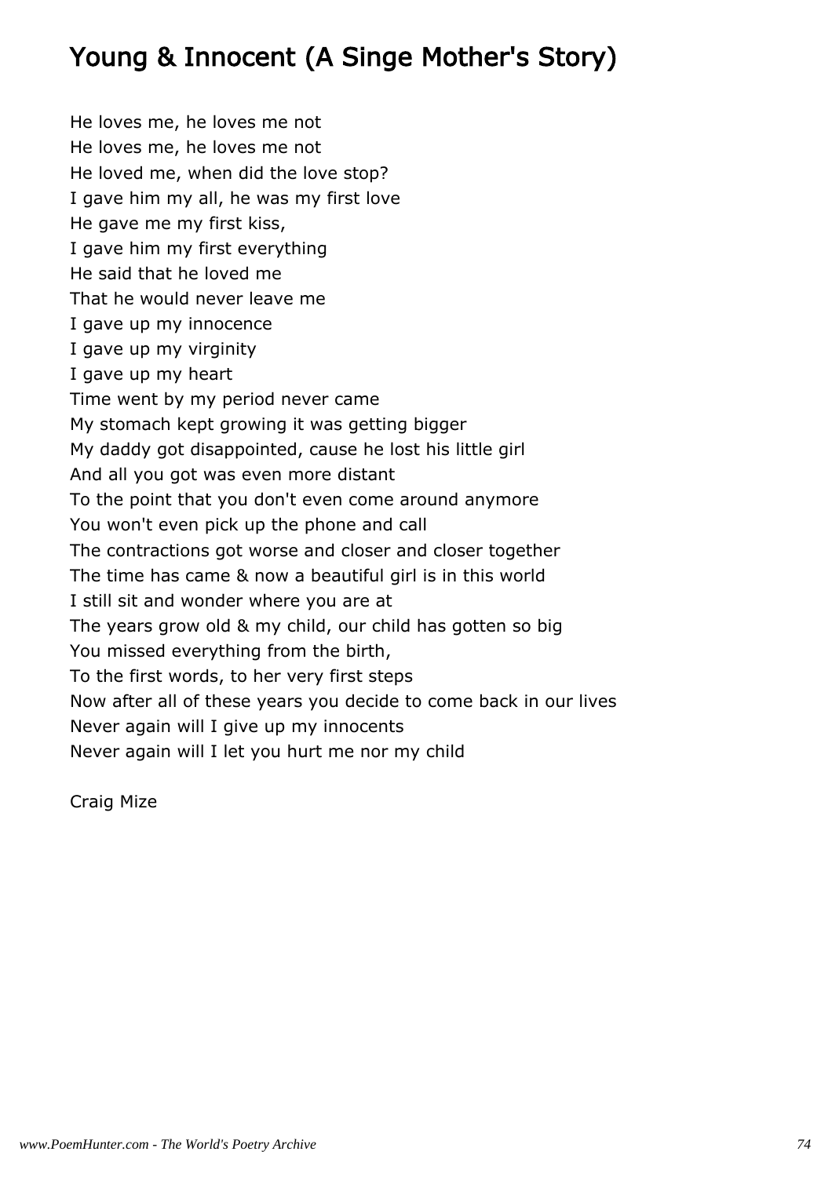# Young & Innocent (A Singe Mother's Story)

He loves me, he loves me not
He loves me, he loves me not
He loved me, when did the love stop?
I gave him my all, he was my first love
He gave me my first kiss,
I gave him my first everything
He said that he loved me
That he would never leave me
I gave up my innocence
I gave up my virginity
I gave up my heart
Time went by my period never came
My stomach kept growing it was getting bigger
My daddy got disappointed, cause he lost his little girl
And all you got was even more distant
To the point that you don't even come around anymore
You won't even pick up the phone and call
The contractions got worse and closer and closer together
The time has came & now a beautiful girl is in this world
I still sit and wonder where you are at
The years grow old & my child, our child has gotten so big
You missed everything from the birth,
To the first words, to her very first steps
Now after all of these years you decide to come back in our lives
Never again will I give up my innocents
Never again will I let you hurt me nor my child

Craig Mize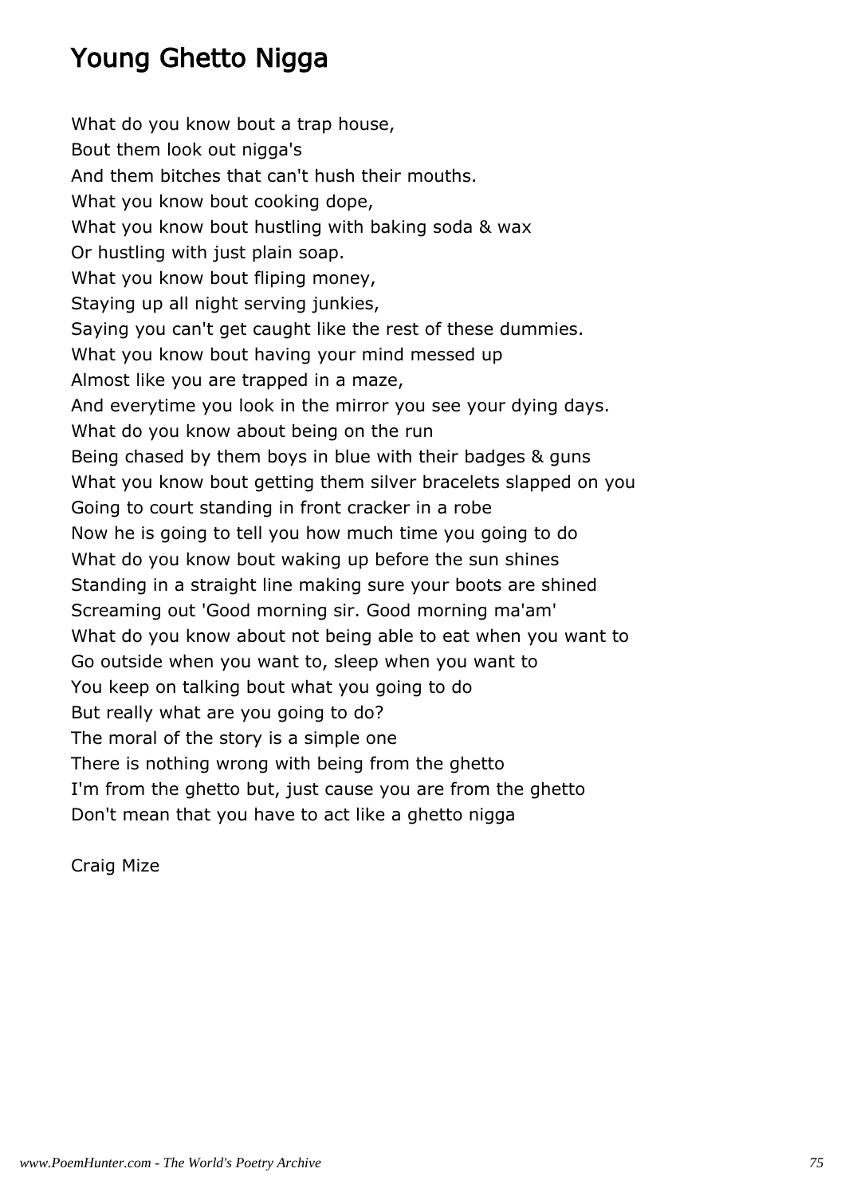# Young Ghetto Nigga

What do you know bout a trap house,
Bout them look out nigga's
And them bitches that can't hush their mouths.
What you know bout cooking dope,
What you know bout hustling with baking soda & wax
Or hustling with just plain soap.
What you know bout fliping money,
Staying up all night serving junkies,
Saying you can't get caught like the rest of these dummies.
What you know bout having your mind messed up
Almost like you are trapped in a maze,
And everytime you look in the mirror you see your dying days.
What do you know about being on the run
Being chased by them boys in blue with their badges & guns
What you know bout getting them silver bracelets slapped on you
Going to court standing in front cracker in a robe
Now he is going to tell you how much time you going to do
What do you know bout waking up before the sun shines
Standing in a straight line making sure your boots are shined
Screaming out 'Good morning sir. Good morning ma'am'
What do you know about not being able to eat when you want to
Go outside when you want to, sleep when you want to
You keep on talking bout what you going to do
But really what are you going to do?
The moral of the story is a simple one
There is nothing wrong with being from the ghetto
I'm from the ghetto but, just cause you are from the ghetto
Don't mean that you have to act like a ghetto nigga

Craig Mize